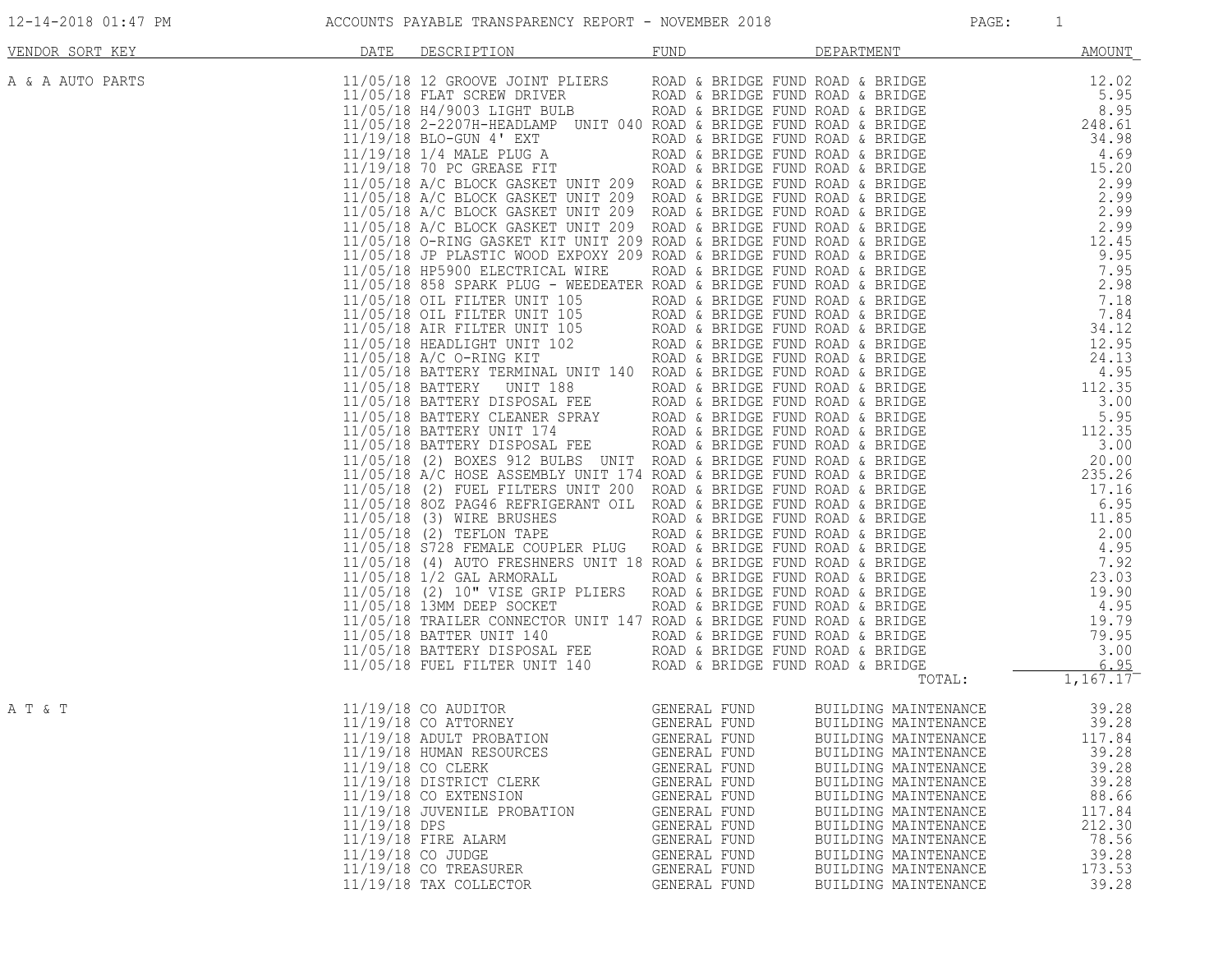# ACCOUNTS PAYABLE TRANSPARENCY REPORT - NOVEMBER 2018

| VENDOR SORT KEY | DATE | DESCRIPTION | FUND | DEPARTMENT | AMOUNT |
|---|---|---|---|---|---|
| A & A AUTO PARTS | 11/05/18 | 12 GROOVE JOINT PLIERS | ROAD & BRIDGE FUND | ROAD & BRIDGE | 12.02 |
| | 11/05/18 | FLAT SCREW DRIVER | ROAD & BRIDGE FUND | ROAD & BRIDGE | 5.95 |
| | 11/05/18 | H4/9003 LIGHT BULB | ROAD & BRIDGE FUND | ROAD & BRIDGE | 8.95 |
| | 11/05/18 | 2-2207H-HEADLAMP UNIT 040 | ROAD & BRIDGE FUND | ROAD & BRIDGE | 248.61 |
| | 11/19/18 | BLO-GUN 4' EXT | ROAD & BRIDGE FUND | ROAD & BRIDGE | 34.98 |
| | 11/19/18 | 1/4 MALE PLUG A | ROAD & BRIDGE FUND | ROAD & BRIDGE | 4.69 |
| | 11/19/18 | 70 PC GREASE FIT | ROAD & BRIDGE FUND | ROAD & BRIDGE | 15.20 |
| | 11/05/18 | A/C BLOCK GASKET UNIT 209 | ROAD & BRIDGE FUND | ROAD & BRIDGE | 2.99 |
| | 11/05/18 | A/C BLOCK GASKET UNIT 209 | ROAD & BRIDGE FUND | ROAD & BRIDGE | 2.99 |
| | 11/05/18 | A/C BLOCK GASKET UNIT 209 | ROAD & BRIDGE FUND | ROAD & BRIDGE | 2.99 |
| | 11/05/18 | A/C BLOCK GASKET UNIT 209 | ROAD & BRIDGE FUND | ROAD & BRIDGE | 2.99 |
| | 11/05/18 | O-RING GASKET KIT UNIT 209 | ROAD & BRIDGE FUND | ROAD & BRIDGE | 12.45 |
| | 11/05/18 | JP PLASTIC WOOD EXPOXY 209 | ROAD & BRIDGE FUND | ROAD & BRIDGE | 9.95 |
| | 11/05/18 | HP5900 ELECTRICAL WIRE | ROAD & BRIDGE FUND | ROAD & BRIDGE | 7.95 |
| | 11/05/18 | 858 SPARK PLUG - WEEDEATER | ROAD & BRIDGE FUND | ROAD & BRIDGE | 2.98 |
| | 11/05/18 | OIL FILTER UNIT 105 | ROAD & BRIDGE FUND | ROAD & BRIDGE | 7.18 |
| | 11/05/18 | OIL FILTER UNIT 105 | ROAD & BRIDGE FUND | ROAD & BRIDGE | 7.84 |
| | 11/05/18 | AIR FILTER UNIT 105 | ROAD & BRIDGE FUND | ROAD & BRIDGE | 34.12 |
| | 11/05/18 | HEADLIGHT UNIT 102 | ROAD & BRIDGE FUND | ROAD & BRIDGE | 12.95 |
| | 11/05/18 | A/C O-RING KIT | ROAD & BRIDGE FUND | ROAD & BRIDGE | 24.13 |
| | 11/05/18 | BATTERY TERMINAL UNIT 140 | ROAD & BRIDGE FUND | ROAD & BRIDGE | 4.95 |
| | 11/05/18 | BATTERY UNIT 188 | ROAD & BRIDGE FUND | ROAD & BRIDGE | 112.35 |
| | 11/05/18 | BATTERY DISPOSAL FEE | ROAD & BRIDGE FUND | ROAD & BRIDGE | 3.00 |
| | 11/05/18 | BATTERY CLEANER SPRAY | ROAD & BRIDGE FUND | ROAD & BRIDGE | 5.95 |
| | 11/05/18 | BATTERY UNIT 174 | ROAD & BRIDGE FUND | ROAD & BRIDGE | 112.35 |
| | 11/05/18 | BATTERY DISPOSAL FEE | ROAD & BRIDGE FUND | ROAD & BRIDGE | 3.00 |
| | 11/05/18 | (2) BOXES 912 BULBS UNIT | ROAD & BRIDGE FUND | ROAD & BRIDGE | 20.00 |
| | 11/05/18 | A/C HOSE ASSEMBLY UNIT 174 | ROAD & BRIDGE FUND | ROAD & BRIDGE | 235.26 |
| | 11/05/18 | (2) FUEL FILTERS UNIT 200 | ROAD & BRIDGE FUND | ROAD & BRIDGE | 17.16 |
| | 11/05/18 | 8OZ PAG46 REFRIGERANT OIL | ROAD & BRIDGE FUND | ROAD & BRIDGE | 6.95 |
| | 11/05/18 | (3) WIRE BRUSHES | ROAD & BRIDGE FUND | ROAD & BRIDGE | 11.85 |
| | 11/05/18 | (2) TEFLON TAPE | ROAD & BRIDGE FUND | ROAD & BRIDGE | 2.00 |
| | 11/05/18 | S728 FEMALE COUPLER PLUG | ROAD & BRIDGE FUND | ROAD & BRIDGE | 4.95 |
| | 11/05/18 | (4) AUTO FRESHNERS UNIT 18 | ROAD & BRIDGE FUND | ROAD & BRIDGE | 7.92 |
| | 11/05/18 | 1/2 GAL ARMORALL | ROAD & BRIDGE FUND | ROAD & BRIDGE | 23.03 |
| | 11/05/18 | (2) 10" VISE GRIP PLIERS | ROAD & BRIDGE FUND | ROAD & BRIDGE | 19.90 |
| | 11/05/18 | 13MM DEEP SOCKET | ROAD & BRIDGE FUND | ROAD & BRIDGE | 4.95 |
| | 11/05/18 | TRAILER CONNECTOR UNIT 147 | ROAD & BRIDGE FUND | ROAD & BRIDGE | 19.79 |
| | 11/05/18 | BATTER UNIT 140 | ROAD & BRIDGE FUND | ROAD & BRIDGE | 79.95 |
| | 11/05/18 | BATTERY DISPOSAL FEE | ROAD & BRIDGE FUND | ROAD & BRIDGE | 3.00 |
| | 11/05/18 | FUEL FILTER UNIT 140 | ROAD & BRIDGE FUND | ROAD & BRIDGE | 6.95 |
| | | | | TOTAL: | 1,167.17 |
| A T & T | 11/19/18 | CO AUDITOR | GENERAL FUND | BUILDING MAINTENANCE | 39.28 |
| | 11/19/18 | CO ATTORNEY | GENERAL FUND | BUILDING MAINTENANCE | 39.28 |
| | 11/19/18 | ADULT PROBATION | GENERAL FUND | BUILDING MAINTENANCE | 117.84 |
| | 11/19/18 | HUMAN RESOURCES | GENERAL FUND | BUILDING MAINTENANCE | 39.28 |
| | 11/19/18 | CO CLERK | GENERAL FUND | BUILDING MAINTENANCE | 39.28 |
| | 11/19/18 | DISTRICT CLERK | GENERAL FUND | BUILDING MAINTENANCE | 39.28 |
| | 11/19/18 | CO EXTENSION | GENERAL FUND | BUILDING MAINTENANCE | 88.66 |
| | 11/19/18 | JUVENILE PROBATION | GENERAL FUND | BUILDING MAINTENANCE | 117.84 |
| | 11/19/18 | DPS | GENERAL FUND | BUILDING MAINTENANCE | 212.30 |
| | 11/19/18 | FIRE ALARM | GENERAL FUND | BUILDING MAINTENANCE | 78.56 |
| | 11/19/18 | CO JUDGE | GENERAL FUND | BUILDING MAINTENANCE | 39.28 |
| | 11/19/18 | CO TREASURER | GENERAL FUND | BUILDING MAINTENANCE | 173.53 |
| | 11/19/18 | TAX COLLECTOR | GENERAL FUND | BUILDING MAINTENANCE | 39.28 |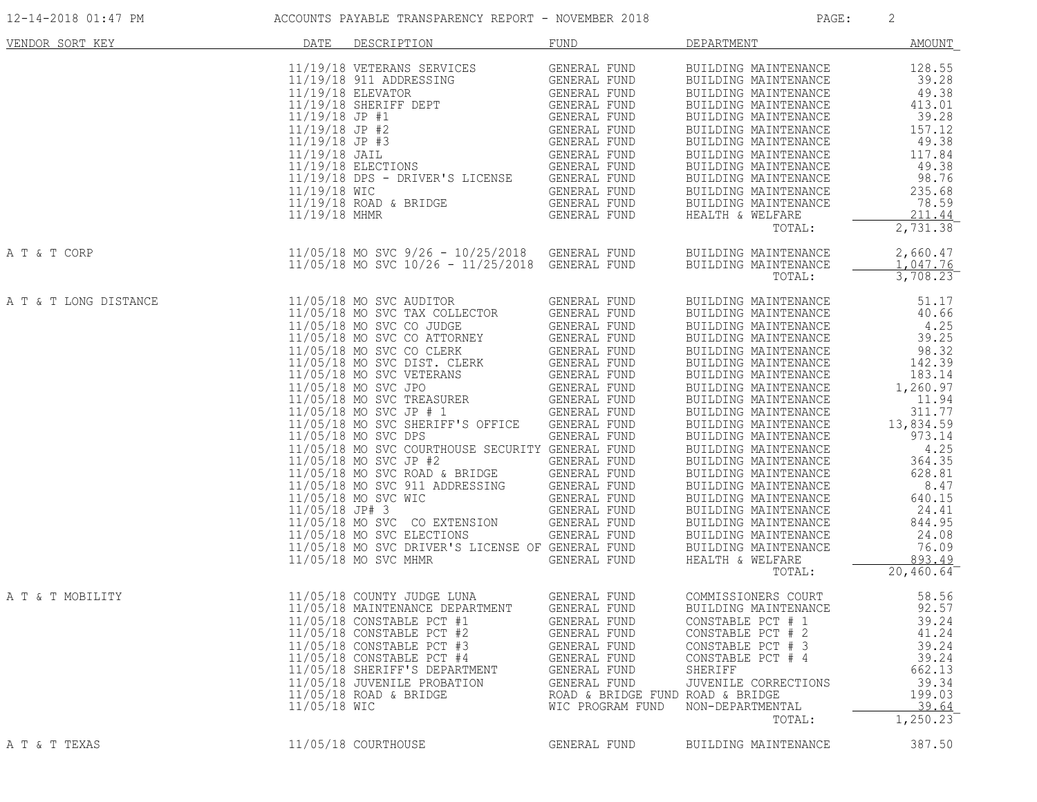# ACCOUNTS PAYABLE TRANSPARENCY REPORT - NOVEMBER 2018

12-14-2018 01:47 PM

| VENDOR SORT KEY | DATE | DESCRIPTION | FUND | DEPARTMENT | AMOUNT |
|---|---|---|---|---|---|
| | 11/19/18 | VETERANS SERVICES | GENERAL FUND | BUILDING MAINTENANCE | 128.55 |
| | 11/19/18 | 911 ADDRESSING | GENERAL FUND | BUILDING MAINTENANCE | 39.28 |
| | 11/19/18 | ELEVATOR | GENERAL FUND | BUILDING MAINTENANCE | 49.38 |
| | 11/19/18 | SHERIFF DEPT | GENERAL FUND | BUILDING MAINTENANCE | 413.01 |
| | 11/19/18 | JP #1 | GENERAL FUND | BUILDING MAINTENANCE | 39.28 |
| | 11/19/18 | JP #2 | GENERAL FUND | BUILDING MAINTENANCE | 157.12 |
| | 11/19/18 | JP #3 | GENERAL FUND | BUILDING MAINTENANCE | 49.38 |
| | 11/19/18 | JAIL | GENERAL FUND | BUILDING MAINTENANCE | 117.84 |
| | 11/19/18 | ELECTIONS | GENERAL FUND | BUILDING MAINTENANCE | 49.38 |
| | 11/19/18 | DPS - DRIVER'S LICENSE | GENERAL FUND | BUILDING MAINTENANCE | 98.76 |
| | 11/19/18 | WIC | GENERAL FUND | BUILDING MAINTENANCE | 235.68 |
| | 11/19/18 | ROAD & BRIDGE | GENERAL FUND | BUILDING MAINTENANCE | 78.59 |
| | 11/19/18 | MHMR | GENERAL FUND | HEALTH & WELFARE | 211.44 |
| | | | | TOTAL: | 2,731.38 |
| A T & T CORP | 11/05/18 | MO SVC 9/26 - 10/25/2018 | GENERAL FUND | BUILDING MAINTENANCE | 2,660.47 |
| | 11/05/18 | MO SVC 10/26 - 11/25/2018 | GENERAL FUND | BUILDING MAINTENANCE | 1,047.76 |
| | | | | TOTAL: | 3,708.23 |
| A T & T LONG DISTANCE | 11/05/18 | MO SVC AUDITOR | GENERAL FUND | BUILDING MAINTENANCE | 51.17 |
| | 11/05/18 | MO SVC TAX COLLECTOR | GENERAL FUND | BUILDING MAINTENANCE | 40.66 |
| | 11/05/18 | MO SVC CO JUDGE | GENERAL FUND | BUILDING MAINTENANCE | 4.25 |
| | 11/05/18 | MO SVC CO ATTORNEY | GENERAL FUND | BUILDING MAINTENANCE | 39.25 |
| | 11/05/18 | MO SVC CO CLERK | GENERAL FUND | BUILDING MAINTENANCE | 98.32 |
| | 11/05/18 | MO SVC DIST. CLERK | GENERAL FUND | BUILDING MAINTENANCE | 142.39 |
| | 11/05/18 | MO SVC VETERANS | GENERAL FUND | BUILDING MAINTENANCE | 183.14 |
| | 11/05/18 | MO SVC JPO | GENERAL FUND | BUILDING MAINTENANCE | 1,260.97 |
| | 11/05/18 | MO SVC TREASURER | GENERAL FUND | BUILDING MAINTENANCE | 11.94 |
| | 11/05/18 | MO SVC JP # 1 | GENERAL FUND | BUILDING MAINTENANCE | 311.77 |
| | 11/05/18 | MO SVC SHERIFF'S OFFICE | GENERAL FUND | BUILDING MAINTENANCE | 13,834.59 |
| | 11/05/18 | MO SVC DPS | GENERAL FUND | BUILDING MAINTENANCE | 973.14 |
| | 11/05/18 | MO SVC COURTHOUSE SECURITY | GENERAL FUND | BUILDING MAINTENANCE | 4.25 |
| | 11/05/18 | MO SVC JP #2 | GENERAL FUND | BUILDING MAINTENANCE | 364.35 |
| | 11/05/18 | MO SVC ROAD & BRIDGE | GENERAL FUND | BUILDING MAINTENANCE | 628.81 |
| | 11/05/18 | MO SVC 911 ADDRESSING | GENERAL FUND | BUILDING MAINTENANCE | 8.47 |
| | 11/05/18 | MO SVC WIC | GENERAL FUND | BUILDING MAINTENANCE | 640.15 |
| | 11/05/18 | JP# 3 | GENERAL FUND | BUILDING MAINTENANCE | 24.41 |
| | 11/05/18 | MO SVC CO EXTENSION | GENERAL FUND | BUILDING MAINTENANCE | 844.95 |
| | 11/05/18 | MO SVC ELECTIONS | GENERAL FUND | BUILDING MAINTENANCE | 24.08 |
| | 11/05/18 | MO SVC DRIVER'S LICENSE OF | GENERAL FUND | BUILDING MAINTENANCE | 76.09 |
| | 11/05/18 | MO SVC MHMR | GENERAL FUND | HEALTH & WELFARE | 893.49 |
| | | | | TOTAL: | 20,460.64 |
| A T & T MOBILITY | 11/05/18 | COUNTY JUDGE LUNA | GENERAL FUND | COMMISSIONERS COURT | 58.56 |
| | 11/05/18 | MAINTENANCE DEPARTMENT | GENERAL FUND | BUILDING MAINTENANCE | 92.57 |
| | 11/05/18 | CONSTABLE PCT #1 | GENERAL FUND | CONSTABLE PCT # 1 | 39.24 |
| | 11/05/18 | CONSTABLE PCT #2 | GENERAL FUND | CONSTABLE PCT # 2 | 41.24 |
| | 11/05/18 | CONSTABLE PCT #3 | GENERAL FUND | CONSTABLE PCT # 3 | 39.24 |
| | 11/05/18 | CONSTABLE PCT #4 | GENERAL FUND | CONSTABLE PCT # 4 | 39.24 |
| | 11/05/18 | SHERIFF'S DEPARTMENT | GENERAL FUND | SHERIFF | 662.13 |
| | 11/05/18 | JUVENILE PROBATION | GENERAL FUND | JUVENILE CORRECTIONS | 39.34 |
| | 11/05/18 | ROAD & BRIDGE | ROAD & BRIDGE FUND | ROAD & BRIDGE | 199.03 |
| | 11/05/18 | WIC | WIC PROGRAM FUND | NON-DEPARTMENTAL | 39.64 |
| | | | | TOTAL: | 1,250.23 |
| A T & T TEXAS | 11/05/18 | COURTHOUSE | GENERAL FUND | BUILDING MAINTENANCE | 387.50 |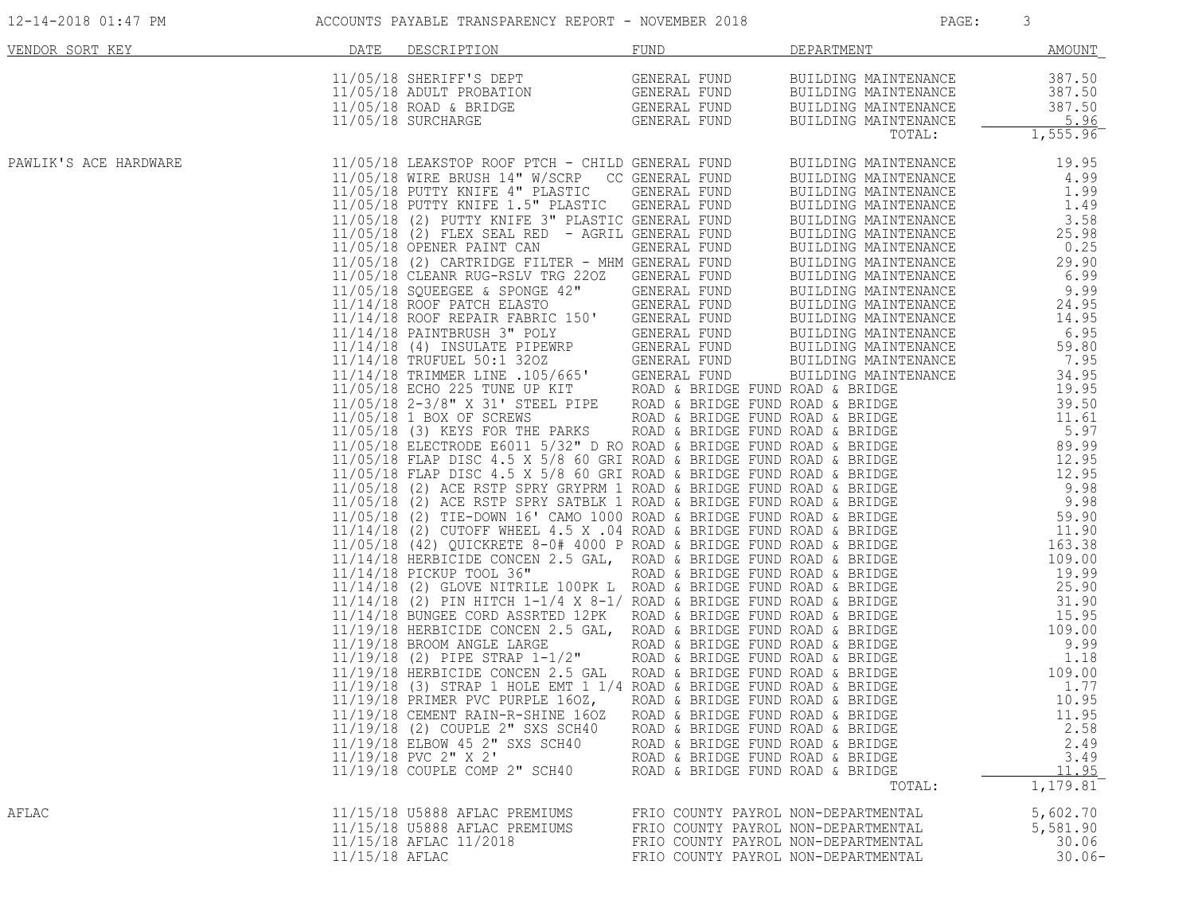# ACCOUNTS PAYABLE TRANSPARENCY REPORT - NOVEMBER 2018

| VENDOR SORT KEY | DATE | DESCRIPTION | FUND | DEPARTMENT | AMOUNT |
|---|---|---|---|---|---|
| | 11/05/18 | SHERIFF'S DEPT | GENERAL FUND | BUILDING MAINTENANCE | 387.50 |
| | 11/05/18 | ADULT PROBATION | GENERAL FUND | BUILDING MAINTENANCE | 387.50 |
| | 11/05/18 | ROAD & BRIDGE | GENERAL FUND | BUILDING MAINTENANCE | 387.50 |
| | 11/05/18 | SURCHARGE | GENERAL FUND | BUILDING MAINTENANCE | 5.96 |
| | | | | TOTAL: | 1,555.96 |
| PAWLIK'S ACE HARDWARE | 11/05/18 | LEAKSTOP ROOF PTCH - CHILD | GENERAL FUND | BUILDING MAINTENANCE | 19.95 |
| | 11/05/18 | WIRE BRUSH 14" W/SCRP CC | GENERAL FUND | BUILDING MAINTENANCE | 4.99 |
| | 11/05/18 | PUTTY KNIFE 4" PLASTIC | GENERAL FUND | BUILDING MAINTENANCE | 1.99 |
| | 11/05/18 | PUTTY KNIFE 1.5" PLASTIC | GENERAL FUND | BUILDING MAINTENANCE | 1.49 |
| | 11/05/18 | (2) PUTTY KNIFE 3" PLASTIC | GENERAL FUND | BUILDING MAINTENANCE | 3.58 |
| | 11/05/18 | (2) FLEX SEAL RED - AGRIL | GENERAL FUND | BUILDING MAINTENANCE | 25.98 |
| | 11/05/18 | OPENER PAINT CAN | GENERAL FUND | BUILDING MAINTENANCE | 0.25 |
| | 11/05/18 | (2) CARTRIDGE FILTER - MHM | GENERAL FUND | BUILDING MAINTENANCE | 29.90 |
| | 11/05/18 | CLEANR RUG-RSLV TRG 22OZ | GENERAL FUND | BUILDING MAINTENANCE | 6.99 |
| | 11/05/18 | SQUEEGEE & SPONGE 42" | GENERAL FUND | BUILDING MAINTENANCE | 9.99 |
| | 11/14/18 | ROOF PATCH ELASTO | GENERAL FUND | BUILDING MAINTENANCE | 24.95 |
| | 11/14/18 | ROOF REPAIR FABRIC 150' | GENERAL FUND | BUILDING MAINTENANCE | 14.95 |
| | 11/14/18 | PAINTBRUSH 3" POLY | GENERAL FUND | BUILDING MAINTENANCE | 6.95 |
| | 11/14/18 | (4) INSULATE PIPEWRP | GENERAL FUND | BUILDING MAINTENANCE | 59.80 |
| | 11/14/18 | TRUFUEL 50:1 32OZ | GENERAL FUND | BUILDING MAINTENANCE | 7.95 |
| | 11/14/18 | TRIMMER LINE .105/665' | GENERAL FUND | BUILDING MAINTENANCE | 34.95 |
| | 11/05/18 | ECHO 225 TUNE UP KIT | ROAD & BRIDGE FUND | ROAD & BRIDGE | 19.95 |
| | 11/05/18 | 2-3/8" X 31' STEEL PIPE | ROAD & BRIDGE FUND | ROAD & BRIDGE | 39.50 |
| | 11/05/18 | 1 BOX OF SCREWS | ROAD & BRIDGE FUND | ROAD & BRIDGE | 11.61 |
| | 11/05/18 | (3) KEYS FOR THE PARKS | ROAD & BRIDGE FUND | ROAD & BRIDGE | 5.97 |
| | 11/05/18 | ELECTRODE E6011 5/32" D RO | ROAD & BRIDGE FUND | ROAD & BRIDGE | 89.99 |
| | 11/05/18 | FLAP DISC 4.5 X 5/8 60 GRI | ROAD & BRIDGE FUND | ROAD & BRIDGE | 12.95 |
| | 11/05/18 | FLAP DISC 4.5 X 5/8 60 GRI | ROAD & BRIDGE FUND | ROAD & BRIDGE | 12.95 |
| | 11/05/18 | (2) ACE RSTP SPRY GRYPRM 1 | ROAD & BRIDGE FUND | ROAD & BRIDGE | 9.98 |
| | 11/05/18 | (2) ACE RSTP SPRY SATBLK 1 | ROAD & BRIDGE FUND | ROAD & BRIDGE | 9.98 |
| | 11/05/18 | (2) TIE-DOWN 16' CAMO 1000 | ROAD & BRIDGE FUND | ROAD & BRIDGE | 59.90 |
| | 11/14/18 | (2) CUTOFF WHEEL 4.5 X .04 | ROAD & BRIDGE FUND | ROAD & BRIDGE | 11.90 |
| | 11/05/18 | (42) QUICKRETE 8-0# 4000 P | ROAD & BRIDGE FUND | ROAD & BRIDGE | 163.38 |
| | 11/14/18 | HERBICIDE CONCEN 2.5 GAL, | ROAD & BRIDGE FUND | ROAD & BRIDGE | 109.00 |
| | 11/14/18 | PICKUP TOOL 36" | ROAD & BRIDGE FUND | ROAD & BRIDGE | 19.99 |
| | 11/14/18 | (2) GLOVE NITRILE 100PK L | ROAD & BRIDGE FUND | ROAD & BRIDGE | 25.90 |
| | 11/14/18 | (2) PIN HITCH 1-1/4 X 8-1/ | ROAD & BRIDGE FUND | ROAD & BRIDGE | 31.90 |
| | 11/14/18 | BUNGEE CORD ASSRTED 12PK | ROAD & BRIDGE FUND | ROAD & BRIDGE | 15.95 |
| | 11/19/18 | HERBICIDE CONCEN 2.5 GAL, | ROAD & BRIDGE FUND | ROAD & BRIDGE | 109.00 |
| | 11/19/18 | BROOM ANGLE LARGE | ROAD & BRIDGE FUND | ROAD & BRIDGE | 9.99 |
| | 11/19/18 | (2) PIPE STRAP 1-1/2" | ROAD & BRIDGE FUND | ROAD & BRIDGE | 1.18 |
| | 11/19/18 | HERBICIDE CONCEN 2.5 GAL | ROAD & BRIDGE FUND | ROAD & BRIDGE | 109.00 |
| | 11/19/18 | (3) STRAP 1 HOLE EMT 1 1/4 | ROAD & BRIDGE FUND | ROAD & BRIDGE | 1.77 |
| | 11/19/18 | PRIMER PVC PURPLE 16OZ, | ROAD & BRIDGE FUND | ROAD & BRIDGE | 10.95 |
| | 11/19/18 | CEMENT RAIN-R-SHINE 16OZ | ROAD & BRIDGE FUND | ROAD & BRIDGE | 11.95 |
| | 11/19/18 | (2) COUPLE 2" SXS SCH40 | ROAD & BRIDGE FUND | ROAD & BRIDGE | 2.58 |
| | 11/19/18 | ELBOW 45 2" SXS SCH40 | ROAD & BRIDGE FUND | ROAD & BRIDGE | 2.49 |
| | 11/19/18 | PVC 2" X 2' | ROAD & BRIDGE FUND | ROAD & BRIDGE | 3.49 |
| | 11/19/18 | COUPLE COMP 2" SCH40 | ROAD & BRIDGE FUND | ROAD & BRIDGE | 11.95 |
| | | | | TOTAL: | 1,179.81 |
| AFLAC | 11/15/18 | U5888 AFLAC PREMIUMS | FRIO COUNTY PAYROL | NON-DEPARTMENTAL | 5,602.70 |
| | 11/15/18 | U5888 AFLAC PREMIUMS | FRIO COUNTY PAYROL | NON-DEPARTMENTAL | 5,581.90 |
| | 11/15/18 | AFLAC 11/2018 | FRIO COUNTY PAYROL | NON-DEPARTMENTAL | 30.06 |
| | 11/15/18 | AFLAC | FRIO COUNTY PAYROL | NON-DEPARTMENTAL | 30.06- |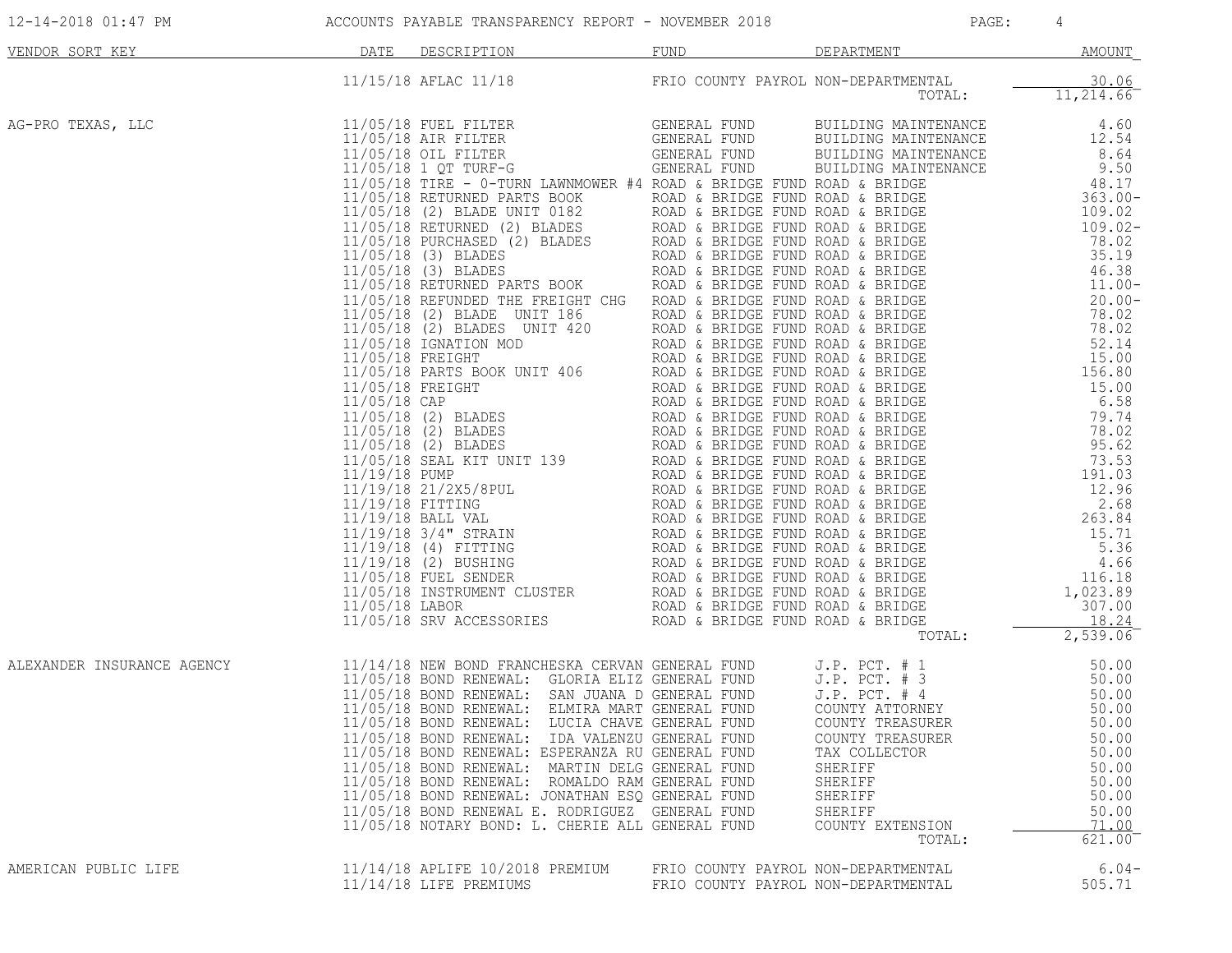# ACCOUNTS PAYABLE TRANSPARENCY REPORT - NOVEMBER 2018

12-14-2018 01:47 PM

| VENDOR SORT KEY | DATE | DESCRIPTION | FUND | DEPARTMENT | AMOUNT |
|---|---|---|---|---|---|
| | 11/15/18 | AFLAC 11/18 | FRIO COUNTY PAYROL | NON-DEPARTMENTAL | 30.06 |
| | | | | TOTAL: | 11,214.66 |
| AG-PRO TEXAS, LLC | 11/05/18 | FUEL FILTER | GENERAL FUND | BUILDING MAINTENANCE | 4.60 |
| | 11/05/18 | AIR FILTER | GENERAL FUND | BUILDING MAINTENANCE | 12.54 |
| | 11/05/18 | OIL FILTER | GENERAL FUND | BUILDING MAINTENANCE | 8.64 |
| | 11/05/18 | 1 QT TURF-G | GENERAL FUND | BUILDING MAINTENANCE | 9.50 |
| | 11/05/18 | TIRE - 0-TURN LAWNMOWER #4 | ROAD & BRIDGE FUND | ROAD & BRIDGE | 48.17 |
| | 11/05/18 | RETURNED PARTS BOOK | ROAD & BRIDGE FUND | ROAD & BRIDGE | 363.00- |
| | 11/05/18 | (2) BLADE UNIT 0182 | ROAD & BRIDGE FUND | ROAD & BRIDGE | 109.02 |
| | 11/05/18 | RETURNED (2) BLADES | ROAD & BRIDGE FUND | ROAD & BRIDGE | 109.02- |
| | 11/05/18 | PURCHASED (2) BLADES | ROAD & BRIDGE FUND | ROAD & BRIDGE | 78.02 |
| | 11/05/18 | (3) BLADES | ROAD & BRIDGE FUND | ROAD & BRIDGE | 35.19 |
| | 11/05/18 | (3) BLADES | ROAD & BRIDGE FUND | ROAD & BRIDGE | 46.38 |
| | 11/05/18 | RETURNED PARTS BOOK | ROAD & BRIDGE FUND | ROAD & BRIDGE | 11.00- |
| | 11/05/18 | REFUNDED THE FREIGHT CHG | ROAD & BRIDGE FUND | ROAD & BRIDGE | 20.00- |
| | 11/05/18 | (2) BLADE UNIT 186 | ROAD & BRIDGE FUND | ROAD & BRIDGE | 78.02 |
| | 11/05/18 | (2) BLADES UNIT 420 | ROAD & BRIDGE FUND | ROAD & BRIDGE | 78.02 |
| | 11/05/18 | IGNATION MOD | ROAD & BRIDGE FUND | ROAD & BRIDGE | 52.14 |
| | 11/05/18 | FREIGHT | ROAD & BRIDGE FUND | ROAD & BRIDGE | 15.00 |
| | 11/05/18 | PARTS BOOK UNIT 406 | ROAD & BRIDGE FUND | ROAD & BRIDGE | 156.80 |
| | 11/05/18 | FREIGHT | ROAD & BRIDGE FUND | ROAD & BRIDGE | 15.00 |
| | 11/05/18 | CAP | ROAD & BRIDGE FUND | ROAD & BRIDGE | 6.58 |
| | 11/05/18 | (2) BLADES | ROAD & BRIDGE FUND | ROAD & BRIDGE | 79.74 |
| | 11/05/18 | (2) BLADES | ROAD & BRIDGE FUND | ROAD & BRIDGE | 78.02 |
| | 11/05/18 | (2) BLADES | ROAD & BRIDGE FUND | ROAD & BRIDGE | 95.62 |
| | 11/05/18 | SEAL KIT UNIT 139 | ROAD & BRIDGE FUND | ROAD & BRIDGE | 73.53 |
| | 11/19/18 | PUMP | ROAD & BRIDGE FUND | ROAD & BRIDGE | 191.03 |
| | 11/19/18 | 21/2X5/8PUL | ROAD & BRIDGE FUND | ROAD & BRIDGE | 12.96 |
| | 11/19/18 | FITTING | ROAD & BRIDGE FUND | ROAD & BRIDGE | 2.68 |
| | 11/19/18 | BALL VAL | ROAD & BRIDGE FUND | ROAD & BRIDGE | 263.84 |
| | 11/19/18 | 3/4" STRAIN | ROAD & BRIDGE FUND | ROAD & BRIDGE | 15.71 |
| | 11/19/18 | (4) FITTING | ROAD & BRIDGE FUND | ROAD & BRIDGE | 5.36 |
| | 11/19/18 | (2) BUSHING | ROAD & BRIDGE FUND | ROAD & BRIDGE | 4.66 |
| | 11/05/18 | FUEL SENDER | ROAD & BRIDGE FUND | ROAD & BRIDGE | 116.18 |
| | 11/05/18 | INSTRUMENT CLUSTER | ROAD & BRIDGE FUND | ROAD & BRIDGE | 1,023.89 |
| | 11/05/18 | LABOR | ROAD & BRIDGE FUND | ROAD & BRIDGE | 307.00 |
| | 11/05/18 | SRV ACCESSORIES | ROAD & BRIDGE FUND | ROAD & BRIDGE | 18.24 |
| | | | | TOTAL: | 2,539.06 |
| ALEXANDER INSURANCE AGENCY | 11/14/18 | NEW BOND FRANCHESKA CERVAN | GENERAL FUND | J.P. PCT. # 1 | 50.00 |
| | 11/05/18 | BOND RENEWAL: GLORIA ELIZ | GENERAL FUND | J.P. PCT. # 3 | 50.00 |
| | 11/05/18 | BOND RENEWAL: SAN JUANA D | GENERAL FUND | J.P. PCT. # 4 | 50.00 |
| | 11/05/18 | BOND RENEWAL: ELMIRA MART | GENERAL FUND | COUNTY ATTORNEY | 50.00 |
| | 11/05/18 | BOND RENEWAL: LUCIA CHAVE | GENERAL FUND | COUNTY TREASURER | 50.00 |
| | 11/05/18 | BOND RENEWAL: IDA VALENZU | GENERAL FUND | COUNTY TREASURER | 50.00 |
| | 11/05/18 | BOND RENEWAL: ESPERANZA RU | GENERAL FUND | TAX COLLECTOR | 50.00 |
| | 11/05/18 | BOND RENEWAL: MARTIN DELG | GENERAL FUND | SHERIFF | 50.00 |
| | 11/05/18 | BOND RENEWAL: ROMALDO RAM | GENERAL FUND | SHERIFF | 50.00 |
| | 11/05/18 | BOND RENEWAL: JONATHAN ESQ | GENERAL FUND | SHERIFF | 50.00 |
| | 11/05/18 | BOND RENEWAL E. RODRIGUEZ | GENERAL FUND | SHERIFF | 50.00 |
| | 11/05/18 | NOTARY BOND: L. CHERIE ALL | GENERAL FUND | COUNTY EXTENSION | 71.00 |
| | | | | TOTAL: | 621.00 |
| AMERICAN PUBLIC LIFE | 11/14/18 | APLIFE 10/2018 PREMIUM | FRIO COUNTY PAYROL | NON-DEPARTMENTAL | 6.04- |
| | 11/14/18 | LIFE PREMIUMS | FRIO COUNTY PAYROL | NON-DEPARTMENTAL | 505.71 |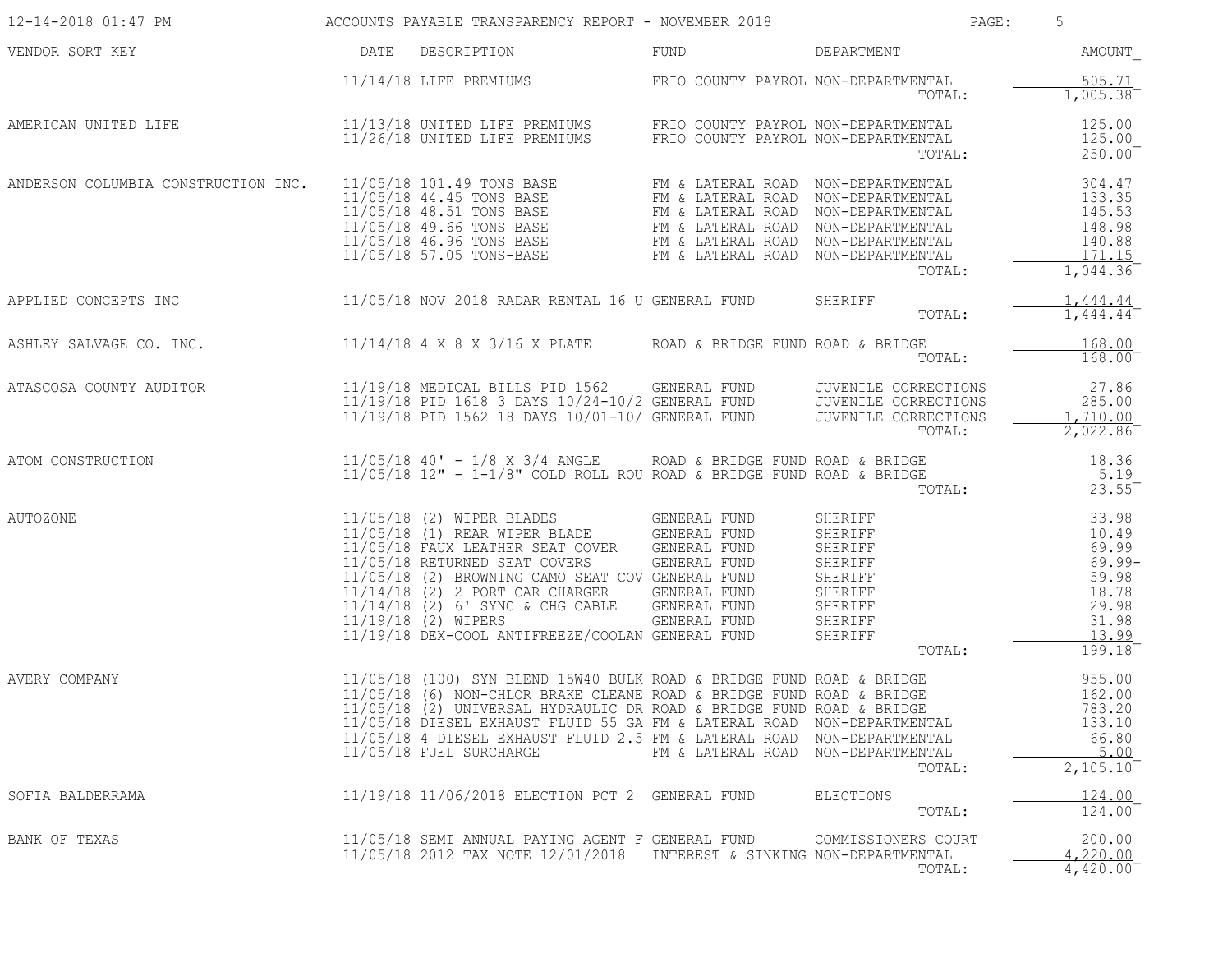| VENDOR SORT KEY | DATE | DESCRIPTION | FUND | DEPARTMENT | AMOUNT |
|---|---|---|---|---|---|
| | 11/14/18 | LIFE PREMIUMS | FRIO COUNTY PAYROL | NON-DEPARTMENTAL | 505.71 |
| | | | | TOTAL: | 1,005.38 |
| AMERICAN UNITED LIFE | 11/13/18 | UNITED LIFE PREMIUMS | FRIO COUNTY PAYROL | NON-DEPARTMENTAL | 125.00 |
| | 11/26/18 | UNITED LIFE PREMIUMS | FRIO COUNTY PAYROL | NON-DEPARTMENTAL | 125.00 |
| | | | | TOTAL: | 250.00 |
| ANDERSON COLUMBIA CONSTRUCTION INC. | 11/05/18 | 101.49 TONS BASE | FM & LATERAL ROAD | NON-DEPARTMENTAL | 304.47 |
| | 11/05/18 | 44.45 TONS BASE | FM & LATERAL ROAD | NON-DEPARTMENTAL | 133.35 |
| | 11/05/18 | 48.51 TONS BASE | FM & LATERAL ROAD | NON-DEPARTMENTAL | 145.53 |
| | 11/05/18 | 49.66 TONS BASE | FM & LATERAL ROAD | NON-DEPARTMENTAL | 148.98 |
| | 11/05/18 | 46.96 TONS BASE | FM & LATERAL ROAD | NON-DEPARTMENTAL | 140.88 |
| | 11/05/18 | 57.05 TONS-BASE | FM & LATERAL ROAD | NON-DEPARTMENTAL | 171.15 |
| | | | | TOTAL: | 1,044.36 |
| APPLIED CONCEPTS INC | 11/05/18 | NOV 2018 RADAR RENTAL 16 U | GENERAL FUND | SHERIFF | 1,444.44 |
| | | | | TOTAL: | 1,444.44 |
| ASHLEY SALVAGE CO. INC. | 11/14/18 | 4 X 8 X 3/16 X PLATE | ROAD & BRIDGE FUND | ROAD & BRIDGE | 168.00 |
| | | | | TOTAL: | 168.00 |
| ATASCOSA COUNTY AUDITOR | 11/19/18 | MEDICAL BILLS PID 1562 | GENERAL FUND | JUVENILE CORRECTIONS | 27.86 |
| | 11/19/18 | PID 1618 3 DAYS 10/24-10/2 | GENERAL FUND | JUVENILE CORRECTIONS | 285.00 |
| | 11/19/18 | PID 1562 18 DAYS 10/01-10/ | GENERAL FUND | JUVENILE CORRECTIONS | 1,710.00 |
| | | | | TOTAL: | 2,022.86 |
| ATOM CONSTRUCTION | 11/05/18 | 40' - 1/8 X 3/4 ANGLE | ROAD & BRIDGE FUND | ROAD & BRIDGE | 18.36 |
| | 11/05/18 | 12" - 1-1/8" COLD ROLL ROU | ROAD & BRIDGE FUND | ROAD & BRIDGE | 5.19 |
| | | | | TOTAL: | 23.55 |
| AUTOZONE | 11/05/18 | (2) WIPER BLADES | GENERAL FUND | SHERIFF | 33.98 |
| | 11/05/18 | (1) REAR WIPER BLADE | GENERAL FUND | SHERIFF | 10.49 |
| | 11/05/18 | FAUX LEATHER SEAT COVER | GENERAL FUND | SHERIFF | 69.99 |
| | 11/05/18 | RETURNED SEAT COVERS | GENERAL FUND | SHERIFF | 69.99- |
| | 11/05/18 | (2) BROWNING CAMO SEAT COV | GENERAL FUND | SHERIFF | 59.98 |
| | 11/14/18 | (2) 2 PORT CAR CHARGER | GENERAL FUND | SHERIFF | 18.78 |
| | 11/14/18 | (2) 6' SYNC & CHG CABLE | GENERAL FUND | SHERIFF | 29.98 |
| | 11/19/18 | (2) WIPERS | GENERAL FUND | SHERIFF | 31.98 |
| | 11/19/18 | DEX-COOL ANTIFREEZE/COOLAN | GENERAL FUND | SHERIFF | 13.99 |
| | | | | TOTAL: | 199.18 |
| AVERY COMPANY | 11/05/18 | (100) SYN BLEND 15W40 BULK | ROAD & BRIDGE FUND | ROAD & BRIDGE | 955.00 |
| | 11/05/18 | (6) NON-CHLOR BRAKE CLEANE | ROAD & BRIDGE FUND | ROAD & BRIDGE | 162.00 |
| | 11/05/18 | (2) UNIVERSAL HYDRAULIC DR | ROAD & BRIDGE FUND | ROAD & BRIDGE | 783.20 |
| | 11/05/18 | DIESEL EXHAUST FLUID 55 GA | FM & LATERAL ROAD | NON-DEPARTMENTAL | 133.10 |
| | 11/05/18 | 4 DIESEL EXHAUST FLUID 2.5 | FM & LATERAL ROAD | NON-DEPARTMENTAL | 66.80 |
| | 11/05/18 | FUEL SURCHARGE | FM & LATERAL ROAD | NON-DEPARTMENTAL | 5.00 |
| | | | | TOTAL: | 2,105.10 |
| SOFIA BALDERRAMA | 11/19/18 | 11/06/2018 ELECTION PCT 2 | GENERAL FUND | ELECTIONS | 124.00 |
| | | | | TOTAL: | 124.00 |
| BANK OF TEXAS | 11/05/18 | SEMI ANNUAL PAYING AGENT F | GENERAL FUND | COMMISSIONERS COURT | 200.00 |
| | 11/05/18 | 2012 TAX NOTE 12/01/2018 | INTEREST & SINKING | NON-DEPARTMENTAL | 4,220.00 |
| | | | | TOTAL: | 4,420.00 |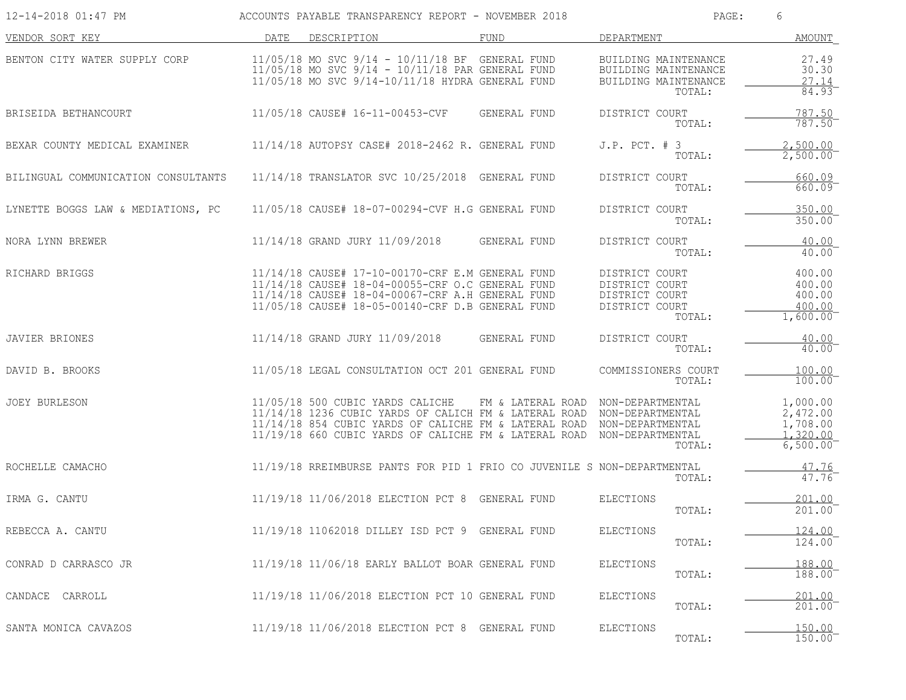# ACCOUNTS PAYABLE TRANSPARENCY REPORT - NOVEMBER 2018

| VENDOR SORT KEY | DATE | DESCRIPTION | FUND | DEPARTMENT | AMOUNT |
|---|---|---|---|---|---|
| BENTON CITY WATER SUPPLY CORP | 11/05/18 | MO SVC 9/14 - 10/11/18 BF | GENERAL FUND | BUILDING MAINTENANCE | 27.49 |
| | 11/05/18 | MO SVC 9/14 - 10/11/18 PAR | GENERAL FUND | BUILDING MAINTENANCE | 30.30 |
| | 11/05/18 | MO SVC 9/14-10/11/18 HYDRA | GENERAL FUND | BUILDING MAINTENANCE | 27.14 |
| | | | | TOTAL: | 84.93 |
| BRISEIDA BETHANCOURT | 11/05/18 | CAUSE# 16-11-00453-CVF | GENERAL FUND | DISTRICT COURT | 787.50 |
| | | | | TOTAL: | 787.50 |
| BEXAR COUNTY MEDICAL EXAMINER | 11/14/18 | AUTOPSY CASE# 2018-2462 R. | GENERAL FUND | J.P. PCT. # 3 | 2,500.00 |
| | | | | TOTAL: | 2,500.00 |
| BILINGUAL COMMUNICATION CONSULTANTS | 11/14/18 | TRANSLATOR SVC 10/25/2018 | GENERAL FUND | DISTRICT COURT | 660.09 |
| | | | | TOTAL: | 660.09 |
| LYNETTE BOGGS LAW & MEDIATIONS, PC | 11/05/18 | CAUSE# 18-07-00294-CVF H.G | GENERAL FUND | DISTRICT COURT | 350.00 |
| | | | | TOTAL: | 350.00 |
| NORA LYNN BREWER | 11/14/18 | GRAND JURY 11/09/2018 | GENERAL FUND | DISTRICT COURT | 40.00 |
| | | | | TOTAL: | 40.00 |
| RICHARD BRIGGS | 11/14/18 | CAUSE# 17-10-00170-CRF E.M | GENERAL FUND | DISTRICT COURT | 400.00 |
| | 11/14/18 | CAUSE# 18-04-00055-CRF O.C | GENERAL FUND | DISTRICT COURT | 400.00 |
| | 11/14/18 | CAUSE# 18-04-00067-CRF A.H | GENERAL FUND | DISTRICT COURT | 400.00 |
| | 11/05/18 | CAUSE# 18-05-00140-CRF D.B | GENERAL FUND | DISTRICT COURT | 400.00 |
| | | | | TOTAL: | 1,600.00 |
| JAVIER BRIONES | 11/14/18 | GRAND JURY 11/09/2018 | GENERAL FUND | DISTRICT COURT | 40.00 |
| | | | | TOTAL: | 40.00 |
| DAVID B. BROOKS | 11/05/18 | LEGAL CONSULTATION OCT 201 | GENERAL FUND | COMMISSIONERS COURT | 100.00 |
| | | | | TOTAL: | 100.00 |
| JOEY BURLESON | 11/05/18 | 500 CUBIC YARDS CALICHE | FM & LATERAL ROAD | NON-DEPARTMENTAL | 1,000.00 |
| | 11/14/18 | 1236 CUBIC YARDS OF CALICH | FM & LATERAL ROAD | NON-DEPARTMENTAL | 2,472.00 |
| | 11/14/18 | 854 CUBIC YARDS OF CALICHE | FM & LATERAL ROAD | NON-DEPARTMENTAL | 1,708.00 |
| | 11/19/18 | 660 CUBIC YARDS OF CALICHE | FM & LATERAL ROAD | NON-DEPARTMENTAL | 1,320.00 |
| | | | | TOTAL: | 6,500.00 |
| ROCHELLE CAMACHO | 11/19/18 | RREIMBURSE PANTS FOR PID 1 | FRIO CO JUVENILE S | NON-DEPARTMENTAL | 47.76 |
| | | | | TOTAL: | 47.76 |
| IRMA G. CANTU | 11/19/18 | 11/06/2018 ELECTION PCT 8 | GENERAL FUND | ELECTIONS | 201.00 |
| | | | | TOTAL: | 201.00 |
| REBECCA A. CANTU | 11/19/18 | 11062018 DILLEY ISD PCT 9 | GENERAL FUND | ELECTIONS | 124.00 |
| | | | | TOTAL: | 124.00 |
| CONRAD D CARRASCO JR | 11/19/18 | 11/06/18 EARLY BALLOT BOAR | GENERAL FUND | ELECTIONS | 188.00 |
| | | | | TOTAL: | 188.00 |
| CANDACE CARROLL | 11/19/18 | 11/06/2018 ELECTION PCT 10 | GENERAL FUND | ELECTIONS | 201.00 |
| | | | | TOTAL: | 201.00 |
| SANTA MONICA CAVAZOS | 11/19/18 | 11/06/2018 ELECTION PCT 8 | GENERAL FUND | ELECTIONS | 150.00 |
| | | | | TOTAL: | 150.00 |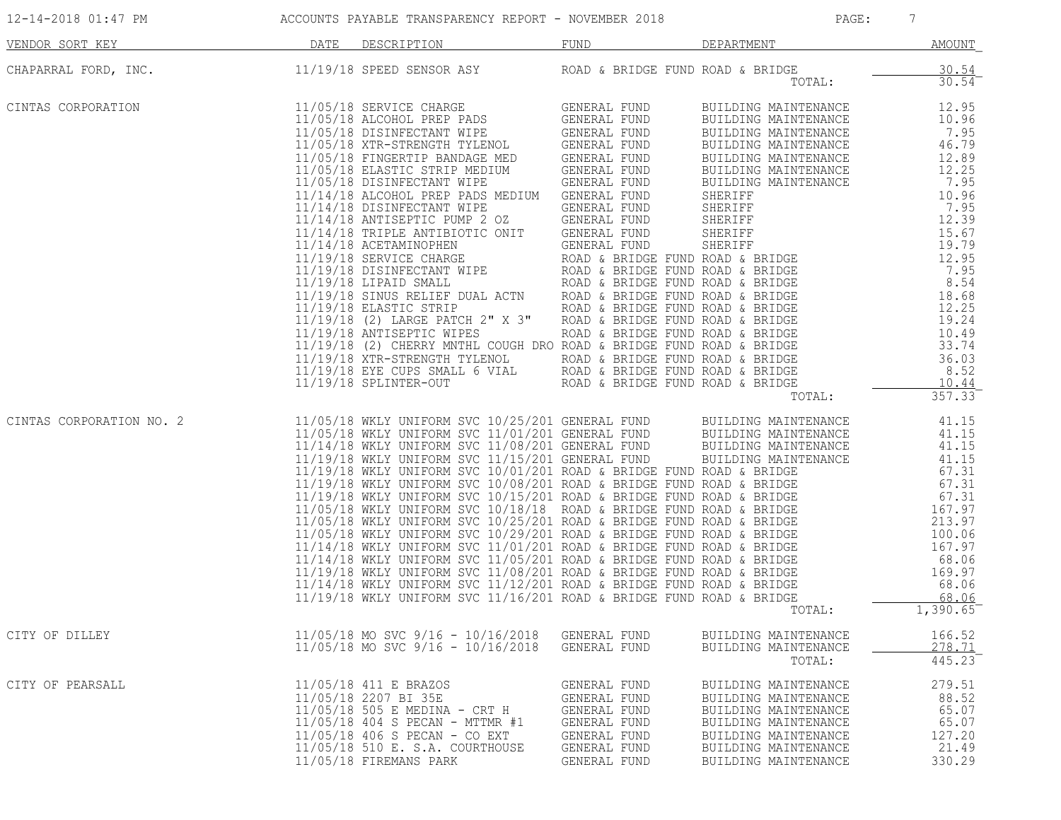# ACCOUNTS PAYABLE TRANSPARENCY REPORT - NOVEMBER 2018

| VENDOR SORT KEY | DATE | DESCRIPTION | FUND | DEPARTMENT | AMOUNT |
|---|---|---|---|---|---|
| CHAPARRAL FORD, INC. | 11/19/18 | SPEED SENSOR ASY | ROAD & BRIDGE FUND | ROAD & BRIDGE | 30.54 |
| | | | | TOTAL: | 30.54 |
| CINTAS CORPORATION | 11/05/18 | SERVICE CHARGE | GENERAL FUND | BUILDING MAINTENANCE | 12.95 |
| | 11/05/18 | ALCOHOL PREP PADS | GENERAL FUND | BUILDING MAINTENANCE | 10.96 |
| | 11/05/18 | DISINFECTANT WIPE | GENERAL FUND | BUILDING MAINTENANCE | 7.95 |
| | 11/05/18 | XTR-STRENGTH TYLENOL | GENERAL FUND | BUILDING MAINTENANCE | 46.79 |
| | 11/05/18 | FINGERTIP BANDAGE MED | GENERAL FUND | BUILDING MAINTENANCE | 12.89 |
| | 11/05/18 | ELASTIC STRIP MEDIUM | GENERAL FUND | BUILDING MAINTENANCE | 12.25 |
| | 11/05/18 | DISINFECTANT WIPE | GENERAL FUND | BUILDING MAINTENANCE | 7.95 |
| | 11/14/18 | ALCOHOL PREP PADS MEDIUM | GENERAL FUND | SHERIFF | 10.96 |
| | 11/14/18 | DISINFECTANT WIPE | GENERAL FUND | SHERIFF | 7.95 |
| | 11/14/18 | ANTISEPTIC PUMP 2 OZ | GENERAL FUND | SHERIFF | 12.39 |
| | 11/14/18 | TRIPLE ANTIBIOTIC ONIT | GENERAL FUND | SHERIFF | 15.67 |
| | 11/14/18 | ACETAMINOPHEN | GENERAL FUND | SHERIFF | 19.79 |
| | 11/19/18 | SERVICE CHARGE | ROAD & BRIDGE FUND | ROAD & BRIDGE | 12.95 |
| | 11/19/18 | DISINFECTANT WIPE | ROAD & BRIDGE FUND | ROAD & BRIDGE | 7.95 |
| | 11/19/18 | LIPAID SMALL | ROAD & BRIDGE FUND | ROAD & BRIDGE | 8.54 |
| | 11/19/18 | SINUS RELIEF DUAL ACTN | ROAD & BRIDGE FUND | ROAD & BRIDGE | 18.68 |
| | 11/19/18 | ELASTIC STRIP | ROAD & BRIDGE FUND | ROAD & BRIDGE | 12.25 |
| | 11/19/18 | (2) LARGE PATCH 2" X 3" | ROAD & BRIDGE FUND | ROAD & BRIDGE | 19.24 |
| | 11/19/18 | ANTISEPTIC WIPES | ROAD & BRIDGE FUND | ROAD & BRIDGE | 10.49 |
| | 11/19/18 | (2) CHERRY MNTHL COUGH DRO | ROAD & BRIDGE FUND | ROAD & BRIDGE | 33.74 |
| | 11/19/18 | XTR-STRENGTH TYLENOL | ROAD & BRIDGE FUND | ROAD & BRIDGE | 36.03 |
| | 11/19/18 | EYE CUPS SMALL 6 VIAL | ROAD & BRIDGE FUND | ROAD & BRIDGE | 8.52 |
| | 11/19/18 | SPLINTER-OUT | ROAD & BRIDGE FUND | ROAD & BRIDGE | 10.44 |
| | | | | TOTAL: | 357.33 |
| CINTAS CORPORATION NO. 2 | 11/05/18 | WKLY UNIFORM SVC 10/25/201 | GENERAL FUND | BUILDING MAINTENANCE | 41.15 |
| | 11/05/18 | WKLY UNIFORM SVC 11/01/201 | GENERAL FUND | BUILDING MAINTENANCE | 41.15 |
| | 11/14/18 | WKLY UNIFORM SVC 11/08/201 | GENERAL FUND | BUILDING MAINTENANCE | 41.15 |
| | 11/19/18 | WKLY UNIFORM SVC 11/15/201 | GENERAL FUND | BUILDING MAINTENANCE | 41.15 |
| | 11/19/18 | WKLY UNIFORM SVC 10/01/201 | ROAD & BRIDGE FUND | ROAD & BRIDGE | 67.31 |
| | 11/19/18 | WKLY UNIFORM SVC 10/08/201 | ROAD & BRIDGE FUND | ROAD & BRIDGE | 67.31 |
| | 11/19/18 | WKLY UNIFORM SVC 10/15/201 | ROAD & BRIDGE FUND | ROAD & BRIDGE | 67.31 |
| | 11/05/18 | WKLY UNIFORM SVC 10/18/18 | ROAD & BRIDGE FUND | ROAD & BRIDGE | 167.97 |
| | 11/05/18 | WKLY UNIFORM SVC 10/25/201 | ROAD & BRIDGE FUND | ROAD & BRIDGE | 213.97 |
| | 11/05/18 | WKLY UNIFORM SVC 10/29/201 | ROAD & BRIDGE FUND | ROAD & BRIDGE | 100.06 |
| | 11/14/18 | WKLY UNIFORM SVC 11/01/201 | ROAD & BRIDGE FUND | ROAD & BRIDGE | 167.97 |
| | 11/14/18 | WKLY UNIFORM SVC 11/05/201 | ROAD & BRIDGE FUND | ROAD & BRIDGE | 68.06 |
| | 11/19/18 | WKLY UNIFORM SVC 11/08/201 | ROAD & BRIDGE FUND | ROAD & BRIDGE | 169.97 |
| | 11/14/18 | WKLY UNIFORM SVC 11/12/201 | ROAD & BRIDGE FUND | ROAD & BRIDGE | 68.06 |
| | 11/19/18 | WKLY UNIFORM SVC 11/16/201 | ROAD & BRIDGE FUND | ROAD & BRIDGE | 68.06 |
| | | | | TOTAL: | 1,390.65 |
| CITY OF DILLEY | 11/05/18 | MO SVC 9/16 - 10/16/2018 | GENERAL FUND | BUILDING MAINTENANCE | 166.52 |
| | 11/05/18 | MO SVC 9/16 - 10/16/2018 | GENERAL FUND | BUILDING MAINTENANCE | 278.71 |
| | | | | TOTAL: | 445.23 |
| CITY OF PEARSALL | 11/05/18 | 411 E BRAZOS | GENERAL FUND | BUILDING MAINTENANCE | 279.51 |
| | 11/05/18 | 2207 BI 35E | GENERAL FUND | BUILDING MAINTENANCE | 88.52 |
| | 11/05/18 | 505 E MEDINA - CRT H | GENERAL FUND | BUILDING MAINTENANCE | 65.07 |
| | 11/05/18 | 404 S PECAN - MTTMR #1 | GENERAL FUND | BUILDING MAINTENANCE | 65.07 |
| | 11/05/18 | 406 S PECAN - CO EXT | GENERAL FUND | BUILDING MAINTENANCE | 127.20 |
| | 11/05/18 | 510 E. S.A. COURTHOUSE | GENERAL FUND | BUILDING MAINTENANCE | 21.49 |
| | 11/05/18 | FIREMANS PARK | GENERAL FUND | BUILDING MAINTENANCE | 330.29 |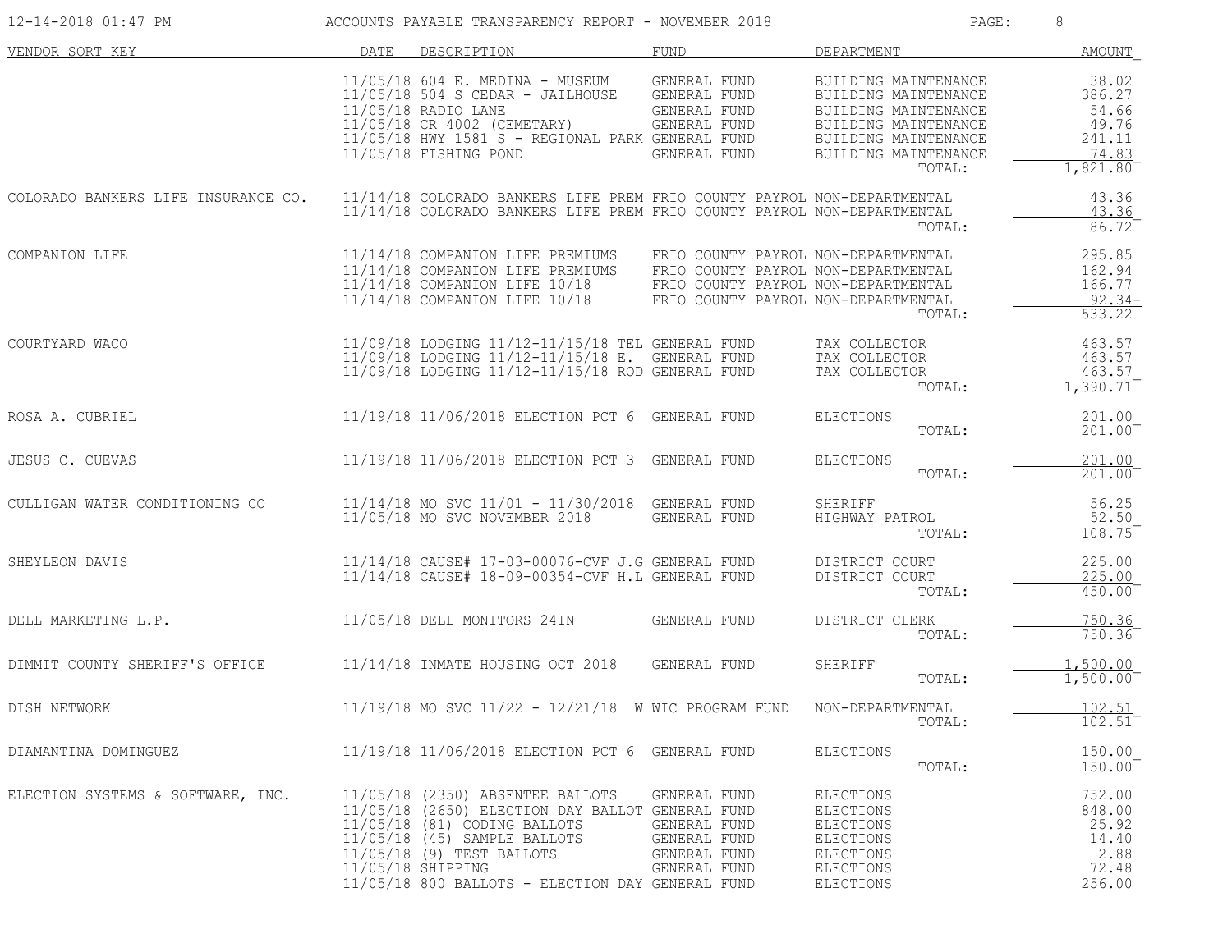# ACCOUNTS PAYABLE TRANSPARENCY REPORT - NOVEMBER 2018

| VENDOR SORT KEY | DATE | DESCRIPTION | FUND | DEPARTMENT | AMOUNT |
|---|---|---|---|---|---|
| | 11/05/18 | 604 E. MEDINA - MUSEUM | GENERAL FUND | BUILDING MAINTENANCE | 38.02 |
| | 11/05/18 | 504 S CEDAR - JAILHOUSE | GENERAL FUND | BUILDING MAINTENANCE | 386.27 |
| | 11/05/18 | RADIO LANE | GENERAL FUND | BUILDING MAINTENANCE | 54.66 |
| | 11/05/18 | CR 4002 (CEMETARY) | GENERAL FUND | BUILDING MAINTENANCE | 49.76 |
| | 11/05/18 | HWY 1581 S - REGIONAL PARK | GENERAL FUND | BUILDING MAINTENANCE | 241.11 |
| | 11/05/18 | FISHING POND | GENERAL FUND | BUILDING MAINTENANCE | 74.83 |
| | | | | TOTAL: | 1,821.80 |
| COLORADO BANKERS LIFE INSURANCE CO. | 11/14/18 | COLORADO BANKERS LIFE PREM | FRIO COUNTY PAYROL | NON-DEPARTMENTAL | 43.36 |
| | 11/14/18 | COLORADO BANKERS LIFE PREM | FRIO COUNTY PAYROL | NON-DEPARTMENTAL | 43.36 |
| | | | | TOTAL: | 86.72 |
| COMPANION LIFE | 11/14/18 | COMPANION LIFE PREMIUMS | FRIO COUNTY PAYROL | NON-DEPARTMENTAL | 295.85 |
| | 11/14/18 | COMPANION LIFE PREMIUMS | FRIO COUNTY PAYROL | NON-DEPARTMENTAL | 162.94 |
| | 11/14/18 | COMPANION LIFE 10/18 | FRIO COUNTY PAYROL | NON-DEPARTMENTAL | 166.77 |
| | 11/14/18 | COMPANION LIFE 10/18 | FRIO COUNTY PAYROL | NON-DEPARTMENTAL | 92.34- |
| | | | | TOTAL: | 533.22 |
| COURTYARD WACO | 11/09/18 | LODGING 11/12-11/15/18 TEL | GENERAL FUND | TAX COLLECTOR | 463.57 |
| | 11/09/18 | LODGING 11/12-11/15/18 E. | GENERAL FUND | TAX COLLECTOR | 463.57 |
| | 11/09/18 | LODGING 11/12-11/15/18 ROD | GENERAL FUND | TAX COLLECTOR | 463.57 |
| | | | | TOTAL: | 1,390.71 |
| ROSA A. CUBRIEL | 11/19/18 | 11/06/2018 ELECTION PCT 6 | GENERAL FUND | ELECTIONS | 201.00 |
| | | | | TOTAL: | 201.00 |
| JESUS C. CUEVAS | 11/19/18 | 11/06/2018 ELECTION PCT 3 | GENERAL FUND | ELECTIONS | 201.00 |
| | | | | TOTAL: | 201.00 |
| CULLIGAN WATER CONDITIONING CO | 11/14/18 | MO SVC 11/01 - 11/30/2018 | GENERAL FUND | SHERIFF | 56.25 |
| | 11/05/18 | MO SVC NOVEMBER 2018 | GENERAL FUND | HIGHWAY PATROL | 52.50 |
| | | | | TOTAL: | 108.75 |
| SHEYLEON DAVIS | 11/14/18 | CAUSE# 17-03-00076-CVF J.G | GENERAL FUND | DISTRICT COURT | 225.00 |
| | 11/14/18 | CAUSE# 18-09-00354-CVF H.L | GENERAL FUND | DISTRICT COURT | 225.00 |
| | | | | TOTAL: | 450.00 |
| DELL MARKETING L.P. | 11/05/18 | DELL MONITORS 24IN | GENERAL FUND | DISTRICT CLERK | 750.36 |
| | | | | TOTAL: | 750.36 |
| DIMMIT COUNTY SHERIFF'S OFFICE | 11/14/18 | INMATE HOUSING OCT 2018 | GENERAL FUND | SHERIFF | 1,500.00 |
| | | | | TOTAL: | 1,500.00 |
| DISH NETWORK | 11/19/18 | MO SVC 11/22 - 12/21/18 W | WIC PROGRAM FUND | NON-DEPARTMENTAL | 102.51 |
| | | | | TOTAL: | 102.51 |
| DIAMANTINA DOMINGUEZ | 11/19/18 | 11/06/2018 ELECTION PCT 6 | GENERAL FUND | ELECTIONS | 150.00 |
| | | | | TOTAL: | 150.00 |
| ELECTION SYSTEMS & SOFTWARE, INC. | 11/05/18 | (2350) ABSENTEE BALLOTS | GENERAL FUND | ELECTIONS | 752.00 |
| | 11/05/18 | (2650) ELECTION DAY BALLOT | GENERAL FUND | ELECTIONS | 848.00 |
| | 11/05/18 | (81) CODING BALLOTS | GENERAL FUND | ELECTIONS | 25.92 |
| | 11/05/18 | (45) SAMPLE BALLOTS | GENERAL FUND | ELECTIONS | 14.40 |
| | 11/05/18 | (9) TEST BALLOTS | GENERAL FUND | ELECTIONS | 2.88 |
| | 11/05/18 | SHIPPING | GENERAL FUND | ELECTIONS | 72.48 |
| | 11/05/18 | 800 BALLOTS - ELECTION DAY | GENERAL FUND | ELECTIONS | 256.00 |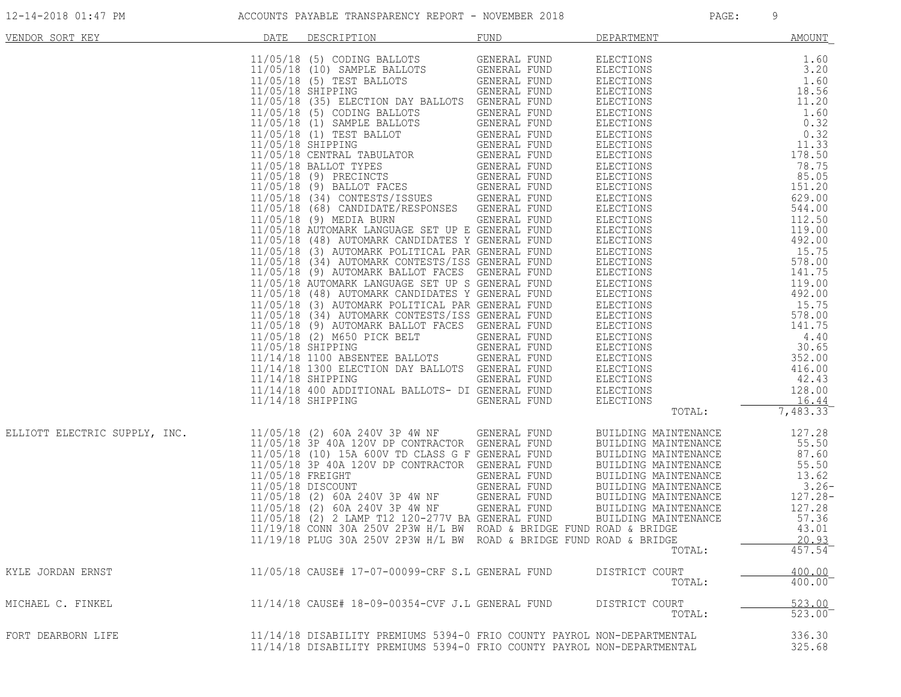| VENDOR SORT KEY | DATE | DESCRIPTION | FUND | DEPARTMENT | AMOUNT |
|---|---|---|---|---|---|
| | 11/05/18 | (5) CODING BALLOTS | GENERAL FUND | ELECTIONS | 1.60 |
| | 11/05/18 | (10) SAMPLE BALLOTS | GENERAL FUND | ELECTIONS | 3.20 |
| | 11/05/18 | (5) TEST BALLOTS | GENERAL FUND | ELECTIONS | 1.60 |
| | 11/05/18 | SHIPPING | GENERAL FUND | ELECTIONS | 18.56 |
| | 11/05/18 | (35) ELECTION DAY BALLOTS | GENERAL FUND | ELECTIONS | 11.20 |
| | 11/05/18 | (5) CODING BALLOTS | GENERAL FUND | ELECTIONS | 1.60 |
| | 11/05/18 | (1) SAMPLE BALLOTS | GENERAL FUND | ELECTIONS | 0.32 |
| | 11/05/18 | (1) TEST BALLOT | GENERAL FUND | ELECTIONS | 0.32 |
| | 11/05/18 | SHIPPING | GENERAL FUND | ELECTIONS | 11.33 |
| | 11/05/18 | CENTRAL TABULATOR | GENERAL FUND | ELECTIONS | 178.50 |
| | 11/05/18 | BALLOT TYPES | GENERAL FUND | ELECTIONS | 78.75 |
| | 11/05/18 | (9) PRECINCTS | GENERAL FUND | ELECTIONS | 85.05 |
| | 11/05/18 | (9) BALLOT FACES | GENERAL FUND | ELECTIONS | 151.20 |
| | 11/05/18 | (34) CONTESTS/ISSUES | GENERAL FUND | ELECTIONS | 629.00 |
| | 11/05/18 | (68) CANDIDATE/RESPONSES | GENERAL FUND | ELECTIONS | 544.00 |
| | 11/05/18 | (9) MEDIA BURN | GENERAL FUND | ELECTIONS | 112.50 |
| | 11/05/18 | AUTOMARK LANGUAGE SET UP E | GENERAL FUND | ELECTIONS | 119.00 |
| | 11/05/18 | (48) AUTOMARK CANDIDATES Y | GENERAL FUND | ELECTIONS | 492.00 |
| | 11/05/18 | (3) AUTOMARK POLITICAL PAR | GENERAL FUND | ELECTIONS | 15.75 |
| | 11/05/18 | (34) AUTOMARK CONTESTS/ISS | GENERAL FUND | ELECTIONS | 578.00 |
| | 11/05/18 | (9) AUTOMARK BALLOT FACES | GENERAL FUND | ELECTIONS | 141.75 |
| | 11/05/18 | AUTOMARK LANGUAGE SET UP S | GENERAL FUND | ELECTIONS | 119.00 |
| | 11/05/18 | (48) AUTOMARK CANDIDATES Y | GENERAL FUND | ELECTIONS | 492.00 |
| | 11/05/18 | (3) AUTOMARK POLITICAL PAR | GENERAL FUND | ELECTIONS | 15.75 |
| | 11/05/18 | (34) AUTOMARK CONTESTS/ISS | GENERAL FUND | ELECTIONS | 578.00 |
| | 11/05/18 | (9) AUTOMARK BALLOT FACES | GENERAL FUND | ELECTIONS | 141.75 |
| | 11/05/18 | (2) M650 PICK BELT | GENERAL FUND | ELECTIONS | 4.40 |
| | 11/05/18 | SHIPPING | GENERAL FUND | ELECTIONS | 30.65 |
| | 11/14/18 | 1100 ABSENTEE BALLOTS | GENERAL FUND | ELECTIONS | 352.00 |
| | 11/14/18 | 1300 ELECTION DAY BALLOTS | GENERAL FUND | ELECTIONS | 416.00 |
| | 11/14/18 | SHIPPING | GENERAL FUND | ELECTIONS | 42.43 |
| | 11/14/18 | 400 ADDITIONAL BALLOTS- DI | GENERAL FUND | ELECTIONS | 128.00 |
| | 11/14/18 | SHIPPING | GENERAL FUND | ELECTIONS | 16.44 |
| | | | | TOTAL: | 7,483.33 |
| ELLIOTT ELECTRIC SUPPLY, INC. | 11/05/18 | (2) 60A 240V 3P 4W NF | GENERAL FUND | BUILDING MAINTENANCE | 127.28 |
| | 11/05/18 | 3P 40A 120V DP CONTRACTOR | GENERAL FUND | BUILDING MAINTENANCE | 55.50 |
| | 11/05/18 | (10) 15A 600V TD CLASS G F | GENERAL FUND | BUILDING MAINTENANCE | 87.60 |
| | 11/05/18 | 3P 40A 120V DP CONTRACTOR | GENERAL FUND | BUILDING MAINTENANCE | 55.50 |
| | 11/05/18 | FREIGHT | GENERAL FUND | BUILDING MAINTENANCE | 13.62 |
| | 11/05/18 | DISCOUNT | GENERAL FUND | BUILDING MAINTENANCE | 3.26- |
| | 11/05/18 | (2) 60A 240V 3P 4W NF | GENERAL FUND | BUILDING MAINTENANCE | 127.28- |
| | 11/05/18 | (2) 60A 240V 3P 4W NF | GENERAL FUND | BUILDING MAINTENANCE | 127.28 |
| | 11/05/18 | (2) 2 LAMP T12 120-277V BA | GENERAL FUND | BUILDING MAINTENANCE | 57.36 |
| | 11/19/18 | CONN 30A 250V 2P3W H/L BW | ROAD & BRIDGE FUND | ROAD & BRIDGE | 43.01 |
| | 11/19/18 | PLUG 30A 250V 2P3W H/L BW | ROAD & BRIDGE FUND | ROAD & BRIDGE | 20.93 |
| | | | | TOTAL: | 457.54 |
| KYLE JORDAN ERNST | 11/05/18 | CAUSE# 17-07-00099-CRF S.L | GENERAL FUND | DISTRICT COURT | 400.00 |
| | | | | TOTAL: | 400.00 |
| MICHAEL C. FINKEL | 11/14/18 | CAUSE# 18-09-00354-CVF J.L | GENERAL FUND | DISTRICT COURT | 523.00 |
| | | | | TOTAL: | 523.00 |
| FORT DEARBORN LIFE | 11/14/18 | DISABILITY PREMIUMS 5394-0 | FRIO COUNTY PAYROL | NON-DEPARTMENTAL | 336.30 |
| | 11/14/18 | DISABILITY PREMIUMS 5394-0 | FRIO COUNTY PAYROL | NON-DEPARTMENTAL | 325.68 |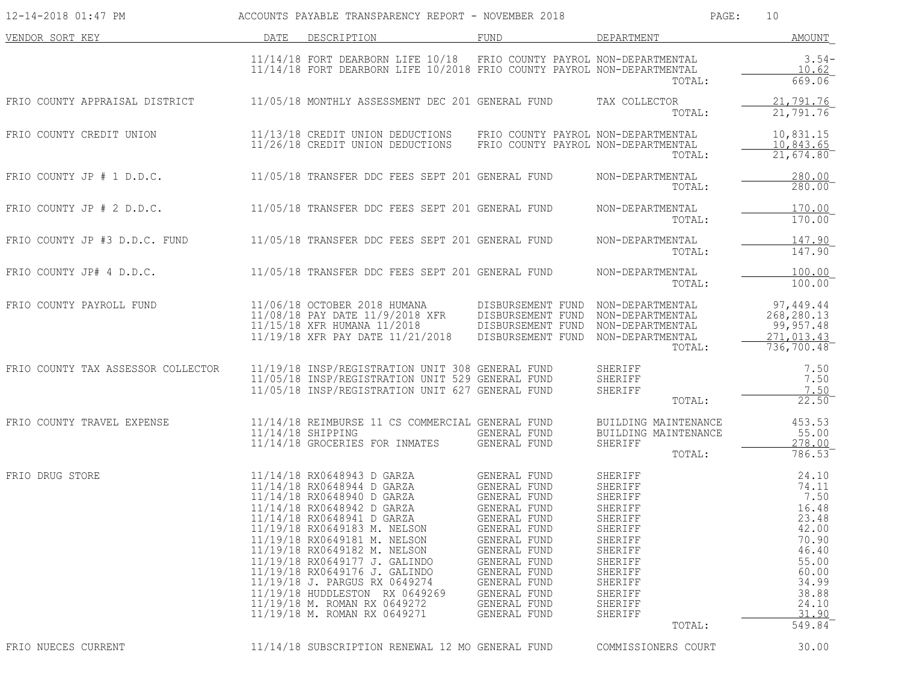| VENDOR SORT KEY | DATE | DESCRIPTION | FUND | DEPARTMENT | AMOUNT |
|---|---|---|---|---|---|
| | 11/14/18 | FORT DEARBORN LIFE 10/18 | FRIO COUNTY PAYROL | NON-DEPARTMENTAL | 3.54- |
| | 11/14/18 | FORT DEARBORN LIFE 10/2018 | FRIO COUNTY PAYROL | NON-DEPARTMENTAL | 10.62 |
| | | | | TOTAL: | 669.06 |
| FRIO COUNTY APPRAISAL DISTRICT | 11/05/18 | MONTHLY ASSESSMENT DEC 201 | GENERAL FUND | TAX COLLECTOR | 21,791.76 |
| | | | | TOTAL: | 21,791.76 |
| FRIO COUNTY CREDIT UNION | 11/13/18 | CREDIT UNION DEDUCTIONS | FRIO COUNTY PAYROL | NON-DEPARTMENTAL | 10,831.15 |
| | 11/26/18 | CREDIT UNION DEDUCTIONS | FRIO COUNTY PAYROL | NON-DEPARTMENTAL | 10,843.65 |
| | | | | TOTAL: | 21,674.80 |
| FRIO COUNTY JP # 1 D.D.C. | 11/05/18 | TRANSFER DDC FEES SEPT 201 | GENERAL FUND | NON-DEPARTMENTAL | 280.00 |
| | | | | TOTAL: | 280.00 |
| FRIO COUNTY JP # 2 D.D.C. | 11/05/18 | TRANSFER DDC FEES SEPT 201 | GENERAL FUND | NON-DEPARTMENTAL | 170.00 |
| | | | | TOTAL: | 170.00 |
| FRIO COUNTY JP #3 D.D.C. FUND | 11/05/18 | TRANSFER DDC FEES SEPT 201 | GENERAL FUND | NON-DEPARTMENTAL | 147.90 |
| | | | | TOTAL: | 147.90 |
| FRIO COUNTY JP# 4 D.D.C. | 11/05/18 | TRANSFER DDC FEES SEPT 201 | GENERAL FUND | NON-DEPARTMENTAL | 100.00 |
| | | | | TOTAL: | 100.00 |
| FRIO COUNTY PAYROLL FUND | 11/06/18 | OCTOBER 2018 HUMANA | DISBURSEMENT FUND | NON-DEPARTMENTAL | 97,449.44 |
| | 11/08/18 | PAY DATE 11/9/2018 XFR | DISBURSEMENT FUND | NON-DEPARTMENTAL | 268,280.13 |
| | 11/15/18 | XFR HUMANA 11/2018 | DISBURSEMENT FUND | NON-DEPARTMENTAL | 99,957.48 |
| | 11/19/18 | XFR PAY DATE 11/21/2018 | DISBURSEMENT FUND | NON-DEPARTMENTAL | 271,013.43 |
| | | | | TOTAL: | 736,700.48 |
| FRIO COUNTY TAX ASSESSOR COLLECTOR | 11/19/18 | INSP/REGISTRATION UNIT 308 | GENERAL FUND | SHERIFF | 7.50 |
| | 11/05/18 | INSP/REGISTRATION UNIT 529 | GENERAL FUND | SHERIFF | 7.50 |
| | 11/05/18 | INSP/REGISTRATION UNIT 627 | GENERAL FUND | SHERIFF | 7.50 |
| | | | | TOTAL: | 22.50 |
| FRIO COUNTY TRAVEL EXPENSE | 11/14/18 | REIMBURSE 11 CS COMMERCIAL | GENERAL FUND | BUILDING MAINTENANCE | 453.53 |
| | 11/14/18 | SHIPPING | GENERAL FUND | BUILDING MAINTENANCE | 55.00 |
| | 11/14/18 | GROCERIES FOR INMATES | GENERAL FUND | SHERIFF | 278.00 |
| | | | | TOTAL: | 786.53 |
| FRIO DRUG STORE | 11/14/18 | RX0648943 D GARZA | GENERAL FUND | SHERIFF | 24.10 |
| | 11/14/18 | RX0648944 D GARZA | GENERAL FUND | SHERIFF | 74.11 |
| | 11/14/18 | RX0648940 D GARZA | GENERAL FUND | SHERIFF | 7.50 |
| | 11/14/18 | RX0648942 D GARZA | GENERAL FUND | SHERIFF | 16.48 |
| | 11/14/18 | RX0648941 D GARZA | GENERAL FUND | SHERIFF | 23.48 |
| | 11/19/18 | RX0649183 M. NELSON | GENERAL FUND | SHERIFF | 42.00 |
| | 11/19/18 | RX0649181 M. NELSON | GENERAL FUND | SHERIFF | 70.90 |
| | 11/19/18 | RX0649182 M. NELSON | GENERAL FUND | SHERIFF | 46.40 |
| | 11/19/18 | RX0649177 J. GALINDO | GENERAL FUND | SHERIFF | 55.00 |
| | 11/19/18 | RX0649176 J. GALINDO | GENERAL FUND | SHERIFF | 60.00 |
| | 11/19/18 | J. PARGUS RX 0649274 | GENERAL FUND | SHERIFF | 34.99 |
| | 11/19/18 | HUDDLESTON RX 0649269 | GENERAL FUND | SHERIFF | 38.88 |
| | 11/19/18 | M. ROMAN RX 0649272 | GENERAL FUND | SHERIFF | 24.10 |
| | 11/19/18 | M. ROMAN RX 0649271 | GENERAL FUND | SHERIFF | 31.90 |
| | | | | TOTAL: | 549.84 |
| FRIO NUECES CURRENT | 11/14/18 | SUBSCRIPTION RENEWAL 12 MO | GENERAL FUND | COMMISSIONERS COURT | 30.00 |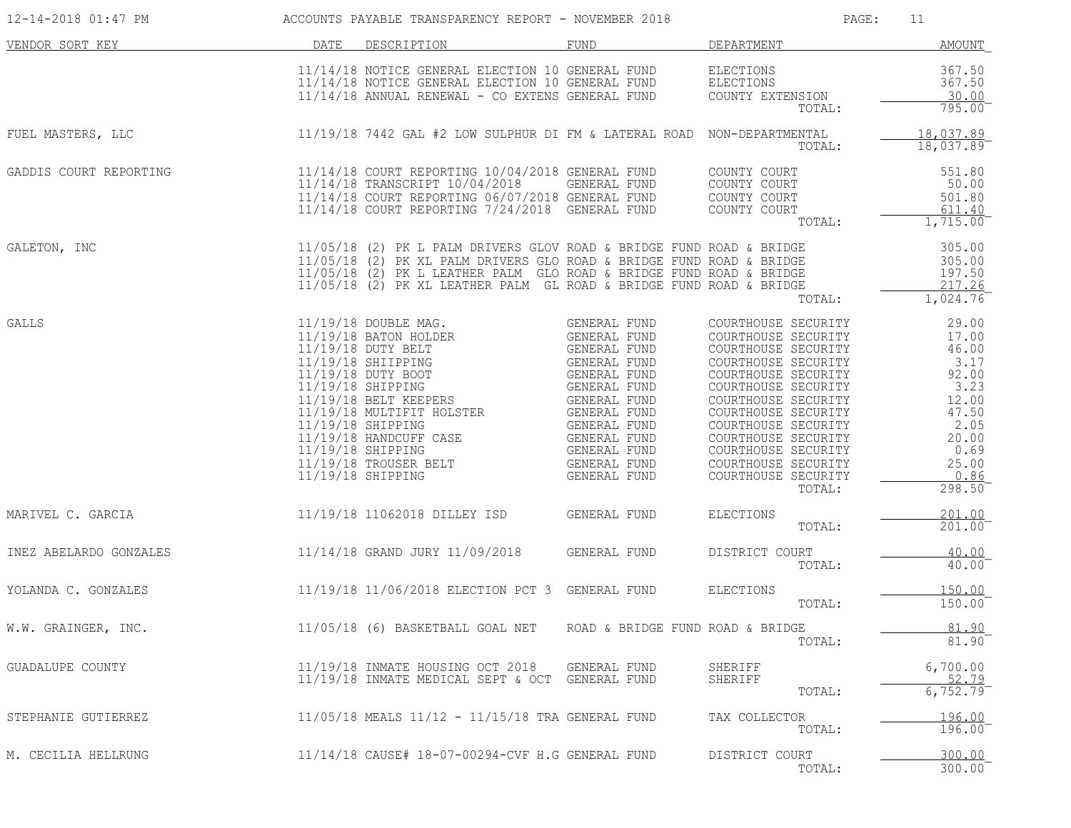| VENDOR SORT KEY | DATE | DESCRIPTION | FUND | DEPARTMENT | AMOUNT |
|---|---|---|---|---|---|
| | 11/14/18 | NOTICE GENERAL ELECTION 10 | GENERAL FUND | ELECTIONS | 367.50 |
| | 11/14/18 | NOTICE GENERAL ELECTION 10 | GENERAL FUND | ELECTIONS | 367.50 |
| | 11/14/18 | ANNUAL RENEWAL - CO EXTENS | GENERAL FUND | COUNTY EXTENSION | 30.00 |
| | | | | TOTAL: | 795.00 |
| FUEL MASTERS, LLC | 11/19/18 | 7442 GAL #2 LOW SULPHUR DI | FM & LATERAL ROAD | NON-DEPARTMENTAL | 18,037.89 |
| | | | | TOTAL: | 18,037.89 |
| GADDIS COURT REPORTING | 11/14/18 | COURT REPORTING 10/04/2018 | GENERAL FUND | COUNTY COURT | 551.80 |
| | 11/14/18 | TRANSCRIPT 10/04/2018 | GENERAL FUND | COUNTY COURT | 50.00 |
| | 11/14/18 | COURT REPORTING 06/07/2018 | GENERAL FUND | COUNTY COURT | 501.80 |
| | 11/14/18 | COURT REPORTING 7/24/2018 | GENERAL FUND | COUNTY COURT | 611.40 |
| | | | | TOTAL: | 1,715.00 |
| GALETON, INC | 11/05/18 | (2) PK L PALM DRIVERS GLOV | ROAD & BRIDGE FUND | ROAD & BRIDGE | 305.00 |
| | 11/05/18 | (2) PK XL PALM DRIVERS GLO | ROAD & BRIDGE FUND | ROAD & BRIDGE | 305.00 |
| | 11/05/18 | (2) PK L LEATHER PALM GLO | ROAD & BRIDGE FUND | ROAD & BRIDGE | 197.50 |
| | 11/05/18 | (2) PK XL LEATHER PALM GL | ROAD & BRIDGE FUND | ROAD & BRIDGE | 217.26 |
| | | | | TOTAL: | 1,024.76 |
| GALLS | 11/19/18 | DOUBLE MAG. | GENERAL FUND | COURTHOUSE SECURITY | 29.00 |
| | 11/19/18 | BATON HOLDER | GENERAL FUND | COURTHOUSE SECURITY | 17.00 |
| | 11/19/18 | DUTY BELT | GENERAL FUND | COURTHOUSE SECURITY | 46.00 |
| | 11/19/18 | SHIIPPING | GENERAL FUND | COURTHOUSE SECURITY | 3.17 |
| | 11/19/18 | DUTY BOOT | GENERAL FUND | COURTHOUSE SECURITY | 92.00 |
| | 11/19/18 | SHIPPING | GENERAL FUND | COURTHOUSE SECURITY | 3.23 |
| | 11/19/18 | BELT KEEPERS | GENERAL FUND | COURTHOUSE SECURITY | 12.00 |
| | 11/19/18 | MULTIFIT HOLSTER | GENERAL FUND | COURTHOUSE SECURITY | 47.50 |
| | 11/19/18 | SHIPPING | GENERAL FUND | COURTHOUSE SECURITY | 2.05 |
| | 11/19/18 | HANDCUFF CASE | GENERAL FUND | COURTHOUSE SECURITY | 20.00 |
| | 11/19/18 | SHIPPING | GENERAL FUND | COURTHOUSE SECURITY | 0.69 |
| | 11/19/18 | TROUSER BELT | GENERAL FUND | COURTHOUSE SECURITY | 25.00 |
| | 11/19/18 | SHIPPING | GENERAL FUND | COURTHOUSE SECURITY | 0.86 |
| | | | | TOTAL: | 298.50 |
| MARIVEL C. GARCIA | 11/19/18 | 11062018 DILLEY ISD | GENERAL FUND | ELECTIONS | 201.00 |
| | | | | TOTAL: | 201.00 |
| INEZ ABELARDO GONZALES | 11/14/18 | GRAND JURY 11/09/2018 | GENERAL FUND | DISTRICT COURT | 40.00 |
| | | | | TOTAL: | 40.00 |
| YOLANDA C. GONZALES | 11/19/18 | 11/06/2018 ELECTION PCT 3 | GENERAL FUND | ELECTIONS | 150.00 |
| | | | | TOTAL: | 150.00 |
| W.W. GRAINGER, INC. | 11/05/18 | (6) BASKETBALL GOAL NET | ROAD & BRIDGE FUND | ROAD & BRIDGE | 81.90 |
| | | | | TOTAL: | 81.90 |
| GUADALUPE COUNTY | 11/19/18 | INMATE HOUSING OCT 2018 | GENERAL FUND | SHERIFF | 6,700.00 |
| | 11/19/18 | INMATE MEDICAL SEPT & OCT | GENERAL FUND | SHERIFF | 52.79 |
| | | | | TOTAL: | 6,752.79 |
| STEPHANIE GUTIERREZ | 11/05/18 | MEALS 11/12 - 11/15/18 TRA | GENERAL FUND | TAX COLLECTOR | 196.00 |
| | | | | TOTAL: | 196.00 |
| M. CECILIA HELLRUNG | 11/14/18 | CAUSE# 18-07-00294-CVF H.G | GENERAL FUND | DISTRICT COURT | 300.00 |
| | | | | TOTAL: | 300.00 |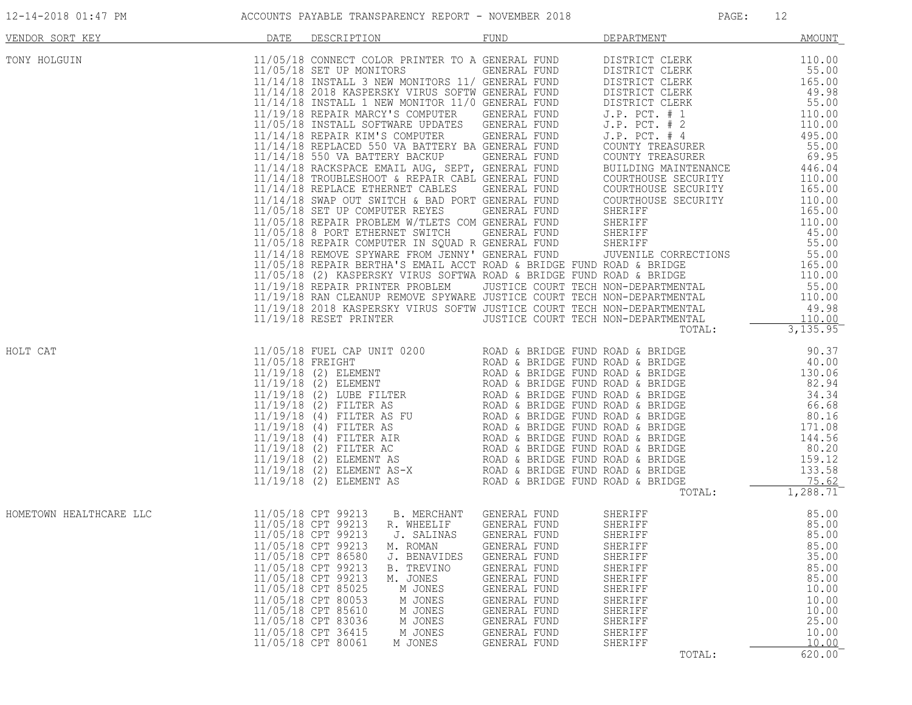ACCOUNTS PAYABLE TRANSPARENCY REPORT - NOVEMBER 2018

| VENDOR SORT KEY | DATE | DESCRIPTION | FUND | DEPARTMENT | AMOUNT |
|---|---|---|---|---|---|
| TONY HOLGUIN | 11/05/18 | CONNECT COLOR PRINTER TO A | GENERAL FUND | DISTRICT CLERK | 110.00 |
| | 11/05/18 | SET UP MONITORS | GENERAL FUND | DISTRICT CLERK | 55.00 |
| | 11/14/18 | INSTALL 3 NEW MONITORS 11/ | GENERAL FUND | DISTRICT CLERK | 165.00 |
| | 11/14/18 | 2018 KASPERSKY VIRUS SOFTW | GENERAL FUND | DISTRICT CLERK | 49.98 |
| | 11/14/18 | INSTALL 1 NEW MONITOR 11/0 | GENERAL FUND | DISTRICT CLERK | 55.00 |
| | 11/19/18 | REPAIR MARCY'S COMPUTER | GENERAL FUND | J.P. PCT. # 1 | 110.00 |
| | 11/05/18 | INSTALL SOFTWARE UPDATES | GENERAL FUND | J.P. PCT. # 2 | 110.00 |
| | 11/14/18 | REPAIR KIM'S COMPUTER | GENERAL FUND | J.P. PCT. # 4 | 495.00 |
| | 11/14/18 | REPLACED 550 VA BATTERY BA | GENERAL FUND | COUNTY TREASURER | 55.00 |
| | 11/14/18 | 550 VA BATTERY BACKUP | GENERAL FUND | COUNTY TREASURER | 69.95 |
| | 11/14/18 | RACKSPACE EMAIL AUG, SEPT, | GENERAL FUND | BUILDING MAINTENANCE | 446.04 |
| | 11/14/18 | TROUBLESHOOT & REPAIR CABL | GENERAL FUND | COURTHOUSE SECURITY | 110.00 |
| | 11/14/18 | REPLACE ETHERNET CABLES | GENERAL FUND | COURTHOUSE SECURITY | 165.00 |
| | 11/14/18 | SWAP OUT SWITCH & BAD PORT | GENERAL FUND | COURTHOUSE SECURITY | 110.00 |
| | 11/05/18 | SET UP COMPUTER REYES | GENERAL FUND | SHERIFF | 165.00 |
| | 11/05/18 | REPAIR PROBLEM W/TLETS COM | GENERAL FUND | SHERIFF | 110.00 |
| | 11/05/18 | 8 PORT ETHERNET SWITCH | GENERAL FUND | SHERIFF | 45.00 |
| | 11/05/18 | REPAIR COMPUTER IN SQUAD R | GENERAL FUND | SHERIFF | 55.00 |
| | 11/14/18 | REMOVE SPYWARE FROM JENNY' | GENERAL FUND | JUVENILE CORRECTIONS | 55.00 |
| | 11/05/18 | REPAIR BERTHA'S EMAIL ACCT | ROAD & BRIDGE FUND | ROAD & BRIDGE | 165.00 |
| | 11/05/18 | (2) KASPERSKY VIRUS SOFTWA | ROAD & BRIDGE FUND | ROAD & BRIDGE | 110.00 |
| | 11/19/18 | REPAIR PRINTER PROBLEM | JUSTICE COURT TECH | NON-DEPARTMENTAL | 55.00 |
| | 11/19/18 | RAN CLEANUP REMOVE SPYWARE | JUSTICE COURT TECH | NON-DEPARTMENTAL | 110.00 |
| | 11/19/18 | 2018 KASPERSKY VIRUS SOFTW | JUSTICE COURT TECH | NON-DEPARTMENTAL | 49.98 |
| | 11/19/18 | RESET PRINTER | JUSTICE COURT TECH | NON-DEPARTMENTAL | 110.00 |
| | | | | TOTAL: | 3,135.95 |
| HOLT CAT | 11/05/18 | FUEL CAP UNIT 0200 | ROAD & BRIDGE FUND | ROAD & BRIDGE | 90.37 |
| | 11/05/18 | FREIGHT | ROAD & BRIDGE FUND | ROAD & BRIDGE | 40.00 |
| | 11/19/18 | (2) ELEMENT | ROAD & BRIDGE FUND | ROAD & BRIDGE | 130.06 |
| | 11/19/18 | (2) ELEMENT | ROAD & BRIDGE FUND | ROAD & BRIDGE | 82.94 |
| | 11/19/18 | (2) LUBE FILTER | ROAD & BRIDGE FUND | ROAD & BRIDGE | 34.34 |
| | 11/19/18 | (2) FILTER AS | ROAD & BRIDGE FUND | ROAD & BRIDGE | 66.68 |
| | 11/19/18 | (4) FILTER AS FU | ROAD & BRIDGE FUND | ROAD & BRIDGE | 80.16 |
| | 11/19/18 | (4) FILTER AS | ROAD & BRIDGE FUND | ROAD & BRIDGE | 171.08 |
| | 11/19/18 | (4) FILTER AIR | ROAD & BRIDGE FUND | ROAD & BRIDGE | 144.56 |
| | 11/19/18 | (2) FILTER AC | ROAD & BRIDGE FUND | ROAD & BRIDGE | 80.20 |
| | 11/19/18 | (2) ELEMENT AS | ROAD & BRIDGE FUND | ROAD & BRIDGE | 159.12 |
| | 11/19/18 | (2) ELEMENT AS-X | ROAD & BRIDGE FUND | ROAD & BRIDGE | 133.58 |
| | 11/19/18 | (2) ELEMENT AS | ROAD & BRIDGE FUND | ROAD & BRIDGE | 75.62 |
| | | | | TOTAL: | 1,288.71 |
| HOMETOWN HEALTHCARE LLC | 11/05/18 | CPT 99213 B. MERCHANT | GENERAL FUND | SHERIFF | 85.00 |
| | 11/05/18 | CPT 99213 R. WHEELIF | GENERAL FUND | SHERIFF | 85.00 |
| | 11/05/18 | CPT 99213 J. SALINAS | GENERAL FUND | SHERIFF | 85.00 |
| | 11/05/18 | CPT 99213 M. ROMAN | GENERAL FUND | SHERIFF | 85.00 |
| | 11/05/18 | CPT 86580 J. BENAVIDES | GENERAL FUND | SHERIFF | 35.00 |
| | 11/05/18 | CPT 99213 B. TREVINO | GENERAL FUND | SHERIFF | 85.00 |
| | 11/05/18 | CPT 99213 M. JONES | GENERAL FUND | SHERIFF | 85.00 |
| | 11/05/18 | CPT 85025 M JONES | GENERAL FUND | SHERIFF | 10.00 |
| | 11/05/18 | CPT 80053 M JONES | GENERAL FUND | SHERIFF | 10.00 |
| | 11/05/18 | CPT 85610 M JONES | GENERAL FUND | SHERIFF | 10.00 |
| | 11/05/18 | CPT 83036 M JONES | GENERAL FUND | SHERIFF | 25.00 |
| | 11/05/18 | CPT 36415 M JONES | GENERAL FUND | SHERIFF | 10.00 |
| | 11/05/18 | CPT 80061 M JONES | GENERAL FUND | SHERIFF | 10.00 |
| | | | | TOTAL: | 620.00 |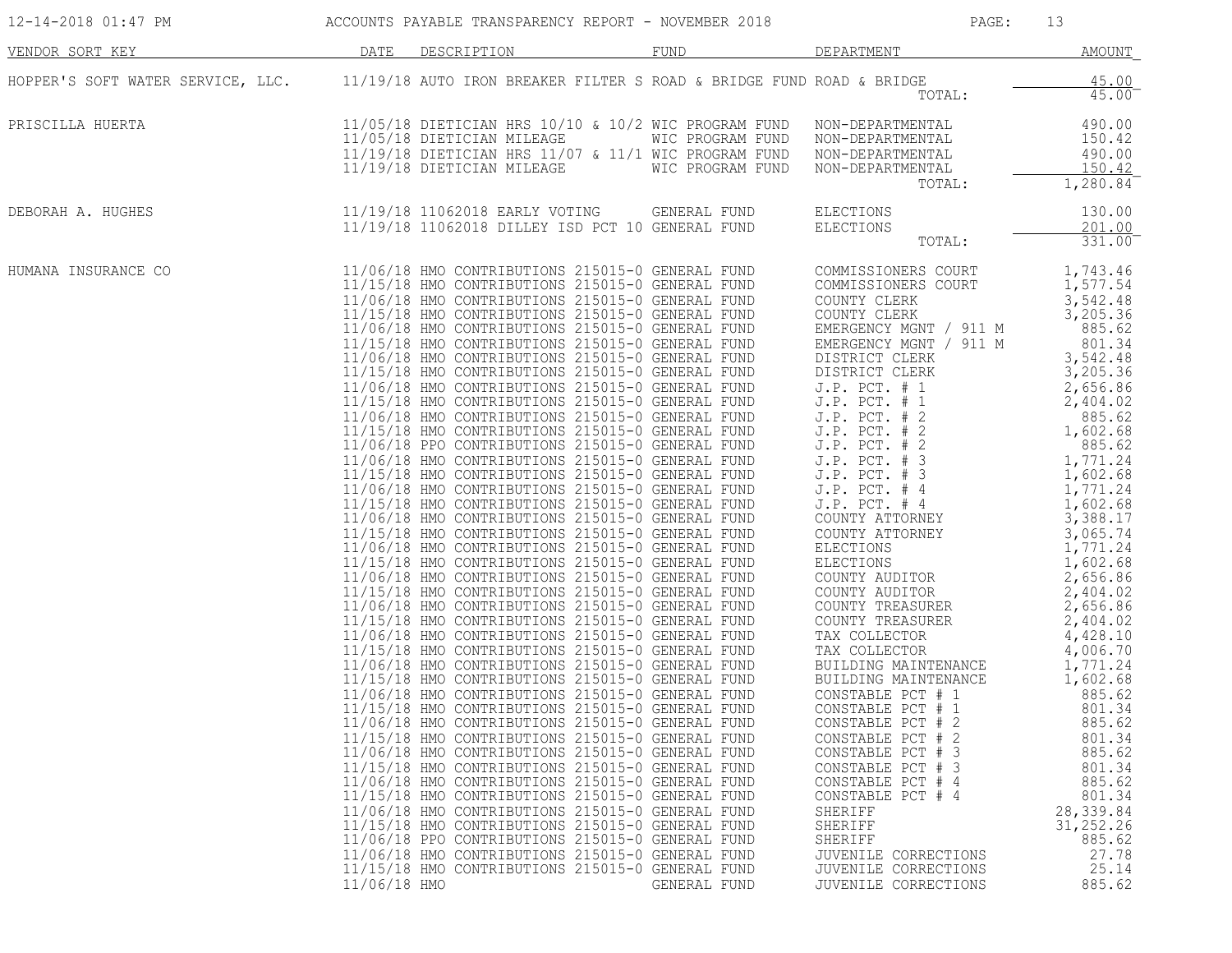# ACCOUNTS PAYABLE TRANSPARENCY REPORT - NOVEMBER 2018

12-14-2018 01:47 PM

| VENDOR SORT KEY | DATE | DESCRIPTION | FUND | DEPARTMENT | AMOUNT |
|---|---|---|---|---|---|
| HOPPER'S SOFT WATER SERVICE, LLC. | 11/19/18 | AUTO IRON BREAKER FILTER S | ROAD & BRIDGE FUND | ROAD & BRIDGE | 45.00 |
| | | | | TOTAL: | 45.00 |
| PRISCILLA HUERTA | 11/05/18 | DIETICIAN HRS 10/10 & 10/2 | WIC PROGRAM FUND | NON-DEPARTMENTAL | 490.00 |
| | 11/05/18 | DIETICIAN MILEAGE | WIC PROGRAM FUND | NON-DEPARTMENTAL | 150.42 |
| | 11/19/18 | DIETICIAN HRS 11/07 & 11/1 | WIC PROGRAM FUND | NON-DEPARTMENTAL | 490.00 |
| | 11/19/18 | DIETICIAN MILEAGE | WIC PROGRAM FUND | NON-DEPARTMENTAL | 150.42 |
| | | | | TOTAL: | 1,280.84 |
| DEBORAH A. HUGHES | 11/19/18 | 11062018 EARLY VOTING | GENERAL FUND | ELECTIONS | 130.00 |
| | 11/19/18 | 11062018 DILLEY ISD PCT 10 | GENERAL FUND | ELECTIONS | 201.00 |
| | | | | TOTAL: | 331.00 |
| HUMANA INSURANCE CO | 11/06/18 | HMO CONTRIBUTIONS 215015-0 | GENERAL FUND | COMMISSIONERS COURT | 1,743.46 |
| | 11/15/18 | HMO CONTRIBUTIONS 215015-0 | GENERAL FUND | COMMISSIONERS COURT | 1,577.54 |
| | 11/06/18 | HMO CONTRIBUTIONS 215015-0 | GENERAL FUND | COUNTY CLERK | 3,542.48 |
| | 11/15/18 | HMO CONTRIBUTIONS 215015-0 | GENERAL FUND | COUNTY CLERK | 3,205.36 |
| | 11/06/18 | HMO CONTRIBUTIONS 215015-0 | GENERAL FUND | EMERGENCY MGNT / 911 M | 885.62 |
| | 11/15/18 | HMO CONTRIBUTIONS 215015-0 | GENERAL FUND | EMERGENCY MGNT / 911 M | 801.34 |
| | 11/06/18 | HMO CONTRIBUTIONS 215015-0 | GENERAL FUND | DISTRICT CLERK | 3,542.48 |
| | 11/15/18 | HMO CONTRIBUTIONS 215015-0 | GENERAL FUND | DISTRICT CLERK | 3,205.36 |
| | 11/06/18 | HMO CONTRIBUTIONS 215015-0 | GENERAL FUND | J.P. PCT. # 1 | 2,656.86 |
| | 11/15/18 | HMO CONTRIBUTIONS 215015-0 | GENERAL FUND | J.P. PCT. # 1 | 2,404.02 |
| | 11/06/18 | HMO CONTRIBUTIONS 215015-0 | GENERAL FUND | J.P. PCT. # 2 | 885.62 |
| | 11/15/18 | HMO CONTRIBUTIONS 215015-0 | GENERAL FUND | J.P. PCT. # 2 | 1,602.68 |
| | 11/06/18 | PPO CONTRIBUTIONS 215015-0 | GENERAL FUND | J.P. PCT. # 2 | 885.62 |
| | 11/06/18 | HMO CONTRIBUTIONS 215015-0 | GENERAL FUND | J.P. PCT. # 3 | 1,771.24 |
| | 11/15/18 | HMO CONTRIBUTIONS 215015-0 | GENERAL FUND | J.P. PCT. # 3 | 1,602.68 |
| | 11/06/18 | HMO CONTRIBUTIONS 215015-0 | GENERAL FUND | J.P. PCT. # 4 | 1,771.24 |
| | 11/15/18 | HMO CONTRIBUTIONS 215015-0 | GENERAL FUND | J.P. PCT. # 4 | 1,602.68 |
| | 11/06/18 | HMO CONTRIBUTIONS 215015-0 | GENERAL FUND | COUNTY ATTORNEY | 3,388.17 |
| | 11/15/18 | HMO CONTRIBUTIONS 215015-0 | GENERAL FUND | COUNTY ATTORNEY | 3,065.74 |
| | 11/06/18 | HMO CONTRIBUTIONS 215015-0 | GENERAL FUND | ELECTIONS | 1,771.24 |
| | 11/15/18 | HMO CONTRIBUTIONS 215015-0 | GENERAL FUND | ELECTIONS | 1,602.68 |
| | 11/06/18 | HMO CONTRIBUTIONS 215015-0 | GENERAL FUND | COUNTY AUDITOR | 2,656.86 |
| | 11/15/18 | HMO CONTRIBUTIONS 215015-0 | GENERAL FUND | COUNTY AUDITOR | 2,404.02 |
| | 11/06/18 | HMO CONTRIBUTIONS 215015-0 | GENERAL FUND | COUNTY TREASURER | 2,656.86 |
| | 11/15/18 | HMO CONTRIBUTIONS 215015-0 | GENERAL FUND | COUNTY TREASURER | 2,404.02 |
| | 11/06/18 | HMO CONTRIBUTIONS 215015-0 | GENERAL FUND | TAX COLLECTOR | 4,428.10 |
| | 11/15/18 | HMO CONTRIBUTIONS 215015-0 | GENERAL FUND | TAX COLLECTOR | 4,006.70 |
| | 11/06/18 | HMO CONTRIBUTIONS 215015-0 | GENERAL FUND | BUILDING MAINTENANCE | 1,771.24 |
| | 11/15/18 | HMO CONTRIBUTIONS 215015-0 | GENERAL FUND | BUILDING MAINTENANCE | 1,602.68 |
| | 11/06/18 | HMO CONTRIBUTIONS 215015-0 | GENERAL FUND | CONSTABLE PCT # 1 | 885.62 |
| | 11/15/18 | HMO CONTRIBUTIONS 215015-0 | GENERAL FUND | CONSTABLE PCT # 1 | 801.34 |
| | 11/06/18 | HMO CONTRIBUTIONS 215015-0 | GENERAL FUND | CONSTABLE PCT # 2 | 885.62 |
| | 11/15/18 | HMO CONTRIBUTIONS 215015-0 | GENERAL FUND | CONSTABLE PCT # 2 | 801.34 |
| | 11/06/18 | HMO CONTRIBUTIONS 215015-0 | GENERAL FUND | CONSTABLE PCT # 3 | 885.62 |
| | 11/15/18 | HMO CONTRIBUTIONS 215015-0 | GENERAL FUND | CONSTABLE PCT # 3 | 801.34 |
| | 11/06/18 | HMO CONTRIBUTIONS 215015-0 | GENERAL FUND | CONSTABLE PCT # 4 | 885.62 |
| | 11/15/18 | HMO CONTRIBUTIONS 215015-0 | GENERAL FUND | CONSTABLE PCT # 4 | 801.34 |
| | 11/06/18 | HMO CONTRIBUTIONS 215015-0 | GENERAL FUND | SHERIFF | 28,339.84 |
| | 11/15/18 | HMO CONTRIBUTIONS 215015-0 | GENERAL FUND | SHERIFF | 31,252.26 |
| | 11/06/18 | PPO CONTRIBUTIONS 215015-0 | GENERAL FUND | SHERIFF | 885.62 |
| | 11/06/18 | HMO CONTRIBUTIONS 215015-0 | GENERAL FUND | JUVENILE CORRECTIONS | 27.78 |
| | 11/15/18 | HMO CONTRIBUTIONS 215015-0 | GENERAL FUND | JUVENILE CORRECTIONS | 25.14 |
| | 11/06/18 | HMO | GENERAL FUND | JUVENILE CORRECTIONS | 885.62 |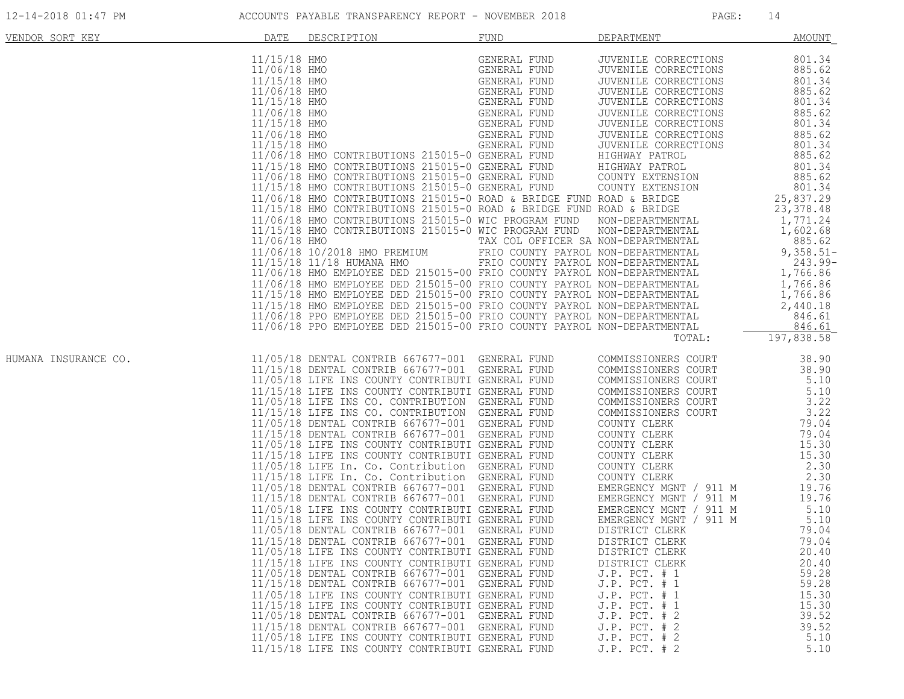# ACCOUNTS PAYABLE TRANSPARENCY REPORT - NOVEMBER 2018

| VENDOR SORT KEY | DATE | DESCRIPTION | FUND | DEPARTMENT | AMOUNT |
|---|---|---|---|---|---|
| | 11/15/18 | HMO | GENERAL FUND | JUVENILE CORRECTIONS | 801.34 |
| | 11/06/18 | HMO | GENERAL FUND | JUVENILE CORRECTIONS | 885.62 |
| | 11/15/18 | HMO | GENERAL FUND | JUVENILE CORRECTIONS | 801.34 |
| | 11/06/18 | HMO | GENERAL FUND | JUVENILE CORRECTIONS | 885.62 |
| | 11/15/18 | HMO | GENERAL FUND | JUVENILE CORRECTIONS | 801.34 |
| | 11/06/18 | HMO | GENERAL FUND | JUVENILE CORRECTIONS | 885.62 |
| | 11/15/18 | HMO | GENERAL FUND | JUVENILE CORRECTIONS | 801.34 |
| | 11/06/18 | HMO | GENERAL FUND | JUVENILE CORRECTIONS | 885.62 |
| | 11/15/18 | HMO | GENERAL FUND | JUVENILE CORRECTIONS | 801.34 |
| | 11/06/18 | HMO CONTRIBUTIONS 215015-0 | GENERAL FUND | HIGHWAY PATROL | 885.62 |
| | 11/15/18 | HMO CONTRIBUTIONS 215015-0 | GENERAL FUND | HIGHWAY PATROL | 801.34 |
| | 11/06/18 | HMO CONTRIBUTIONS 215015-0 | GENERAL FUND | COUNTY EXTENSION | 885.62 |
| | 11/15/18 | HMO CONTRIBUTIONS 215015-0 | GENERAL FUND | COUNTY EXTENSION | 801.34 |
| | 11/06/18 | HMO CONTRIBUTIONS 215015-0 | ROAD & BRIDGE FUND | ROAD & BRIDGE | 25,837.29 |
| | 11/15/18 | HMO CONTRIBUTIONS 215015-0 | ROAD & BRIDGE FUND | ROAD & BRIDGE | 23,378.48 |
| | 11/06/18 | HMO CONTRIBUTIONS 215015-0 | WIC PROGRAM FUND | NON-DEPARTMENTAL | 1,771.24 |
| | 11/15/18 | HMO CONTRIBUTIONS 215015-0 | WIC PROGRAM FUND | NON-DEPARTMENTAL | 1,602.68 |
| | 11/06/18 | HMO | TAX COL OFFICER SA | NON-DEPARTMENTAL | 885.62 |
| | 11/06/18 | 10/2018 HMO PREMIUM | FRIO COUNTY PAYROL | NON-DEPARTMENTAL | 9,358.51- |
| | 11/15/18 | 11/18 HUMANA HMO | FRIO COUNTY PAYROL | NON-DEPARTMENTAL | 243.99- |
| | 11/06/18 | HMO EMPLOYEE DED 215015-00 | FRIO COUNTY PAYROL | NON-DEPARTMENTAL | 1,766.86 |
| | 11/06/18 | HMO EMPLOYEE DED 215015-00 | FRIO COUNTY PAYROL | NON-DEPARTMENTAL | 1,766.86 |
| | 11/15/18 | HMO EMPLOYEE DED 215015-00 | FRIO COUNTY PAYROL | NON-DEPARTMENTAL | 1,766.86 |
| | 11/15/18 | HMO EMPLOYEE DED 215015-00 | FRIO COUNTY PAYROL | NON-DEPARTMENTAL | 2,440.18 |
| | 11/06/18 | PPO EMPLOYEE DED 215015-00 | FRIO COUNTY PAYROL | NON-DEPARTMENTAL | 846.61 |
| | 11/06/18 | PPO EMPLOYEE DED 215015-00 | FRIO COUNTY PAYROL | NON-DEPARTMENTAL | 846.61 |
| | | | | TOTAL: | 197,838.58 |
| HUMANA INSURANCE CO. | 11/05/18 | DENTAL CONTRIB 667677-001 | GENERAL FUND | COMMISSIONERS COURT | 38.90 |
| | 11/15/18 | DENTAL CONTRIB 667677-001 | GENERAL FUND | COMMISSIONERS COURT | 38.90 |
| | 11/05/18 | LIFE INS COUNTY CONTRIBUTI | GENERAL FUND | COMMISSIONERS COURT | 5.10 |
| | 11/15/18 | LIFE INS COUNTY CONTRIBUTI | GENERAL FUND | COMMISSIONERS COURT | 5.10 |
| | 11/05/18 | LIFE INS CO. CONTRIBUTION | GENERAL FUND | COMMISSIONERS COURT | 3.22 |
| | 11/15/18 | LIFE INS CO. CONTRIBUTION | GENERAL FUND | COMMISSIONERS COURT | 3.22 |
| | 11/05/18 | DENTAL CONTRIB 667677-001 | GENERAL FUND | COUNTY CLERK | 79.04 |
| | 11/15/18 | DENTAL CONTRIB 667677-001 | GENERAL FUND | COUNTY CLERK | 79.04 |
| | 11/05/18 | LIFE INS COUNTY CONTRIBUTI | GENERAL FUND | COUNTY CLERK | 15.30 |
| | 11/15/18 | LIFE INS COUNTY CONTRIBUTI | GENERAL FUND | COUNTY CLERK | 15.30 |
| | 11/05/18 | LIFE In. Co. Contribution | GENERAL FUND | COUNTY CLERK | 2.30 |
| | 11/15/18 | LIFE In. Co. Contribution | GENERAL FUND | COUNTY CLERK | 2.30 |
| | 11/05/18 | DENTAL CONTRIB 667677-001 | GENERAL FUND | EMERGENCY MGNT / 911 M | 19.76 |
| | 11/15/18 | DENTAL CONTRIB 667677-001 | GENERAL FUND | EMERGENCY MGNT / 911 M | 19.76 |
| | 11/05/18 | LIFE INS COUNTY CONTRIBUTI | GENERAL FUND | EMERGENCY MGNT / 911 M | 5.10 |
| | 11/15/18 | LIFE INS COUNTY CONTRIBUTI | GENERAL FUND | EMERGENCY MGNT / 911 M | 5.10 |
| | 11/05/18 | DENTAL CONTRIB 667677-001 | GENERAL FUND | DISTRICT CLERK | 79.04 |
| | 11/15/18 | DENTAL CONTRIB 667677-001 | GENERAL FUND | DISTRICT CLERK | 79.04 |
| | 11/05/18 | LIFE INS COUNTY CONTRIBUTI | GENERAL FUND | DISTRICT CLERK | 20.40 |
| | 11/15/18 | LIFE INS COUNTY CONTRIBUTI | GENERAL FUND | DISTRICT CLERK | 20.40 |
| | 11/05/18 | DENTAL CONTRIB 667677-001 | GENERAL FUND | J.P. PCT. # 1 | 59.28 |
| | 11/15/18 | DENTAL CONTRIB 667677-001 | GENERAL FUND | J.P. PCT. # 1 | 59.28 |
| | 11/05/18 | LIFE INS COUNTY CONTRIBUTI | GENERAL FUND | J.P. PCT. # 1 | 15.30 |
| | 11/15/18 | LIFE INS COUNTY CONTRIBUTI | GENERAL FUND | J.P. PCT. # 1 | 15.30 |
| | 11/05/18 | DENTAL CONTRIB 667677-001 | GENERAL FUND | J.P. PCT. # 2 | 39.52 |
| | 11/15/18 | DENTAL CONTRIB 667677-001 | GENERAL FUND | J.P. PCT. # 2 | 39.52 |
| | 11/05/18 | LIFE INS COUNTY CONTRIBUTI | GENERAL FUND | J.P. PCT. # 2 | 5.10 |
| | 11/15/18 | LIFE INS COUNTY CONTRIBUTI | GENERAL FUND | J.P. PCT. # 2 | 5.10 |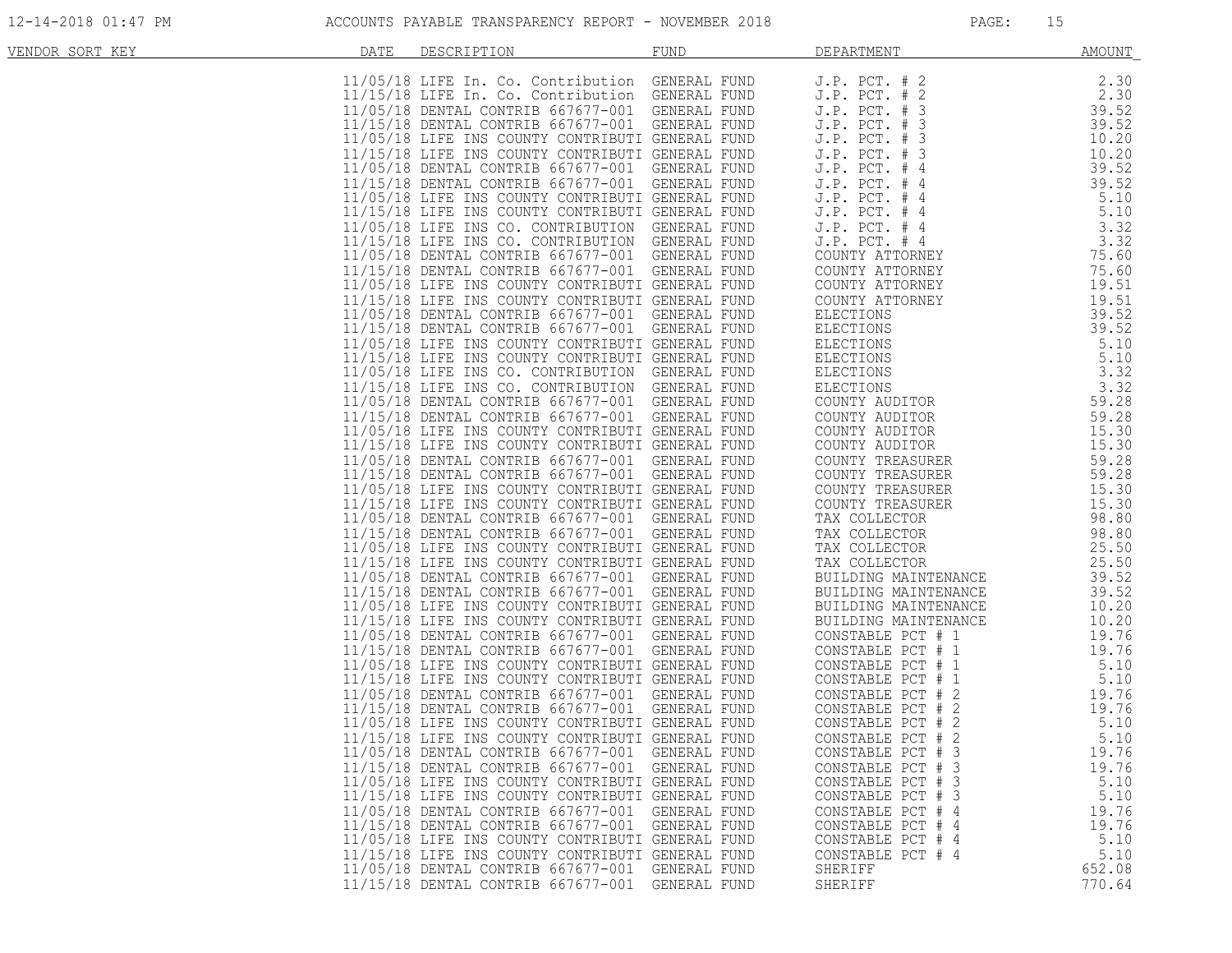| VENDOR SORT KEY | DATE | DESCRIPTION | FUND | DEPARTMENT | AMOUNT |
|---|---|---|---|---|---|
| | 11/05/18 | LIFE In. Co. Contribution | GENERAL FUND | J.P. PCT. # 2 | 2.30 |
| | 11/15/18 | LIFE In. Co. Contribution | GENERAL FUND | J.P. PCT. # 2 | 2.30 |
| | 11/05/18 | DENTAL CONTRIB 667677-001 | GENERAL FUND | J.P. PCT. # 3 | 39.52 |
| | 11/15/18 | DENTAL CONTRIB 667677-001 | GENERAL FUND | J.P. PCT. # 3 | 39.52 |
| | 11/05/18 | LIFE INS COUNTY CONTRIBUTI | GENERAL FUND | J.P. PCT. # 3 | 10.20 |
| | 11/15/18 | LIFE INS COUNTY CONTRIBUTI | GENERAL FUND | J.P. PCT. # 3 | 10.20 |
| | 11/05/18 | DENTAL CONTRIB 667677-001 | GENERAL FUND | J.P. PCT. # 4 | 39.52 |
| | 11/15/18 | DENTAL CONTRIB 667677-001 | GENERAL FUND | J.P. PCT. # 4 | 39.52 |
| | 11/05/18 | LIFE INS COUNTY CONTRIBUTI | GENERAL FUND | J.P. PCT. # 4 | 5.10 |
| | 11/15/18 | LIFE INS COUNTY CONTRIBUTI | GENERAL FUND | J.P. PCT. # 4 | 5.10 |
| | 11/05/18 | LIFE INS CO. CONTRIBUTION | GENERAL FUND | J.P. PCT. # 4 | 3.32 |
| | 11/15/18 | LIFE INS CO. CONTRIBUTION | GENERAL FUND | J.P. PCT. # 4 | 3.32 |
| | 11/05/18 | DENTAL CONTRIB 667677-001 | GENERAL FUND | COUNTY ATTORNEY | 75.60 |
| | 11/15/18 | DENTAL CONTRIB 667677-001 | GENERAL FUND | COUNTY ATTORNEY | 75.60 |
| | 11/05/18 | LIFE INS COUNTY CONTRIBUTI | GENERAL FUND | COUNTY ATTORNEY | 19.51 |
| | 11/15/18 | LIFE INS COUNTY CONTRIBUTI | GENERAL FUND | COUNTY ATTORNEY | 19.51 |
| | 11/05/18 | DENTAL CONTRIB 667677-001 | GENERAL FUND | ELECTIONS | 39.52 |
| | 11/15/18 | DENTAL CONTRIB 667677-001 | GENERAL FUND | ELECTIONS | 39.52 |
| | 11/05/18 | LIFE INS COUNTY CONTRIBUTI | GENERAL FUND | ELECTIONS | 5.10 |
| | 11/15/18 | LIFE INS COUNTY CONTRIBUTI | GENERAL FUND | ELECTIONS | 5.10 |
| | 11/05/18 | LIFE INS CO. CONTRIBUTION | GENERAL FUND | ELECTIONS | 3.32 |
| | 11/15/18 | LIFE INS CO. CONTRIBUTION | GENERAL FUND | ELECTIONS | 3.32 |
| | 11/05/18 | DENTAL CONTRIB 667677-001 | GENERAL FUND | COUNTY AUDITOR | 59.28 |
| | 11/15/18 | DENTAL CONTRIB 667677-001 | GENERAL FUND | COUNTY AUDITOR | 59.28 |
| | 11/05/18 | LIFE INS COUNTY CONTRIBUTI | GENERAL FUND | COUNTY AUDITOR | 15.30 |
| | 11/15/18 | LIFE INS COUNTY CONTRIBUTI | GENERAL FUND | COUNTY AUDITOR | 15.30 |
| | 11/05/18 | DENTAL CONTRIB 667677-001 | GENERAL FUND | COUNTY TREASURER | 59.28 |
| | 11/15/18 | DENTAL CONTRIB 667677-001 | GENERAL FUND | COUNTY TREASURER | 59.28 |
| | 11/05/18 | LIFE INS COUNTY CONTRIBUTI | GENERAL FUND | COUNTY TREASURER | 15.30 |
| | 11/15/18 | LIFE INS COUNTY CONTRIBUTI | GENERAL FUND | COUNTY TREASURER | 15.30 |
| | 11/05/18 | DENTAL CONTRIB 667677-001 | GENERAL FUND | TAX COLLECTOR | 98.80 |
| | 11/15/18 | DENTAL CONTRIB 667677-001 | GENERAL FUND | TAX COLLECTOR | 98.80 |
| | 11/05/18 | LIFE INS COUNTY CONTRIBUTI | GENERAL FUND | TAX COLLECTOR | 25.50 |
| | 11/15/18 | LIFE INS COUNTY CONTRIBUTI | GENERAL FUND | TAX COLLECTOR | 25.50 |
| | 11/05/18 | DENTAL CONTRIB 667677-001 | GENERAL FUND | BUILDING MAINTENANCE | 39.52 |
| | 11/15/18 | DENTAL CONTRIB 667677-001 | GENERAL FUND | BUILDING MAINTENANCE | 39.52 |
| | 11/05/18 | LIFE INS COUNTY CONTRIBUTI | GENERAL FUND | BUILDING MAINTENANCE | 10.20 |
| | 11/15/18 | LIFE INS COUNTY CONTRIBUTI | GENERAL FUND | BUILDING MAINTENANCE | 10.20 |
| | 11/05/18 | DENTAL CONTRIB 667677-001 | GENERAL FUND | CONSTABLE PCT # 1 | 19.76 |
| | 11/15/18 | DENTAL CONTRIB 667677-001 | GENERAL FUND | CONSTABLE PCT # 1 | 19.76 |
| | 11/05/18 | LIFE INS COUNTY CONTRIBUTI | GENERAL FUND | CONSTABLE PCT # 1 | 5.10 |
| | 11/15/18 | LIFE INS COUNTY CONTRIBUTI | GENERAL FUND | CONSTABLE PCT # 1 | 5.10 |
| | 11/05/18 | DENTAL CONTRIB 667677-001 | GENERAL FUND | CONSTABLE PCT # 2 | 19.76 |
| | 11/15/18 | DENTAL CONTRIB 667677-001 | GENERAL FUND | CONSTABLE PCT # 2 | 19.76 |
| | 11/05/18 | LIFE INS COUNTY CONTRIBUTI | GENERAL FUND | CONSTABLE PCT # 2 | 5.10 |
| | 11/15/18 | LIFE INS COUNTY CONTRIBUTI | GENERAL FUND | CONSTABLE PCT # 2 | 5.10 |
| | 11/05/18 | DENTAL CONTRIB 667677-001 | GENERAL FUND | CONSTABLE PCT # 3 | 19.76 |
| | 11/15/18 | DENTAL CONTRIB 667677-001 | GENERAL FUND | CONSTABLE PCT # 3 | 19.76 |
| | 11/05/18 | LIFE INS COUNTY CONTRIBUTI | GENERAL FUND | CONSTABLE PCT # 3 | 5.10 |
| | 11/15/18 | LIFE INS COUNTY CONTRIBUTI | GENERAL FUND | CONSTABLE PCT # 3 | 5.10 |
| | 11/05/18 | DENTAL CONTRIB 667677-001 | GENERAL FUND | CONSTABLE PCT # 4 | 19.76 |
| | 11/15/18 | DENTAL CONTRIB 667677-001 | GENERAL FUND | CONSTABLE PCT # 4 | 19.76 |
| | 11/05/18 | LIFE INS COUNTY CONTRIBUTI | GENERAL FUND | CONSTABLE PCT # 4 | 5.10 |
| | 11/15/18 | LIFE INS COUNTY CONTRIBUTI | GENERAL FUND | CONSTABLE PCT # 4 | 5.10 |
| | 11/05/18 | DENTAL CONTRIB 667677-001 | GENERAL FUND | SHERIFF | 652.08 |
| | 11/15/18 | DENTAL CONTRIB 667677-001 | GENERAL FUND | SHERIFF | 770.64 |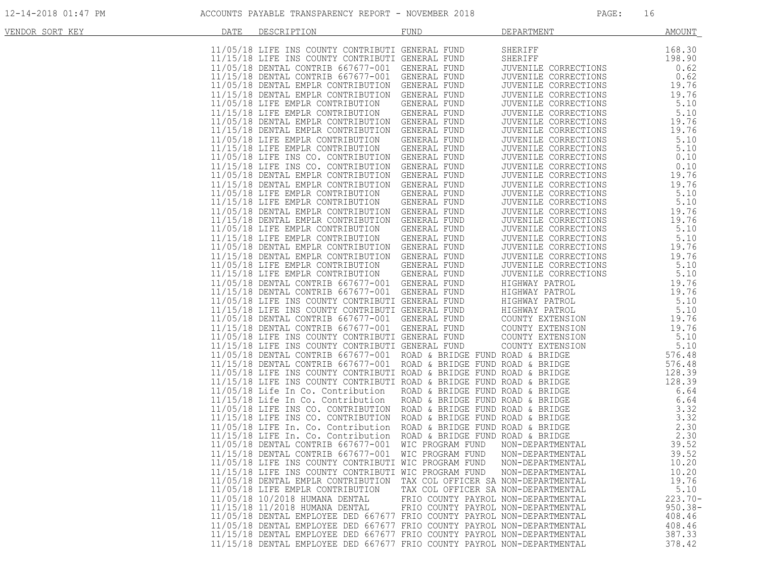| VENDOR SORT KEY | DATE | DESCRIPTION | FUND | DEPARTMENT | AMOUNT |
|---|---|---|---|---|---|
| | 11/05/18 | LIFE INS COUNTY CONTRIBUTI | GENERAL FUND | SHERIFF | 168.30 |
| | 11/15/18 | LIFE INS COUNTY CONTRIBUTI | GENERAL FUND | SHERIFF | 198.90 |
| | 11/05/18 | DENTAL CONTRIB 667677-001 | GENERAL FUND | JUVENILE CORRECTIONS | 0.62 |
| | 11/15/18 | DENTAL CONTRIB 667677-001 | GENERAL FUND | JUVENILE CORRECTIONS | 0.62 |
| | 11/05/18 | DENTAL EMPLR CONTRIBUTION | GENERAL FUND | JUVENILE CORRECTIONS | 19.76 |
| | 11/15/18 | DENTAL EMPLR CONTRIBUTION | GENERAL FUND | JUVENILE CORRECTIONS | 19.76 |
| | 11/05/18 | LIFE EMPLR CONTRIBUTION | GENERAL FUND | JUVENILE CORRECTIONS | 5.10 |
| | 11/15/18 | LIFE EMPLR CONTRIBUTION | GENERAL FUND | JUVENILE CORRECTIONS | 5.10 |
| | 11/05/18 | DENTAL EMPLR CONTRIBUTION | GENERAL FUND | JUVENILE CORRECTIONS | 19.76 |
| | 11/15/18 | DENTAL EMPLR CONTRIBUTION | GENERAL FUND | JUVENILE CORRECTIONS | 19.76 |
| | 11/05/18 | LIFE EMPLR CONTRIBUTION | GENERAL FUND | JUVENILE CORRECTIONS | 5.10 |
| | 11/15/18 | LIFE EMPLR CONTRIBUTION | GENERAL FUND | JUVENILE CORRECTIONS | 5.10 |
| | 11/05/18 | LIFE INS CO. CONTRIBUTION | GENERAL FUND | JUVENILE CORRECTIONS | 0.10 |
| | 11/15/18 | LIFE INS CO. CONTRIBUTION | GENERAL FUND | JUVENILE CORRECTIONS | 0.10 |
| | 11/05/18 | DENTAL EMPLR CONTRIBUTION | GENERAL FUND | JUVENILE CORRECTIONS | 19.76 |
| | 11/15/18 | DENTAL EMPLR CONTRIBUTION | GENERAL FUND | JUVENILE CORRECTIONS | 19.76 |
| | 11/05/18 | LIFE EMPLR CONTRIBUTION | GENERAL FUND | JUVENILE CORRECTIONS | 5.10 |
| | 11/15/18 | LIFE EMPLR CONTRIBUTION | GENERAL FUND | JUVENILE CORRECTIONS | 5.10 |
| | 11/05/18 | DENTAL EMPLR CONTRIBUTION | GENERAL FUND | JUVENILE CORRECTIONS | 19.76 |
| | 11/15/18 | DENTAL EMPLR CONTRIBUTION | GENERAL FUND | JUVENILE CORRECTIONS | 19.76 |
| | 11/05/18 | LIFE EMPLR CONTRIBUTION | GENERAL FUND | JUVENILE CORRECTIONS | 5.10 |
| | 11/15/18 | LIFE EMPLR CONTRIBUTION | GENERAL FUND | JUVENILE CORRECTIONS | 5.10 |
| | 11/05/18 | DENTAL EMPLR CONTRIBUTION | GENERAL FUND | JUVENILE CORRECTIONS | 19.76 |
| | 11/15/18 | DENTAL EMPLR CONTRIBUTION | GENERAL FUND | JUVENILE CORRECTIONS | 19.76 |
| | 11/05/18 | LIFE EMPLR CONTRIBUTION | GENERAL FUND | JUVENILE CORRECTIONS | 5.10 |
| | 11/15/18 | LIFE EMPLR CONTRIBUTION | GENERAL FUND | JUVENILE CORRECTIONS | 5.10 |
| | 11/05/18 | DENTAL CONTRIB 667677-001 | GENERAL FUND | HIGHWAY PATROL | 19.76 |
| | 11/15/18 | DENTAL CONTRIB 667677-001 | GENERAL FUND | HIGHWAY PATROL | 19.76 |
| | 11/05/18 | LIFE INS COUNTY CONTRIBUTI | GENERAL FUND | HIGHWAY PATROL | 5.10 |
| | 11/15/18 | LIFE INS COUNTY CONTRIBUTI | GENERAL FUND | HIGHWAY PATROL | 5.10 |
| | 11/05/18 | DENTAL CONTRIB 667677-001 | GENERAL FUND | COUNTY EXTENSION | 19.76 |
| | 11/15/18 | DENTAL CONTRIB 667677-001 | GENERAL FUND | COUNTY EXTENSION | 19.76 |
| | 11/05/18 | LIFE INS COUNTY CONTRIBUTI | GENERAL FUND | COUNTY EXTENSION | 5.10 |
| | 11/15/18 | LIFE INS COUNTY CONTRIBUTI | GENERAL FUND | COUNTY EXTENSION | 5.10 |
| | 11/05/18 | DENTAL CONTRIB 667677-001 | ROAD & BRIDGE FUND | ROAD & BRIDGE | 576.48 |
| | 11/15/18 | DENTAL CONTRIB 667677-001 | ROAD & BRIDGE FUND | ROAD & BRIDGE | 576.48 |
| | 11/05/18 | LIFE INS COUNTY CONTRIBUTI | ROAD & BRIDGE FUND | ROAD & BRIDGE | 128.39 |
| | 11/15/18 | LIFE INS COUNTY CONTRIBUTI | ROAD & BRIDGE FUND | ROAD & BRIDGE | 128.39 |
| | 11/05/18 | Life In Co. Contribution | ROAD & BRIDGE FUND | ROAD & BRIDGE | 6.64 |
| | 11/15/18 | Life In Co. Contribution | ROAD & BRIDGE FUND | ROAD & BRIDGE | 6.64 |
| | 11/05/18 | LIFE INS CO. CONTRIBUTION | ROAD & BRIDGE FUND | ROAD & BRIDGE | 3.32 |
| | 11/15/18 | LIFE INS CO. CONTRIBUTION | ROAD & BRIDGE FUND | ROAD & BRIDGE | 3.32 |
| | 11/05/18 | LIFE In. Co. Contribution | ROAD & BRIDGE FUND | ROAD & BRIDGE | 2.30 |
| | 11/15/18 | LIFE In. Co. Contribution | ROAD & BRIDGE FUND | ROAD & BRIDGE | 2.30 |
| | 11/05/18 | DENTAL CONTRIB 667677-001 | WIC PROGRAM FUND | NON-DEPARTMENTAL | 39.52 |
| | 11/15/18 | DENTAL CONTRIB 667677-001 | WIC PROGRAM FUND | NON-DEPARTMENTAL | 39.52 |
| | 11/05/18 | LIFE INS COUNTY CONTRIBUTI | WIC PROGRAM FUND | NON-DEPARTMENTAL | 10.20 |
| | 11/15/18 | LIFE INS COUNTY CONTRIBUTI | WIC PROGRAM FUND | NON-DEPARTMENTAL | 10.20 |
| | 11/05/18 | DENTAL EMPLR CONTRIBUTION | TAX COL OFFICER SA | NON-DEPARTMENTAL | 19.76 |
| | 11/05/18 | LIFE EMPLR CONTRIBUTION | TAX COL OFFICER SA | NON-DEPARTMENTAL | 5.10 |
| | 11/05/18 | 10/2018 HUMANA DENTAL | FRIO COUNTY PAYROL | NON-DEPARTMENTAL | 223.70- |
| | 11/15/18 | 11/2018 HUMANA DENTAL | FRIO COUNTY PAYROL | NON-DEPARTMENTAL | 950.38- |
| | 11/05/18 | DENTAL EMPLOYEE DED 667677 | FRIO COUNTY PAYROL | NON-DEPARTMENTAL | 408.46 |
| | 11/05/18 | DENTAL EMPLOYEE DED 667677 | FRIO COUNTY PAYROL | NON-DEPARTMENTAL | 408.46 |
| | 11/15/18 | DENTAL EMPLOYEE DED 667677 | FRIO COUNTY PAYROL | NON-DEPARTMENTAL | 387.33 |
| | 11/15/18 | DENTAL EMPLOYEE DED 667677 | FRIO COUNTY PAYROL | NON-DEPARTMENTAL | 378.42 |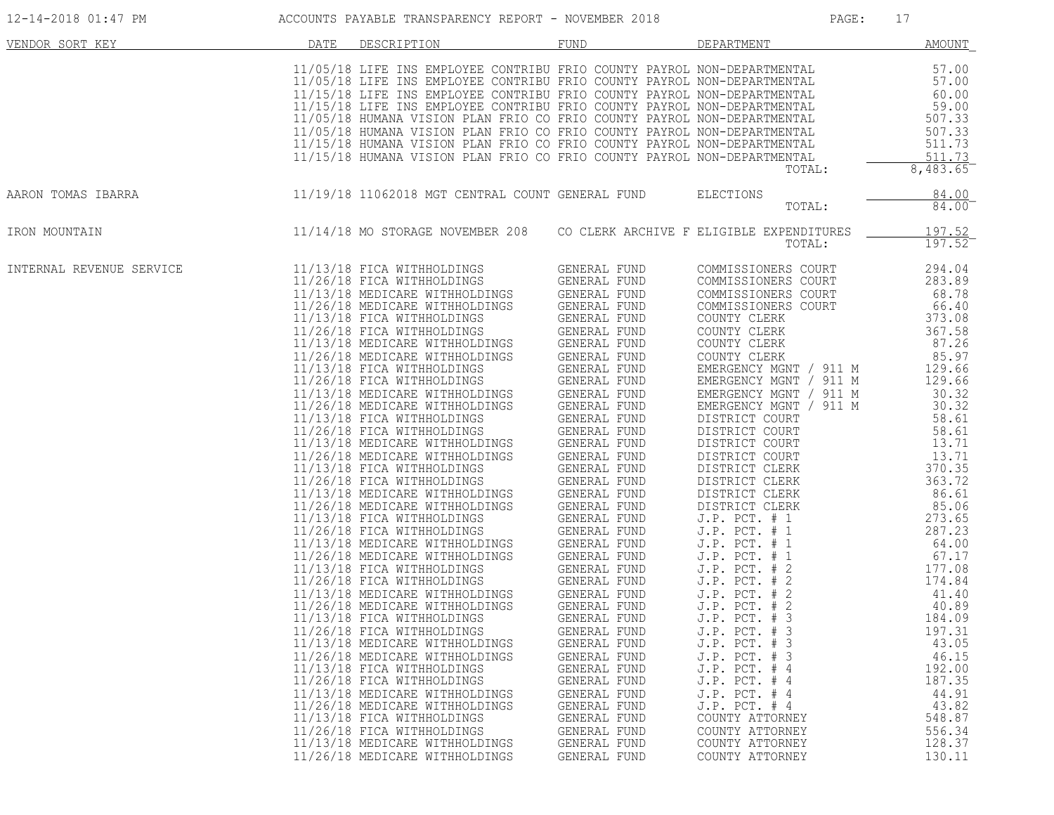| VENDOR SORT KEY | DATE | DESCRIPTION | FUND | DEPARTMENT | AMOUNT |
|---|---|---|---|---|---|
| | 11/05/18 | LIFE INS EMPLOYEE CONTRIBU | FRIO COUNTY PAYROL | NON-DEPARTMENTAL | 57.00 |
| | 11/05/18 | LIFE INS EMPLOYEE CONTRIBU | FRIO COUNTY PAYROL | NON-DEPARTMENTAL | 57.00 |
| | 11/15/18 | LIFE INS EMPLOYEE CONTRIBU | FRIO COUNTY PAYROL | NON-DEPARTMENTAL | 60.00 |
| | 11/15/18 | LIFE INS EMPLOYEE CONTRIBU | FRIO COUNTY PAYROL | NON-DEPARTMENTAL | 59.00 |
| | 11/05/18 | HUMANA VISION PLAN FRIO CO | FRIO COUNTY PAYROL | NON-DEPARTMENTAL | 507.33 |
| | 11/05/18 | HUMANA VISION PLAN FRIO CO | FRIO COUNTY PAYROL | NON-DEPARTMENTAL | 507.33 |
| | 11/15/18 | HUMANA VISION PLAN FRIO CO | FRIO COUNTY PAYROL | NON-DEPARTMENTAL | 511.73 |
| | 11/15/18 | HUMANA VISION PLAN FRIO CO | FRIO COUNTY PAYROL | NON-DEPARTMENTAL | 511.73 |
| | | | | TOTAL: | 8,483.65 |
| AARON TOMAS IBARRA | 11/19/18 | 11062018 MGT CENTRAL COUNT | GENERAL FUND | ELECTIONS | 84.00 |
| | | | | TOTAL: | 84.00 |
| IRON MOUNTAIN | 11/14/18 | MO STORAGE NOVEMBER 208 | CO CLERK ARCHIVE F | ELIGIBLE EXPENDITURES | 197.52 |
| | | | | TOTAL: | 197.52 |
| INTERNAL REVENUE SERVICE | 11/13/18 | FICA WITHHOLDINGS | GENERAL FUND | COMMISSIONERS COURT | 294.04 |
| | 11/26/18 | FICA WITHHOLDINGS | GENERAL FUND | COMMISSIONERS COURT | 283.89 |
| | 11/13/18 | MEDICARE WITHHOLDINGS | GENERAL FUND | COMMISSIONERS COURT | 68.78 |
| | 11/26/18 | MEDICARE WITHHOLDINGS | GENERAL FUND | COMMISSIONERS COURT | 66.40 |
| | 11/13/18 | FICA WITHHOLDINGS | GENERAL FUND | COUNTY CLERK | 373.08 |
| | 11/26/18 | FICA WITHHOLDINGS | GENERAL FUND | COUNTY CLERK | 367.58 |
| | 11/13/18 | MEDICARE WITHHOLDINGS | GENERAL FUND | COUNTY CLERK | 87.26 |
| | 11/26/18 | MEDICARE WITHHOLDINGS | GENERAL FUND | COUNTY CLERK | 85.97 |
| | 11/13/18 | FICA WITHHOLDINGS | GENERAL FUND | EMERGENCY MGNT / 911 M | 129.66 |
| | 11/26/18 | FICA WITHHOLDINGS | GENERAL FUND | EMERGENCY MGNT / 911 M | 129.66 |
| | 11/13/18 | MEDICARE WITHHOLDINGS | GENERAL FUND | EMERGENCY MGNT / 911 M | 30.32 |
| | 11/26/18 | MEDICARE WITHHOLDINGS | GENERAL FUND | EMERGENCY MGNT / 911 M | 30.32 |
| | 11/13/18 | FICA WITHHOLDINGS | GENERAL FUND | DISTRICT COURT | 58.61 |
| | 11/26/18 | FICA WITHHOLDINGS | GENERAL FUND | DISTRICT COURT | 58.61 |
| | 11/13/18 | MEDICARE WITHHOLDINGS | GENERAL FUND | DISTRICT COURT | 13.71 |
| | 11/26/18 | MEDICARE WITHHOLDINGS | GENERAL FUND | DISTRICT COURT | 13.71 |
| | 11/13/18 | FICA WITHHOLDINGS | GENERAL FUND | DISTRICT CLERK | 370.35 |
| | 11/26/18 | FICA WITHHOLDINGS | GENERAL FUND | DISTRICT CLERK | 363.72 |
| | 11/13/18 | MEDICARE WITHHOLDINGS | GENERAL FUND | DISTRICT CLERK | 86.61 |
| | 11/26/18 | MEDICARE WITHHOLDINGS | GENERAL FUND | DISTRICT CLERK | 85.06 |
| | 11/13/18 | FICA WITHHOLDINGS | GENERAL FUND | J.P. PCT. # 1 | 273.65 |
| | 11/26/18 | FICA WITHHOLDINGS | GENERAL FUND | J.P. PCT. # 1 | 287.23 |
| | 11/13/18 | MEDICARE WITHHOLDINGS | GENERAL FUND | J.P. PCT. # 1 | 64.00 |
| | 11/26/18 | MEDICARE WITHHOLDINGS | GENERAL FUND | J.P. PCT. # 1 | 67.17 |
| | 11/13/18 | FICA WITHHOLDINGS | GENERAL FUND | J.P. PCT. # 2 | 177.08 |
| | 11/26/18 | FICA WITHHOLDINGS | GENERAL FUND | J.P. PCT. # 2 | 174.84 |
| | 11/13/18 | MEDICARE WITHHOLDINGS | GENERAL FUND | J.P. PCT. # 2 | 41.40 |
| | 11/26/18 | MEDICARE WITHHOLDINGS | GENERAL FUND | J.P. PCT. # 2 | 40.89 |
| | 11/13/18 | FICA WITHHOLDINGS | GENERAL FUND | J.P. PCT. # 3 | 184.09 |
| | 11/26/18 | FICA WITHHOLDINGS | GENERAL FUND | J.P. PCT. # 3 | 197.31 |
| | 11/13/18 | MEDICARE WITHHOLDINGS | GENERAL FUND | J.P. PCT. # 3 | 43.05 |
| | 11/26/18 | MEDICARE WITHHOLDINGS | GENERAL FUND | J.P. PCT. # 3 | 46.15 |
| | 11/13/18 | FICA WITHHOLDINGS | GENERAL FUND | J.P. PCT. # 4 | 192.00 |
| | 11/26/18 | FICA WITHHOLDINGS | GENERAL FUND | J.P. PCT. # 4 | 187.35 |
| | 11/13/18 | MEDICARE WITHHOLDINGS | GENERAL FUND | J.P. PCT. # 4 | 44.91 |
| | 11/26/18 | MEDICARE WITHHOLDINGS | GENERAL FUND | J.P. PCT. # 4 | 43.82 |
| | 11/13/18 | FICA WITHHOLDINGS | GENERAL FUND | COUNTY ATTORNEY | 548.87 |
| | 11/26/18 | FICA WITHHOLDINGS | GENERAL FUND | COUNTY ATTORNEY | 556.34 |
| | 11/13/18 | MEDICARE WITHHOLDINGS | GENERAL FUND | COUNTY ATTORNEY | 128.37 |
| | 11/26/18 | MEDICARE WITHHOLDINGS | GENERAL FUND | COUNTY ATTORNEY | 130.11 |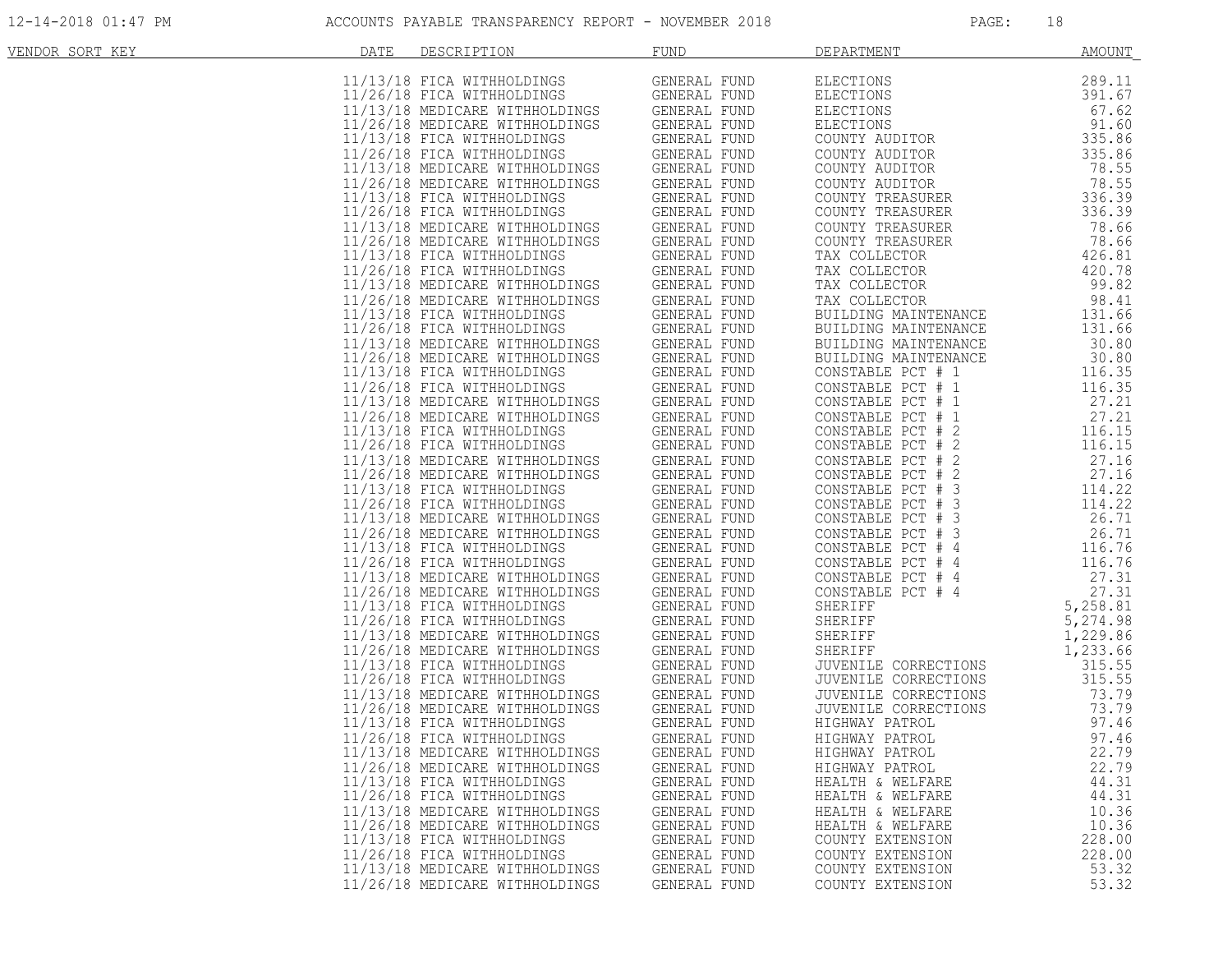| VENDOR SORT KEY | DATE | DESCRIPTION | FUND | DEPARTMENT | AMOUNT |
|---|---|---|---|---|---|
| | 11/13/18 | FICA WITHHOLDINGS | GENERAL FUND | ELECTIONS | 289.11 |
| | 11/26/18 | FICA WITHHOLDINGS | GENERAL FUND | ELECTIONS | 391.67 |
| | 11/13/18 | MEDICARE WITHHOLDINGS | GENERAL FUND | ELECTIONS | 67.62 |
| | 11/26/18 | MEDICARE WITHHOLDINGS | GENERAL FUND | ELECTIONS | 91.60 |
| | 11/13/18 | FICA WITHHOLDINGS | GENERAL FUND | COUNTY AUDITOR | 335.86 |
| | 11/26/18 | FICA WITHHOLDINGS | GENERAL FUND | COUNTY AUDITOR | 335.86 |
| | 11/13/18 | MEDICARE WITHHOLDINGS | GENERAL FUND | COUNTY AUDITOR | 78.55 |
| | 11/26/18 | MEDICARE WITHHOLDINGS | GENERAL FUND | COUNTY AUDITOR | 78.55 |
| | 11/13/18 | FICA WITHHOLDINGS | GENERAL FUND | COUNTY TREASURER | 336.39 |
| | 11/26/18 | FICA WITHHOLDINGS | GENERAL FUND | COUNTY TREASURER | 336.39 |
| | 11/13/18 | MEDICARE WITHHOLDINGS | GENERAL FUND | COUNTY TREASURER | 78.66 |
| | 11/26/18 | MEDICARE WITHHOLDINGS | GENERAL FUND | COUNTY TREASURER | 78.66 |
| | 11/13/18 | FICA WITHHOLDINGS | GENERAL FUND | TAX COLLECTOR | 426.81 |
| | 11/26/18 | FICA WITHHOLDINGS | GENERAL FUND | TAX COLLECTOR | 420.78 |
| | 11/13/18 | MEDICARE WITHHOLDINGS | GENERAL FUND | TAX COLLECTOR | 99.82 |
| | 11/26/18 | MEDICARE WITHHOLDINGS | GENERAL FUND | TAX COLLECTOR | 98.41 |
| | 11/13/18 | FICA WITHHOLDINGS | GENERAL FUND | BUILDING MAINTENANCE | 131.66 |
| | 11/26/18 | FICA WITHHOLDINGS | GENERAL FUND | BUILDING MAINTENANCE | 131.66 |
| | 11/13/18 | MEDICARE WITHHOLDINGS | GENERAL FUND | BUILDING MAINTENANCE | 30.80 |
| | 11/26/18 | MEDICARE WITHHOLDINGS | GENERAL FUND | BUILDING MAINTENANCE | 30.80 |
| | 11/13/18 | FICA WITHHOLDINGS | GENERAL FUND | CONSTABLE PCT # 1 | 116.35 |
| | 11/26/18 | FICA WITHHOLDINGS | GENERAL FUND | CONSTABLE PCT # 1 | 116.35 |
| | 11/13/18 | MEDICARE WITHHOLDINGS | GENERAL FUND | CONSTABLE PCT # 1 | 27.21 |
| | 11/26/18 | MEDICARE WITHHOLDINGS | GENERAL FUND | CONSTABLE PCT # 1 | 27.21 |
| | 11/13/18 | FICA WITHHOLDINGS | GENERAL FUND | CONSTABLE PCT # 2 | 116.15 |
| | 11/26/18 | FICA WITHHOLDINGS | GENERAL FUND | CONSTABLE PCT # 2 | 116.15 |
| | 11/13/18 | MEDICARE WITHHOLDINGS | GENERAL FUND | CONSTABLE PCT # 2 | 27.16 |
| | 11/26/18 | MEDICARE WITHHOLDINGS | GENERAL FUND | CONSTABLE PCT # 2 | 27.16 |
| | 11/13/18 | FICA WITHHOLDINGS | GENERAL FUND | CONSTABLE PCT # 3 | 114.22 |
| | 11/26/18 | FICA WITHHOLDINGS | GENERAL FUND | CONSTABLE PCT # 3 | 114.22 |
| | 11/13/18 | MEDICARE WITHHOLDINGS | GENERAL FUND | CONSTABLE PCT # 3 | 26.71 |
| | 11/26/18 | MEDICARE WITHHOLDINGS | GENERAL FUND | CONSTABLE PCT # 3 | 26.71 |
| | 11/13/18 | FICA WITHHOLDINGS | GENERAL FUND | CONSTABLE PCT # 4 | 116.76 |
| | 11/26/18 | FICA WITHHOLDINGS | GENERAL FUND | CONSTABLE PCT # 4 | 116.76 |
| | 11/13/18 | MEDICARE WITHHOLDINGS | GENERAL FUND | CONSTABLE PCT # 4 | 27.31 |
| | 11/26/18 | MEDICARE WITHHOLDINGS | GENERAL FUND | CONSTABLE PCT # 4 | 27.31 |
| | 11/13/18 | FICA WITHHOLDINGS | GENERAL FUND | SHERIFF | 5,258.81 |
| | 11/26/18 | FICA WITHHOLDINGS | GENERAL FUND | SHERIFF | 5,274.98 |
| | 11/13/18 | MEDICARE WITHHOLDINGS | GENERAL FUND | SHERIFF | 1,229.86 |
| | 11/26/18 | MEDICARE WITHHOLDINGS | GENERAL FUND | SHERIFF | 1,233.66 |
| | 11/13/18 | FICA WITHHOLDINGS | GENERAL FUND | JUVENILE CORRECTIONS | 315.55 |
| | 11/26/18 | FICA WITHHOLDINGS | GENERAL FUND | JUVENILE CORRECTIONS | 315.55 |
| | 11/13/18 | MEDICARE WITHHOLDINGS | GENERAL FUND | JUVENILE CORRECTIONS | 73.79 |
| | 11/26/18 | MEDICARE WITHHOLDINGS | GENERAL FUND | JUVENILE CORRECTIONS | 73.79 |
| | 11/13/18 | FICA WITHHOLDINGS | GENERAL FUND | HIGHWAY PATROL | 97.46 |
| | 11/26/18 | FICA WITHHOLDINGS | GENERAL FUND | HIGHWAY PATROL | 97.46 |
| | 11/13/18 | MEDICARE WITHHOLDINGS | GENERAL FUND | HIGHWAY PATROL | 22.79 |
| | 11/26/18 | MEDICARE WITHHOLDINGS | GENERAL FUND | HIGHWAY PATROL | 22.79 |
| | 11/13/18 | FICA WITHHOLDINGS | GENERAL FUND | HEALTH & WELFARE | 44.31 |
| | 11/26/18 | FICA WITHHOLDINGS | GENERAL FUND | HEALTH & WELFARE | 44.31 |
| | 11/13/18 | MEDICARE WITHHOLDINGS | GENERAL FUND | HEALTH & WELFARE | 10.36 |
| | 11/26/18 | MEDICARE WITHHOLDINGS | GENERAL FUND | HEALTH & WELFARE | 10.36 |
| | 11/13/18 | FICA WITHHOLDINGS | GENERAL FUND | COUNTY EXTENSION | 228.00 |
| | 11/26/18 | FICA WITHHOLDINGS | GENERAL FUND | COUNTY EXTENSION | 228.00 |
| | 11/13/18 | MEDICARE WITHHOLDINGS | GENERAL FUND | COUNTY EXTENSION | 53.32 |
| | 11/26/18 | MEDICARE WITHHOLDINGS | GENERAL FUND | COUNTY EXTENSION | 53.32 |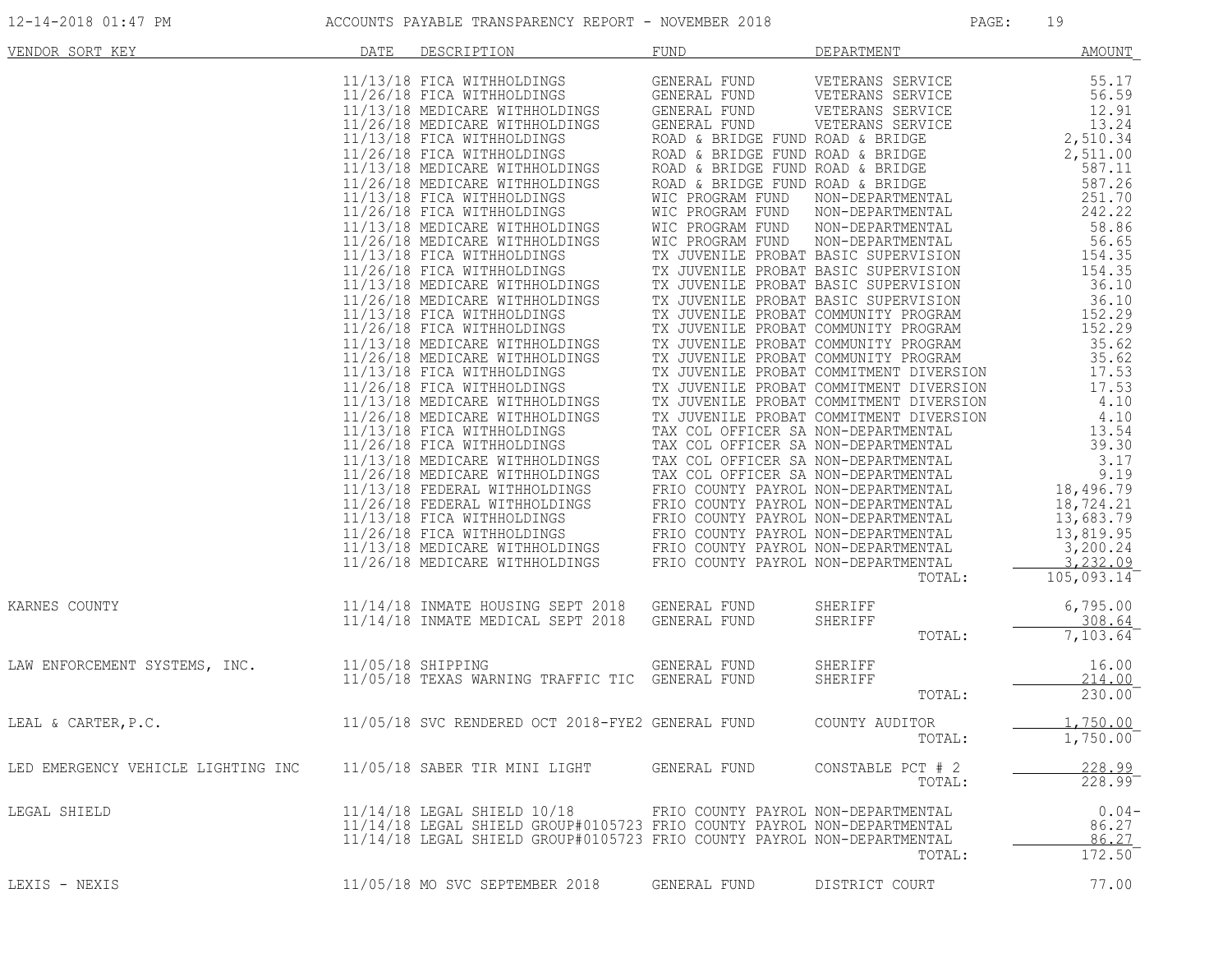| VENDOR SORT KEY | DATE | DESCRIPTION | FUND | DEPARTMENT | AMOUNT |
|---|---|---|---|---|---|
| | 11/13/18 | FICA WITHHOLDINGS | GENERAL FUND | VETERANS SERVICE | 55.17 |
| | 11/26/18 | FICA WITHHOLDINGS | GENERAL FUND | VETERANS SERVICE | 56.59 |
| | 11/13/18 | MEDICARE WITHHOLDINGS | GENERAL FUND | VETERANS SERVICE | 12.91 |
| | 11/26/18 | MEDICARE WITHHOLDINGS | GENERAL FUND | VETERANS SERVICE | 13.24 |
| | 11/13/18 | FICA WITHHOLDINGS | ROAD & BRIDGE FUND | ROAD & BRIDGE | 2,510.34 |
| | 11/26/18 | FICA WITHHOLDINGS | ROAD & BRIDGE FUND | ROAD & BRIDGE | 2,511.00 |
| | 11/13/18 | MEDICARE WITHHOLDINGS | ROAD & BRIDGE FUND | ROAD & BRIDGE | 587.11 |
| | 11/26/18 | MEDICARE WITHHOLDINGS | ROAD & BRIDGE FUND | ROAD & BRIDGE | 587.26 |
| | 11/13/18 | FICA WITHHOLDINGS | WIC PROGRAM FUND | NON-DEPARTMENTAL | 251.70 |
| | 11/26/18 | FICA WITHHOLDINGS | WIC PROGRAM FUND | NON-DEPARTMENTAL | 242.22 |
| | 11/13/18 | MEDICARE WITHHOLDINGS | WIC PROGRAM FUND | NON-DEPARTMENTAL | 58.86 |
| | 11/26/18 | MEDICARE WITHHOLDINGS | WIC PROGRAM FUND | NON-DEPARTMENTAL | 56.65 |
| | 11/13/18 | FICA WITHHOLDINGS | TX JUVENILE PROBAT | BASIC SUPERVISION | 154.35 |
| | 11/26/18 | FICA WITHHOLDINGS | TX JUVENILE PROBAT | BASIC SUPERVISION | 154.35 |
| | 11/13/18 | MEDICARE WITHHOLDINGS | TX JUVENILE PROBAT | BASIC SUPERVISION | 36.10 |
| | 11/26/18 | MEDICARE WITHHOLDINGS | TX JUVENILE PROBAT | BASIC SUPERVISION | 36.10 |
| | 11/13/18 | FICA WITHHOLDINGS | TX JUVENILE PROBAT | COMMUNITY PROGRAM | 152.29 |
| | 11/26/18 | FICA WITHHOLDINGS | TX JUVENILE PROBAT | COMMUNITY PROGRAM | 152.29 |
| | 11/13/18 | MEDICARE WITHHOLDINGS | TX JUVENILE PROBAT | COMMUNITY PROGRAM | 35.62 |
| | 11/26/18 | MEDICARE WITHHOLDINGS | TX JUVENILE PROBAT | COMMUNITY PROGRAM | 35.62 |
| | 11/13/18 | FICA WITHHOLDINGS | TX JUVENILE PROBAT | COMMITMENT DIVERSION | 17.53 |
| | 11/26/18 | FICA WITHHOLDINGS | TX JUVENILE PROBAT | COMMITMENT DIVERSION | 17.53 |
| | 11/13/18 | MEDICARE WITHHOLDINGS | TX JUVENILE PROBAT | COMMITMENT DIVERSION | 4.10 |
| | 11/26/18 | MEDICARE WITHHOLDINGS | TX JUVENILE PROBAT | COMMITMENT DIVERSION | 4.10 |
| | 11/13/18 | FICA WITHHOLDINGS | TAX COL OFFICER SA | NON-DEPARTMENTAL | 13.54 |
| | 11/26/18 | FICA WITHHOLDINGS | TAX COL OFFICER SA | NON-DEPARTMENTAL | 39.30 |
| | 11/13/18 | MEDICARE WITHHOLDINGS | TAX COL OFFICER SA | NON-DEPARTMENTAL | 3.17 |
| | 11/26/18 | MEDICARE WITHHOLDINGS | TAX COL OFFICER SA | NON-DEPARTMENTAL | 9.19 |
| | 11/13/18 | FEDERAL WITHHOLDINGS | FRIO COUNTY PAYROL | NON-DEPARTMENTAL | 18,496.79 |
| | 11/26/18 | FEDERAL WITHHOLDINGS | FRIO COUNTY PAYROL | NON-DEPARTMENTAL | 18,724.21 |
| | 11/13/18 | FICA WITHHOLDINGS | FRIO COUNTY PAYROL | NON-DEPARTMENTAL | 13,683.79 |
| | 11/26/18 | FICA WITHHOLDINGS | FRIO COUNTY PAYROL | NON-DEPARTMENTAL | 13,819.95 |
| | 11/13/18 | MEDICARE WITHHOLDINGS | FRIO COUNTY PAYROL | NON-DEPARTMENTAL | 3,200.24 |
| | 11/26/18 | MEDICARE WITHHOLDINGS | FRIO COUNTY PAYROL | NON-DEPARTMENTAL | 3,232.09 |
| | | | | TOTAL: | 105,093.14 |
| KARNES COUNTY | 11/14/18 | INMATE HOUSING SEPT 2018 | GENERAL FUND | SHERIFF | 6,795.00 |
| | 11/14/18 | INMATE MEDICAL SEPT 2018 | GENERAL FUND | SHERIFF | 308.64 |
| | | | | TOTAL: | 7,103.64 |
| LAW ENFORCEMENT SYSTEMS, INC. | 11/05/18 | SHIPPING | GENERAL FUND | SHERIFF | 16.00 |
| | 11/05/18 | TEXAS WARNING TRAFFIC TIC | GENERAL FUND | SHERIFF | 214.00 |
| | | | | TOTAL: | 230.00 |
| LEAL & CARTER,P.C. | 11/05/18 | SVC RENDERED OCT 2018-FYE2 | GENERAL FUND | COUNTY AUDITOR | 1,750.00 |
| | | | | TOTAL: | 1,750.00 |
| LED EMERGENCY VEHICLE LIGHTING INC | 11/05/18 | SABER TIR MINI LIGHT | GENERAL FUND | CONSTABLE PCT # 2 | 228.99 |
| | | | | TOTAL: | 228.99 |
| LEGAL SHIELD | 11/14/18 | LEGAL SHIELD 10/18 | FRIO COUNTY PAYROL | NON-DEPARTMENTAL | 0.04- |
| | 11/14/18 | LEGAL SHIELD GROUP#0105723 | FRIO COUNTY PAYROL | NON-DEPARTMENTAL | 86.27 |
| | 11/14/18 | LEGAL SHIELD GROUP#0105723 | FRIO COUNTY PAYROL | NON-DEPARTMENTAL | 86.27 |
| | | | | TOTAL: | 172.50 |
| LEXIS - NEXIS | 11/05/18 | MO SVC SEPTEMBER 2018 | GENERAL FUND | DISTRICT COURT | 77.00 |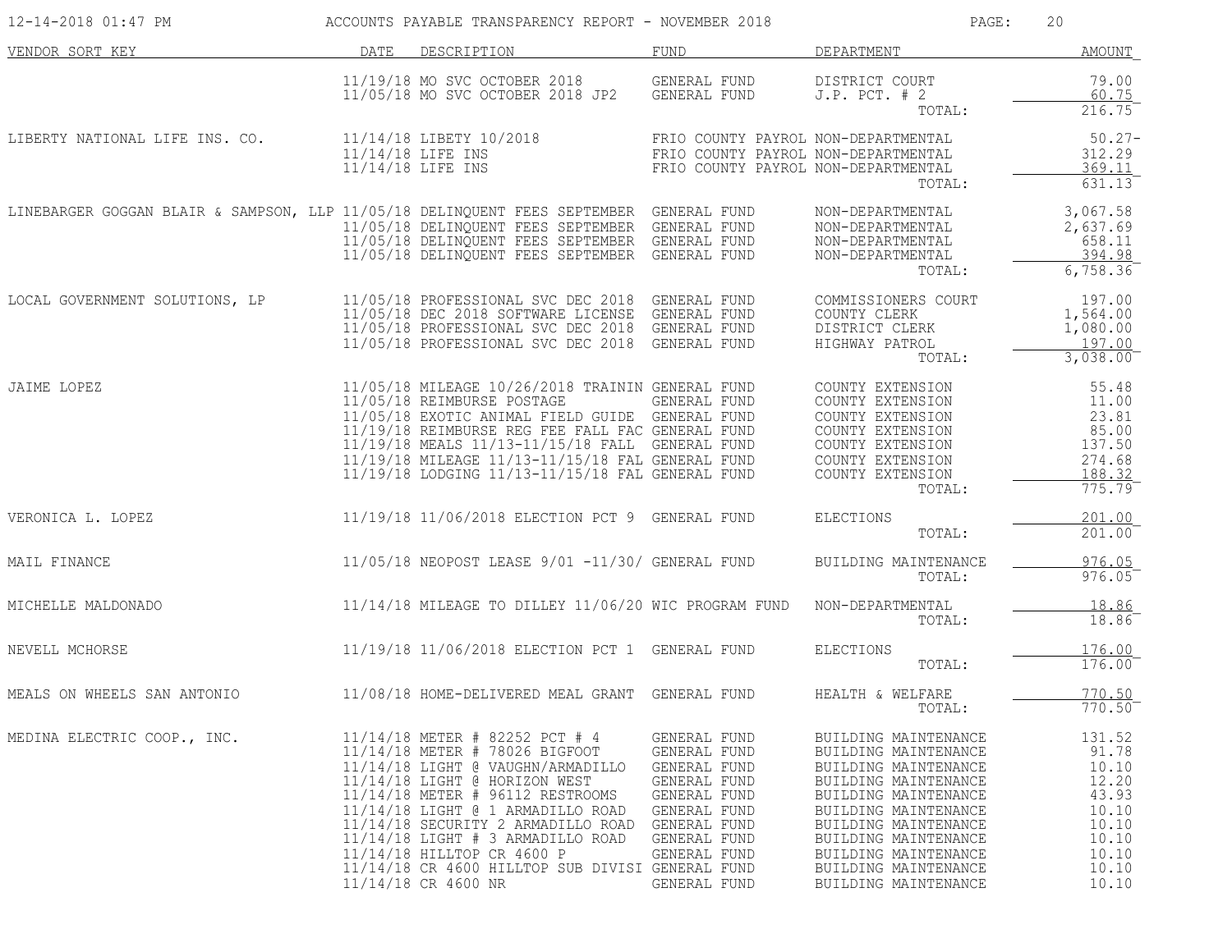ACCOUNTS PAYABLE TRANSPARENCY REPORT - NOVEMBER 2018

| VENDOR SORT KEY | DATE | DESCRIPTION | FUND | DEPARTMENT | AMOUNT |
|---|---|---|---|---|---|
| | 11/19/18 | MO SVC OCTOBER 2018 | GENERAL FUND | DISTRICT COURT | 79.00 |
| | 11/05/18 | MO SVC OCTOBER 2018 JP2 | GENERAL FUND | J.P. PCT. # 2 | 60.75 |
| | | | | TOTAL: | 216.75 |
| LIBERTY NATIONAL LIFE INS. CO. | 11/14/18 | LIBETY 10/2018 | FRIO COUNTY PAYROL | NON-DEPARTMENTAL | 50.27- |
| | 11/14/18 | LIFE INS | FRIO COUNTY PAYROL | NON-DEPARTMENTAL | 312.29 |
| | 11/14/18 | LIFE INS | FRIO COUNTY PAYROL | NON-DEPARTMENTAL | 369.11 |
| | | | | TOTAL: | 631.13 |
| LINEBARGER GOGGAN BLAIR & SAMPSON, LLP | 11/05/18 | DELINQUENT FEES SEPTEMBER | GENERAL FUND | NON-DEPARTMENTAL | 3,067.58 |
| | 11/05/18 | DELINQUENT FEES SEPTEMBER | GENERAL FUND | NON-DEPARTMENTAL | 2,637.69 |
| | 11/05/18 | DELINQUENT FEES SEPTEMBER | GENERAL FUND | NON-DEPARTMENTAL | 658.11 |
| | 11/05/18 | DELINQUENT FEES SEPTEMBER | GENERAL FUND | NON-DEPARTMENTAL | 394.98 |
| | | | | TOTAL: | 6,758.36 |
| LOCAL GOVERNMENT SOLUTIONS, LP | 11/05/18 | PROFESSIONAL SVC DEC 2018 | GENERAL FUND | COMMISSIONERS COURT | 197.00 |
| | 11/05/18 | DEC 2018 SOFTWARE LICENSE | GENERAL FUND | COUNTY CLERK | 1,564.00 |
| | 11/05/18 | PROFESSIONAL SVC DEC 2018 | GENERAL FUND | DISTRICT CLERK | 1,080.00 |
| | 11/05/18 | PROFESSIONAL SVC DEC 2018 | GENERAL FUND | HIGHWAY PATROL | 197.00 |
| | | | | TOTAL: | 3,038.00 |
| JAIME LOPEZ | 11/05/18 | MILEAGE 10/26/2018 TRAININ | GENERAL FUND | COUNTY EXTENSION | 55.48 |
| | 11/05/18 | REIMBURSE POSTAGE | GENERAL FUND | COUNTY EXTENSION | 11.00 |
| | 11/05/18 | EXOTIC ANIMAL FIELD GUIDE | GENERAL FUND | COUNTY EXTENSION | 23.81 |
| | 11/19/18 | REIMBURSE REG FEE FALL FAC | GENERAL FUND | COUNTY EXTENSION | 85.00 |
| | 11/19/18 | MEALS 11/13-11/15/18 FALL | GENERAL FUND | COUNTY EXTENSION | 137.50 |
| | 11/19/18 | MILEAGE 11/13-11/15/18 FAL | GENERAL FUND | COUNTY EXTENSION | 274.68 |
| | 11/19/18 | LODGING 11/13-11/15/18 FAL | GENERAL FUND | COUNTY EXTENSION | 188.32 |
| | | | | TOTAL: | 775.79 |
| VERONICA L. LOPEZ | 11/19/18 | 11/06/2018 ELECTION PCT 9 | GENERAL FUND | ELECTIONS | 201.00 |
| | | | | TOTAL: | 201.00 |
| MAIL FINANCE | 11/05/18 | NEOPOST LEASE 9/01 -11/30/ | GENERAL FUND | BUILDING MAINTENANCE | 976.05 |
| | | | | TOTAL: | 976.05 |
| MICHELLE MALDONADO | 11/14/18 | MILEAGE TO DILLEY 11/06/20 | WIC PROGRAM FUND | NON-DEPARTMENTAL | 18.86 |
| | | | | TOTAL: | 18.86 |
| NEVELL MCHORSE | 11/19/18 | 11/06/2018 ELECTION PCT 1 | GENERAL FUND | ELECTIONS | 176.00 |
| | | | | TOTAL: | 176.00 |
| MEALS ON WHEELS SAN ANTONIO | 11/08/18 | HOME-DELIVERED MEAL GRANT | GENERAL FUND | HEALTH & WELFARE | 770.50 |
| | | | | TOTAL: | 770.50 |
| MEDINA ELECTRIC COOP., INC. | 11/14/18 | METER # 82252 PCT # 4 | GENERAL FUND | BUILDING MAINTENANCE | 131.52 |
| | 11/14/18 | METER # 78026 BIGFOOT | GENERAL FUND | BUILDING MAINTENANCE | 91.78 |
| | 11/14/18 | LIGHT @ VAUGHN/ARMADILLO | GENERAL FUND | BUILDING MAINTENANCE | 10.10 |
| | 11/14/18 | LIGHT @ HORIZON WEST | GENERAL FUND | BUILDING MAINTENANCE | 12.20 |
| | 11/14/18 | METER # 96112 RESTROOMS | GENERAL FUND | BUILDING MAINTENANCE | 43.93 |
| | 11/14/18 | LIGHT @ 1 ARMADILLO ROAD | GENERAL FUND | BUILDING MAINTENANCE | 10.10 |
| | 11/14/18 | SECURITY 2 ARMADILLO ROAD | GENERAL FUND | BUILDING MAINTENANCE | 10.10 |
| | 11/14/18 | LIGHT # 3 ARMADILLO ROAD | GENERAL FUND | BUILDING MAINTENANCE | 10.10 |
| | 11/14/18 | HILLTOP CR 4600 P | GENERAL FUND | BUILDING MAINTENANCE | 10.10 |
| | 11/14/18 | CR 4600 HILLTOP SUB DIVISI | GENERAL FUND | BUILDING MAINTENANCE | 10.10 |
| | 11/14/18 | CR 4600 NR | GENERAL FUND | BUILDING MAINTENANCE | 10.10 |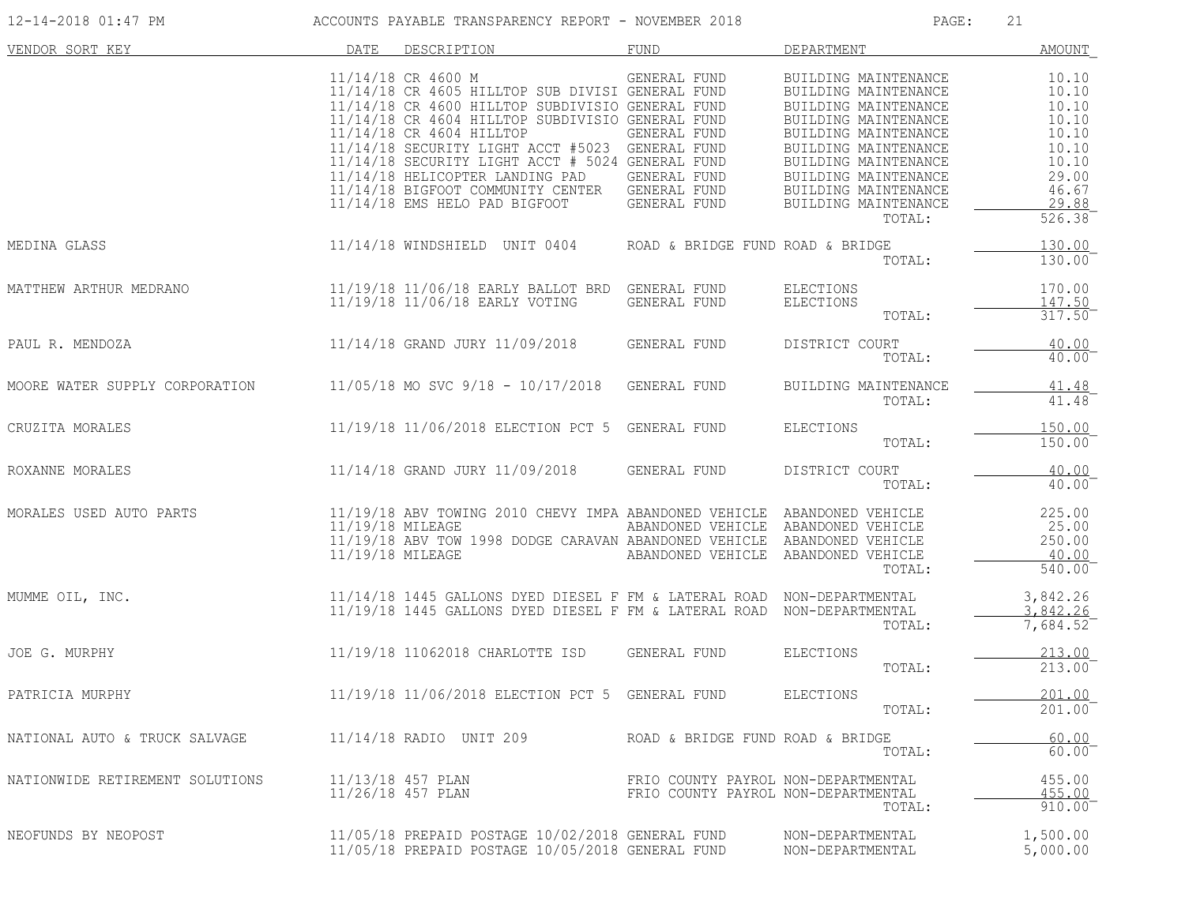| VENDOR SORT KEY | DATE | DESCRIPTION | FUND | DEPARTMENT | AMOUNT |
|---|---|---|---|---|---|
| | 11/14/18 | CR 4600 M | GENERAL FUND | BUILDING MAINTENANCE | 10.10 |
| | 11/14/18 | CR 4605 HILLTOP SUB DIVISI | GENERAL FUND | BUILDING MAINTENANCE | 10.10 |
| | 11/14/18 | CR 4600 HILLTOP SUBDIVISIO | GENERAL FUND | BUILDING MAINTENANCE | 10.10 |
| | 11/14/18 | CR 4604 HILLTOP SUBDIVISIO | GENERAL FUND | BUILDING MAINTENANCE | 10.10 |
| | 11/14/18 | CR 4604 HILLTOP | GENERAL FUND | BUILDING MAINTENANCE | 10.10 |
| | 11/14/18 | SECURITY LIGHT ACCT #5023 | GENERAL FUND | BUILDING MAINTENANCE | 10.10 |
| | 11/14/18 | SECURITY LIGHT ACCT # 5024 | GENERAL FUND | BUILDING MAINTENANCE | 10.10 |
| | 11/14/18 | HELICOPTER LANDING PAD | GENERAL FUND | BUILDING MAINTENANCE | 29.00 |
| | 11/14/18 | BIGFOOT COMMUNITY CENTER | GENERAL FUND | BUILDING MAINTENANCE | 46.67 |
| | 11/14/18 | EMS HELO PAD BIGFOOT | GENERAL FUND | BUILDING MAINTENANCE | 29.88 |
| | | | | TOTAL: | 526.38 |
| MEDINA GLASS | 11/14/18 | WINDSHIELD UNIT 0404 | ROAD & BRIDGE FUND | ROAD & BRIDGE | 130.00 |
| | | | | TOTAL: | 130.00 |
| MATTHEW ARTHUR MEDRANO | 11/19/18 | 11/06/18 EARLY BALLOT BRD | GENERAL FUND | ELECTIONS | 170.00 |
| | 11/19/18 | 11/06/18 EARLY VOTING | GENERAL FUND | ELECTIONS | 147.50 |
| | | | | TOTAL: | 317.50 |
| PAUL R. MENDOZA | 11/14/18 | GRAND JURY 11/09/2018 | GENERAL FUND | DISTRICT COURT | 40.00 |
| | | | | TOTAL: | 40.00 |
| MOORE WATER SUPPLY CORPORATION | 11/05/18 | MO SVC 9/18 - 10/17/2018 | GENERAL FUND | BUILDING MAINTENANCE | 41.48 |
| | | | | TOTAL: | 41.48 |
| CRUZITA MORALES | 11/19/18 | 11/06/2018 ELECTION PCT 5 | GENERAL FUND | ELECTIONS | 150.00 |
| | | | | TOTAL: | 150.00 |
| ROXANNE MORALES | 11/14/18 | GRAND JURY 11/09/2018 | GENERAL FUND | DISTRICT COURT | 40.00 |
| | | | | TOTAL: | 40.00 |
| MORALES USED AUTO PARTS | 11/19/18 | ABV TOWING 2010 CHEVY IMPA | ABANDONED VEHICLE | ABANDONED VEHICLE | 225.00 |
| | 11/19/18 | MILEAGE | ABANDONED VEHICLE | ABANDONED VEHICLE | 25.00 |
| | 11/19/18 | ABV TOW 1998 DODGE CARAVAN | ABANDONED VEHICLE | ABANDONED VEHICLE | 250.00 |
| | 11/19/18 | MILEAGE | ABANDONED VEHICLE | ABANDONED VEHICLE | 40.00 |
| | | | | TOTAL: | 540.00 |
| MUMME OIL, INC. | 11/14/18 | 1445 GALLONS DYED DIESEL F | FM & LATERAL ROAD | NON-DEPARTMENTAL | 3,842.26 |
| | 11/19/18 | 1445 GALLONS DYED DIESEL F | FM & LATERAL ROAD | NON-DEPARTMENTAL | 3,842.26 |
| | | | | TOTAL: | 7,684.52 |
| JOE G. MURPHY | 11/19/18 | 11062018 CHARLOTTE ISD | GENERAL FUND | ELECTIONS | 213.00 |
| | | | | TOTAL: | 213.00 |
| PATRICIA MURPHY | 11/19/18 | 11/06/2018 ELECTION PCT 5 | GENERAL FUND | ELECTIONS | 201.00 |
| | | | | TOTAL: | 201.00 |
| NATIONAL AUTO & TRUCK SALVAGE | 11/14/18 | RADIO UNIT 209 | ROAD & BRIDGE FUND | ROAD & BRIDGE | 60.00 |
| | | | | TOTAL: | 60.00 |
| NATIONWIDE RETIREMENT SOLUTIONS | 11/13/18 | 457 PLAN | FRIO COUNTY PAYROL | NON-DEPARTMENTAL | 455.00 |
| | 11/26/18 | 457 PLAN | FRIO COUNTY PAYROL | NON-DEPARTMENTAL | 455.00 |
| | | | | TOTAL: | 910.00 |
| NEOFUNDS BY NEOPOST | 11/05/18 | PREPAID POSTAGE 10/02/2018 | GENERAL FUND | NON-DEPARTMENTAL | 1,500.00 |
| | 11/05/18 | PREPAID POSTAGE 10/05/2018 | GENERAL FUND | NON-DEPARTMENTAL | 5,000.00 |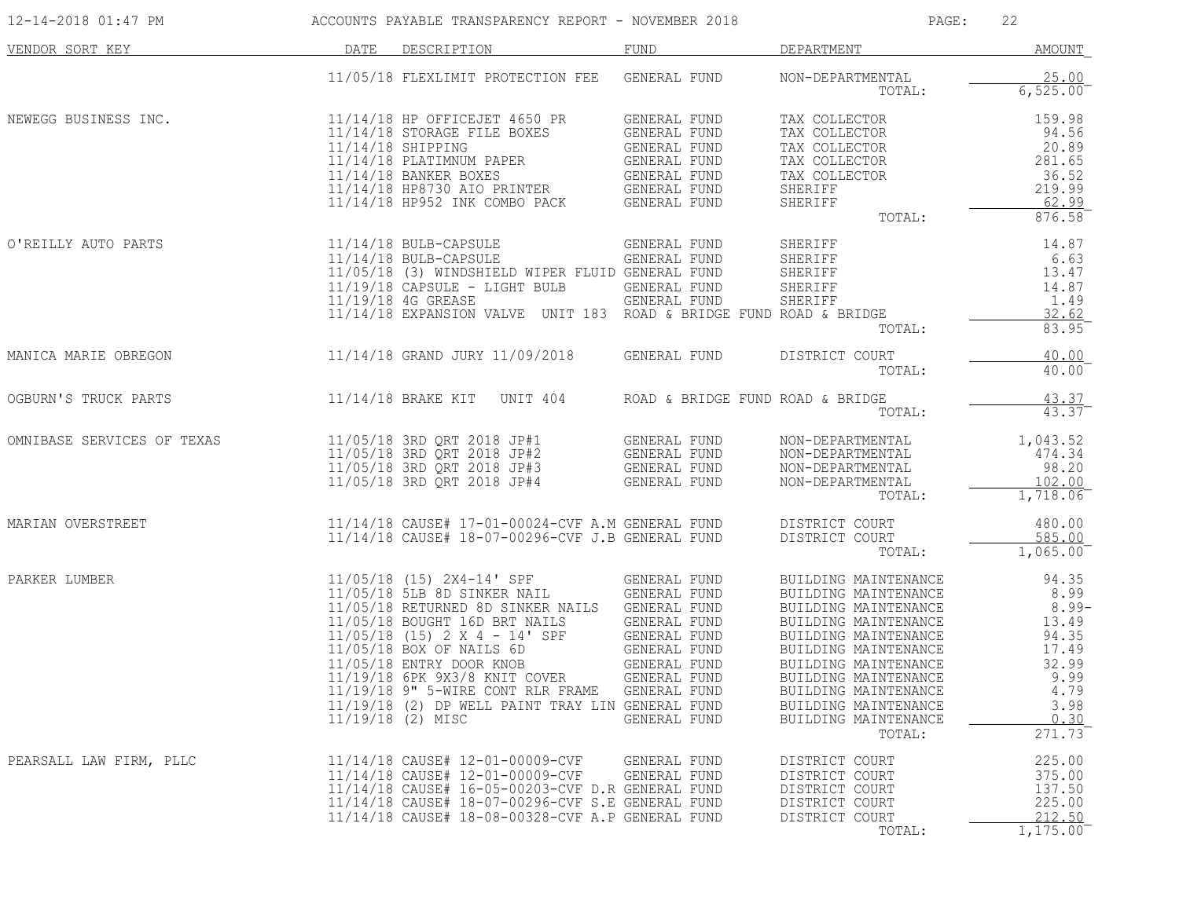# ACCOUNTS PAYABLE TRANSPARENCY REPORT - NOVEMBER 2018

| VENDOR SORT KEY | DATE | DESCRIPTION | FUND | DEPARTMENT | AMOUNT |
|---|---|---|---|---|---|
| | 11/05/18 | FLEXLIMIT PROTECTION FEE | GENERAL FUND | NON-DEPARTMENTAL | 25.00 |
| | | | | TOTAL: | 6,525.00 |
| NEWEGG BUSINESS INC. | 11/14/18 | HP OFFICEJET 4650 PR | GENERAL FUND | TAX COLLECTOR | 159.98 |
| | 11/14/18 | STORAGE FILE BOXES | GENERAL FUND | TAX COLLECTOR | 94.56 |
| | 11/14/18 | SHIPPING | GENERAL FUND | TAX COLLECTOR | 20.89 |
| | 11/14/18 | PLATIMNUM PAPER | GENERAL FUND | TAX COLLECTOR | 281.65 |
| | 11/14/18 | BANKER BOXES | GENERAL FUND | TAX COLLECTOR | 36.52 |
| | 11/14/18 | HP8730 AIO PRINTER | GENERAL FUND | SHERIFF | 219.99 |
| | 11/14/18 | HP952 INK COMBO PACK | GENERAL FUND | SHERIFF | 62.99 |
| | | | | TOTAL: | 876.58 |
| O'REILLY AUTO PARTS | 11/14/18 | BULB-CAPSULE | GENERAL FUND | SHERIFF | 14.87 |
| | 11/14/18 | BULB-CAPSULE | GENERAL FUND | SHERIFF | 6.63 |
| | 11/05/18 | (3) WINDSHIELD WIPER FLUID | GENERAL FUND | SHERIFF | 13.47 |
| | 11/19/18 | CAPSULE - LIGHT BULB | GENERAL FUND | SHERIFF | 14.87 |
| | 11/19/18 | 4G GREASE | GENERAL FUND | SHERIFF | 1.49 |
| | 11/14/18 | EXPANSION VALVE UNIT 183 | ROAD & BRIDGE FUND | ROAD & BRIDGE | 32.62 |
| | | | | TOTAL: | 83.95 |
| MANICA MARIE OBREGON | 11/14/18 | GRAND JURY 11/09/2018 | GENERAL FUND | DISTRICT COURT | 40.00 |
| | | | | TOTAL: | 40.00 |
| OGBURN'S TRUCK PARTS | 11/14/18 | BRAKE KIT UNIT 404 | ROAD & BRIDGE FUND | ROAD & BRIDGE | 43.37 |
| | | | | TOTAL: | 43.37 |
| OMNIBASE SERVICES OF TEXAS | 11/05/18 | 3RD QRT 2018 JP#1 | GENERAL FUND | NON-DEPARTMENTAL | 1,043.52 |
| | 11/05/18 | 3RD QRT 2018 JP#2 | GENERAL FUND | NON-DEPARTMENTAL | 474.34 |
| | 11/05/18 | 3RD QRT 2018 JP#3 | GENERAL FUND | NON-DEPARTMENTAL | 98.20 |
| | 11/05/18 | 3RD QRT 2018 JP#4 | GENERAL FUND | NON-DEPARTMENTAL | 102.00 |
| | | | | TOTAL: | 1,718.06 |
| MARIAN OVERSTREET | 11/14/18 | CAUSE# 17-01-00024-CVF A.M | GENERAL FUND | DISTRICT COURT | 480.00 |
| | 11/14/18 | CAUSE# 18-07-00296-CVF J.B | GENERAL FUND | DISTRICT COURT | 585.00 |
| | | | | TOTAL: | 1,065.00 |
| PARKER LUMBER | 11/05/18 | (15) 2X4-14' SPF | GENERAL FUND | BUILDING MAINTENANCE | 94.35 |
| | 11/05/18 | 5LB 8D SINKER NAIL | GENERAL FUND | BUILDING MAINTENANCE | 8.99 |
| | 11/05/18 | RETURNED 8D SINKER NAILS | GENERAL FUND | BUILDING MAINTENANCE | 8.99- |
| | 11/05/18 | BOUGHT 16D BRT NAILS | GENERAL FUND | BUILDING MAINTENANCE | 13.49 |
| | 11/05/18 | (15) 2 X 4 - 14' SPF | GENERAL FUND | BUILDING MAINTENANCE | 94.35 |
| | 11/05/18 | BOX OF NAILS 6D | GENERAL FUND | BUILDING MAINTENANCE | 17.49 |
| | 11/05/18 | ENTRY DOOR KNOB | GENERAL FUND | BUILDING MAINTENANCE | 32.99 |
| | 11/19/18 | 6PK 9X3/8 KNIT COVER | GENERAL FUND | BUILDING MAINTENANCE | 9.99 |
| | 11/19/18 | 9" 5-WIRE CONT RLR FRAME | GENERAL FUND | BUILDING MAINTENANCE | 4.79 |
| | 11/19/18 | (2) DP WELL PAINT TRAY LIN | GENERAL FUND | BUILDING MAINTENANCE | 3.98 |
| | 11/19/18 | (2) MISC | GENERAL FUND | BUILDING MAINTENANCE | 0.30 |
| | | | | TOTAL: | 271.73 |
| PEARSALL LAW FIRM, PLLC | 11/14/18 | CAUSE# 12-01-00009-CVF | GENERAL FUND | DISTRICT COURT | 225.00 |
| | 11/14/18 | CAUSE# 12-01-00009-CVF | GENERAL FUND | DISTRICT COURT | 375.00 |
| | 11/14/18 | CAUSE# 16-05-00203-CVF D.R | GENERAL FUND | DISTRICT COURT | 137.50 |
| | 11/14/18 | CAUSE# 18-07-00296-CVF S.E | GENERAL FUND | DISTRICT COURT | 225.00 |
| | 11/14/18 | CAUSE# 18-08-00328-CVF A.P | GENERAL FUND | DISTRICT COURT | 212.50 |
| | | | | TOTAL: | 1,175.00 |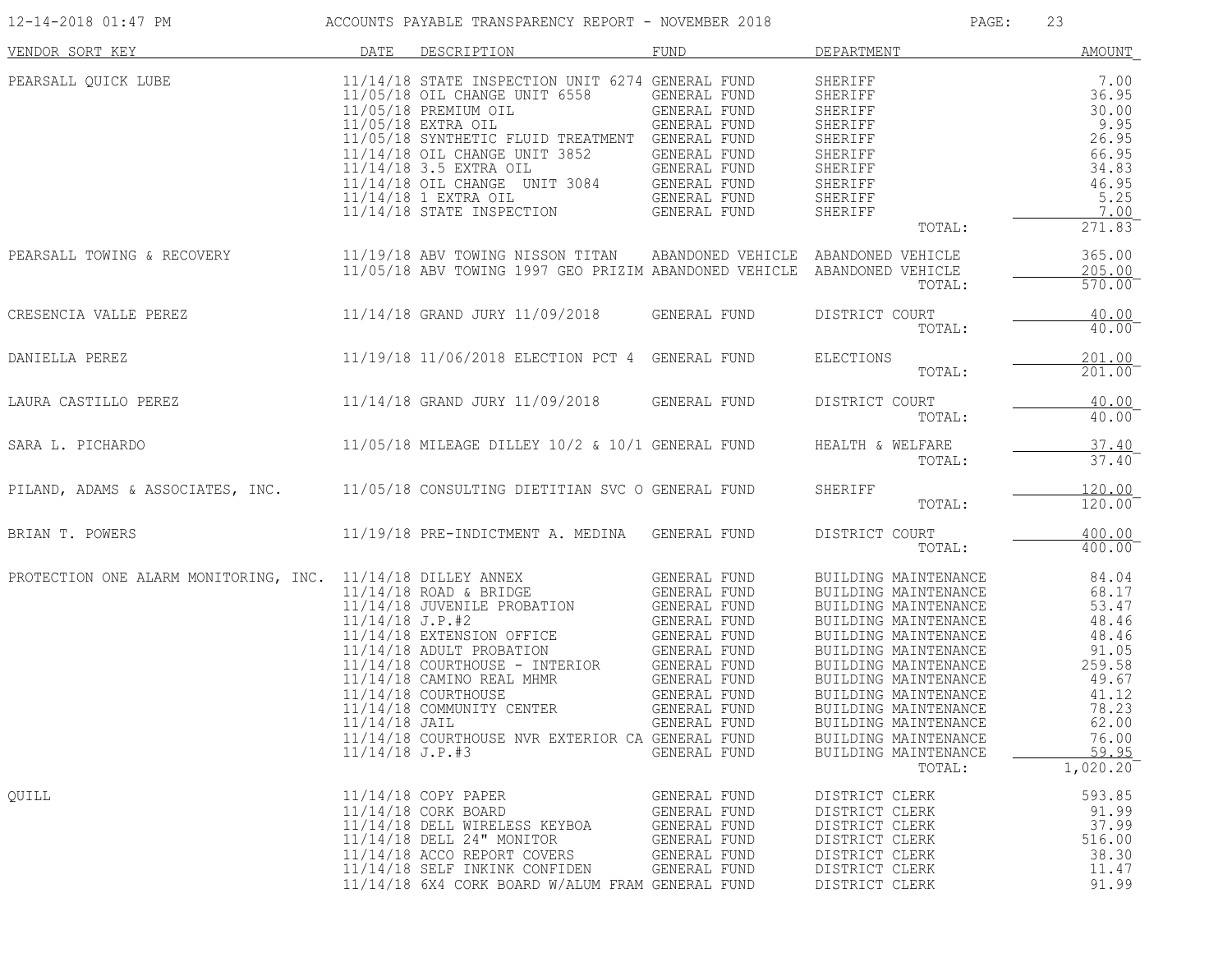# ACCOUNTS PAYABLE TRANSPARENCY REPORT - NOVEMBER 2018

12-14-2018 01:47 PM

| VENDOR SORT KEY | DATE | DESCRIPTION | FUND | DEPARTMENT | AMOUNT |
|---|---|---|---|---|---|
| PEARSALL QUICK LUBE | 11/14/18 | STATE INSPECTION UNIT 6274 | GENERAL FUND | SHERIFF | 7.00 |
| | 11/05/18 | OIL CHANGE UNIT 6558 | GENERAL FUND | SHERIFF | 36.95 |
| | 11/05/18 | PREMIUM OIL | GENERAL FUND | SHERIFF | 30.00 |
| | 11/05/18 | EXTRA OIL | GENERAL FUND | SHERIFF | 9.95 |
| | 11/05/18 | SYNTHETIC FLUID TREATMENT | GENERAL FUND | SHERIFF | 26.95 |
| | 11/14/18 | OIL CHANGE UNIT 3852 | GENERAL FUND | SHERIFF | 66.95 |
| | 11/14/18 | 3.5 EXTRA OIL | GENERAL FUND | SHERIFF | 34.83 |
| | 11/14/18 | OIL CHANGE UNIT 3084 | GENERAL FUND | SHERIFF | 46.95 |
| | 11/14/18 | 1 EXTRA OIL | GENERAL FUND | SHERIFF | 5.25 |
| | 11/14/18 | STATE INSPECTION | GENERAL FUND | SHERIFF | 7.00 |
| | | | | TOTAL: | 271.83 |
| PEARSALL TOWING & RECOVERY | 11/19/18 | ABV TOWING NISSON TITAN | ABANDONED VEHICLE | ABANDONED VEHICLE | 365.00 |
| | 11/05/18 | ABV TOWING 1997 GEO PRIZIM | ABANDONED VEHICLE | ABANDONED VEHICLE | 205.00 |
| | | | | TOTAL: | 570.00 |
| CRESENCIA VALLE PEREZ | 11/14/18 | GRAND JURY 11/09/2018 | GENERAL FUND | DISTRICT COURT | 40.00 |
| | | | | TOTAL: | 40.00 |
| DANIELLA PEREZ | 11/19/18 | 11/06/2018 ELECTION PCT 4 | GENERAL FUND | ELECTIONS | 201.00 |
| | | | | TOTAL: | 201.00 |
| LAURA CASTILLO PEREZ | 11/14/18 | GRAND JURY 11/09/2018 | GENERAL FUND | DISTRICT COURT | 40.00 |
| | | | | TOTAL: | 40.00 |
| SARA L. PICHARDO | 11/05/18 | MILEAGE DILLEY 10/2 & 10/1 | GENERAL FUND | HEALTH & WELFARE | 37.40 |
| | | | | TOTAL: | 37.40 |
| PILAND, ADAMS & ASSOCIATES, INC. | 11/05/18 | CONSULTING DIETITIAN SVC O | GENERAL FUND | SHERIFF | 120.00 |
| | | | | TOTAL: | 120.00 |
| BRIAN T. POWERS | 11/19/18 | PRE-INDICTMENT A. MEDINA | GENERAL FUND | DISTRICT COURT | 400.00 |
| | | | | TOTAL: | 400.00 |
| PROTECTION ONE ALARM MONITORING, INC. | 11/14/18 | DILLEY ANNEX | GENERAL FUND | BUILDING MAINTENANCE | 84.04 |
| | 11/14/18 | ROAD & BRIDGE | GENERAL FUND | BUILDING MAINTENANCE | 68.17 |
| | 11/14/18 | JUVENILE PROBATION | GENERAL FUND | BUILDING MAINTENANCE | 53.47 |
| | 11/14/18 | J.P.#2 | GENERAL FUND | BUILDING MAINTENANCE | 48.46 |
| | 11/14/18 | EXTENSION OFFICE | GENERAL FUND | BUILDING MAINTENANCE | 48.46 |
| | 11/14/18 | ADULT PROBATION | GENERAL FUND | BUILDING MAINTENANCE | 91.05 |
| | 11/14/18 | COURTHOUSE - INTERIOR | GENERAL FUND | BUILDING MAINTENANCE | 259.58 |
| | 11/14/18 | CAMINO REAL MHMR | GENERAL FUND | BUILDING MAINTENANCE | 49.67 |
| | 11/14/18 | COURTHOUSE | GENERAL FUND | BUILDING MAINTENANCE | 41.12 |
| | 11/14/18 | COMMUNITY CENTER | GENERAL FUND | BUILDING MAINTENANCE | 78.23 |
| | 11/14/18 | JAIL | GENERAL FUND | BUILDING MAINTENANCE | 62.00 |
| | 11/14/18 | COURTHOUSE NVR EXTERIOR CA | GENERAL FUND | BUILDING MAINTENANCE | 76.00 |
| | 11/14/18 | J.P.#3 | GENERAL FUND | BUILDING MAINTENANCE | 59.95 |
| | | | | TOTAL: | 1,020.20 |
| QUILL | 11/14/18 | COPY PAPER | GENERAL FUND | DISTRICT CLERK | 593.85 |
| | 11/14/18 | CORK BOARD | GENERAL FUND | DISTRICT CLERK | 91.99 |
| | 11/14/18 | DELL WIRELESS KEYBOA | GENERAL FUND | DISTRICT CLERK | 37.99 |
| | 11/14/18 | DELL 24" MONITOR | GENERAL FUND | DISTRICT CLERK | 516.00 |
| | 11/14/18 | ACCO REPORT COVERS | GENERAL FUND | DISTRICT CLERK | 38.30 |
| | 11/14/18 | SELF INKINK CONFIDEN | GENERAL FUND | DISTRICT CLERK | 11.47 |
| | 11/14/18 | 6X4 CORK BOARD W/ALUM FRAM | GENERAL FUND | DISTRICT CLERK | 91.99 |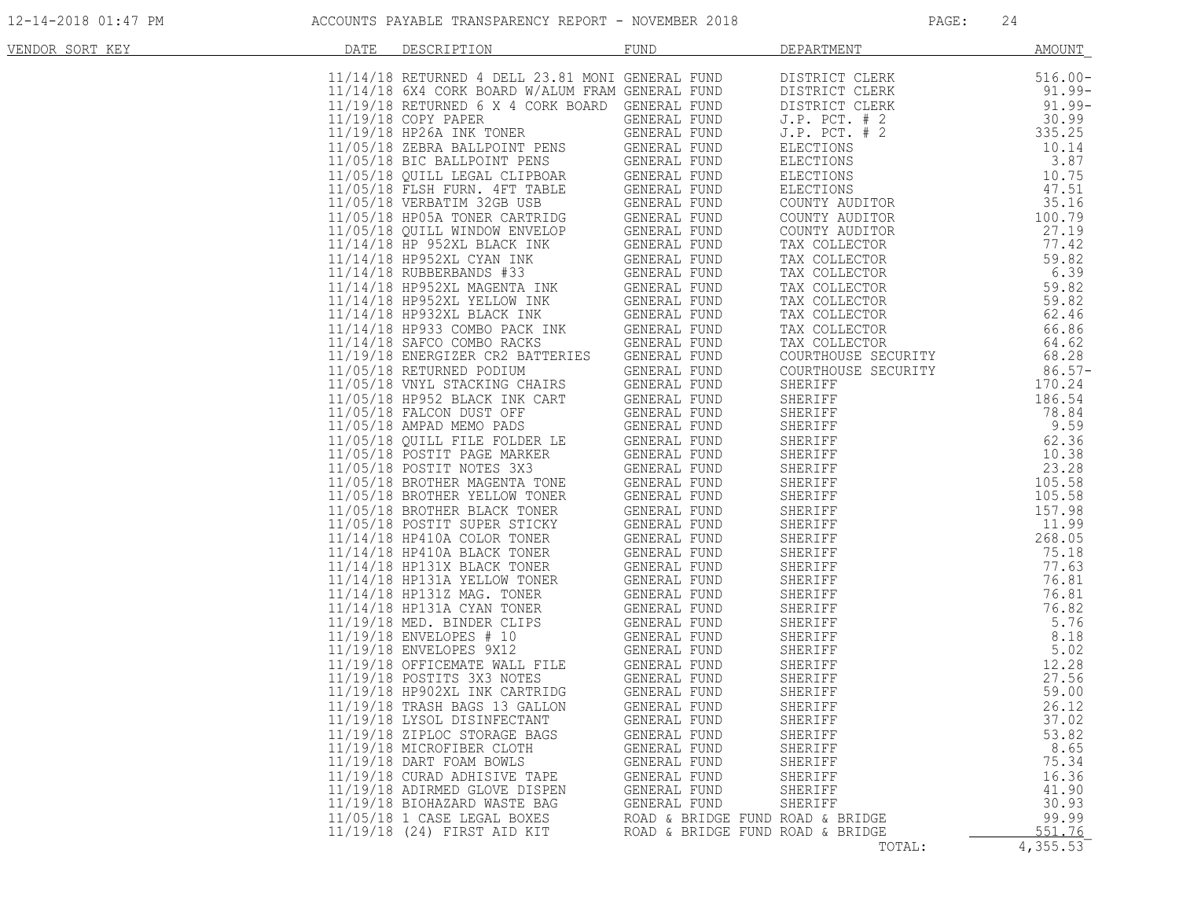# ACCOUNTS PAYABLE TRANSPARENCY REPORT - NOVEMBER 2018

| VENDOR SORT KEY | DATE | DESCRIPTION | FUND | DEPARTMENT | AMOUNT |
|---|---|---|---|---|---|
| | 11/14/18 | RETURNED 4 DELL 23.81 MONI | GENERAL FUND | DISTRICT CLERK | 516.00- |
| | 11/14/18 | 6X4 CORK BOARD W/ALUM FRAM | GENERAL FUND | DISTRICT CLERK | 91.99- |
| | 11/19/18 | RETURNED 6 X 4 CORK BOARD | GENERAL FUND | DISTRICT CLERK | 91.99- |
| | 11/19/18 | COPY PAPER | GENERAL FUND | J.P. PCT. # 2 | 30.99 |
| | 11/19/18 | HP26A INK TONER | GENERAL FUND | J.P. PCT. # 2 | 335.25 |
| | 11/05/18 | ZEBRA BALLPOINT PENS | GENERAL FUND | ELECTIONS | 10.14 |
| | 11/05/18 | BIC BALLPOINT PENS | GENERAL FUND | ELECTIONS | 3.87 |
| | 11/05/18 | QUILL LEGAL CLIPBOAR | GENERAL FUND | ELECTIONS | 10.75 |
| | 11/05/18 | FLSH FURN. 4FT TABLE | GENERAL FUND | ELECTIONS | 47.51 |
| | 11/05/18 | VERBATIM 32GB USB | GENERAL FUND | COUNTY AUDITOR | 35.16 |
| | 11/05/18 | HP05A TONER CARTRIDG | GENERAL FUND | COUNTY AUDITOR | 100.79 |
| | 11/05/18 | QUILL WINDOW ENVELOP | GENERAL FUND | COUNTY AUDITOR | 27.19 |
| | 11/14/18 | HP 952XL BLACK INK | GENERAL FUND | TAX COLLECTOR | 77.42 |
| | 11/14/18 | HP952XL CYAN INK | GENERAL FUND | TAX COLLECTOR | 59.82 |
| | 11/14/18 | RUBBERBANDS #33 | GENERAL FUND | TAX COLLECTOR | 6.39 |
| | 11/14/18 | HP952XL MAGENTA INK | GENERAL FUND | TAX COLLECTOR | 59.82 |
| | 11/14/18 | HP952XL YELLOW INK | GENERAL FUND | TAX COLLECTOR | 59.82 |
| | 11/14/18 | HP932XL BLACK INK | GENERAL FUND | TAX COLLECTOR | 62.46 |
| | 11/14/18 | HP933 COMBO PACK INK | GENERAL FUND | TAX COLLECTOR | 66.86 |
| | 11/14/18 | SAFCO COMBO RACKS | GENERAL FUND | TAX COLLECTOR | 64.62 |
| | 11/19/18 | ENERGIZER CR2 BATTERIES | GENERAL FUND | COURTHOUSE SECURITY | 68.28 |
| | 11/05/18 | RETURNED PODIUM | GENERAL FUND | COURTHOUSE SECURITY | 86.57- |
| | 11/05/18 | VNYL STACKING CHAIRS | GENERAL FUND | SHERIFF | 170.24 |
| | 11/05/18 | HP952 BLACK INK CART | GENERAL FUND | SHERIFF | 186.54 |
| | 11/05/18 | FALCON DUST OFF | GENERAL FUND | SHERIFF | 78.84 |
| | 11/05/18 | AMPAD MEMO PADS | GENERAL FUND | SHERIFF | 9.59 |
| | 11/05/18 | QUILL FILE FOLDER LE | GENERAL FUND | SHERIFF | 62.36 |
| | 11/05/18 | POSTIT PAGE MARKER | GENERAL FUND | SHERIFF | 10.38 |
| | 11/05/18 | POSTIT NOTES 3X3 | GENERAL FUND | SHERIFF | 23.28 |
| | 11/05/18 | BROTHER MAGENTA TONE | GENERAL FUND | SHERIFF | 105.58 |
| | 11/05/18 | BROTHER YELLOW TONER | GENERAL FUND | SHERIFF | 105.58 |
| | 11/05/18 | BROTHER BLACK TONER | GENERAL FUND | SHERIFF | 157.98 |
| | 11/05/18 | POSTIT SUPER STICKY | GENERAL FUND | SHERIFF | 11.99 |
| | 11/14/18 | HP410A COLOR TONER | GENERAL FUND | SHERIFF | 268.05 |
| | 11/14/18 | HP410A BLACK TONER | GENERAL FUND | SHERIFF | 75.18 |
| | 11/14/18 | HP131X BLACK TONER | GENERAL FUND | SHERIFF | 77.63 |
| | 11/14/18 | HP131A YELLOW TONER | GENERAL FUND | SHERIFF | 76.81 |
| | 11/14/18 | HP131Z MAG. TONER | GENERAL FUND | SHERIFF | 76.81 |
| | 11/14/18 | HP131A CYAN TONER | GENERAL FUND | SHERIFF | 76.82 |
| | 11/19/18 | MED. BINDER CLIPS | GENERAL FUND | SHERIFF | 5.76 |
| | 11/19/18 | ENVELOPES # 10 | GENERAL FUND | SHERIFF | 8.18 |
| | 11/19/18 | ENVELOPES 9X12 | GENERAL FUND | SHERIFF | 5.02 |
| | 11/19/18 | OFFICEMATE WALL FILE | GENERAL FUND | SHERIFF | 12.28 |
| | 11/19/18 | POSTITS 3X3 NOTES | GENERAL FUND | SHERIFF | 27.56 |
| | 11/19/18 | HP902XL INK CARTRIDG | GENERAL FUND | SHERIFF | 59.00 |
| | 11/19/18 | TRASH BAGS 13 GALLON | GENERAL FUND | SHERIFF | 26.12 |
| | 11/19/18 | LYSOL DISINFECTANT | GENERAL FUND | SHERIFF | 37.02 |
| | 11/19/18 | ZIPLOC STORAGE BAGS | GENERAL FUND | SHERIFF | 53.82 |
| | 11/19/18 | MICROFIBER CLOTH | GENERAL FUND | SHERIFF | 8.65 |
| | 11/19/18 | DART FOAM BOWLS | GENERAL FUND | SHERIFF | 75.34 |
| | 11/19/18 | CURAD ADHISIVE TAPE | GENERAL FUND | SHERIFF | 16.36 |
| | 11/19/18 | ADIRMED GLOVE DISPEN | GENERAL FUND | SHERIFF | 41.90 |
| | 11/19/18 | BIOHAZARD WASTE BAG | GENERAL FUND | SHERIFF | 30.93 |
| | 11/05/18 | 1 CASE LEGAL BOXES | ROAD & BRIDGE FUND | ROAD & BRIDGE | 99.99 |
| | 11/19/18 | (24) FIRST AID KIT | ROAD & BRIDGE FUND | ROAD & BRIDGE | 551.76 |
| | | | | TOTAL: | 4,355.53 |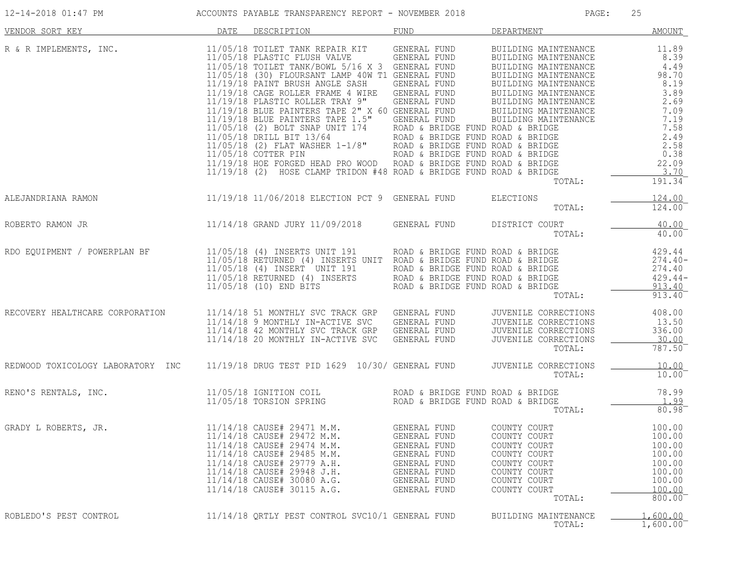| VENDOR SORT KEY | DATE | DESCRIPTION | FUND | DEPARTMENT | AMOUNT |
|---|---|---|---|---|---|
| R & R IMPLEMENTS, INC. | 11/05/18 | TOILET TANK REPAIR KIT | GENERAL FUND | BUILDING MAINTENANCE | 11.89 |
| | 11/05/18 | PLASTIC FLUSH VALVE | GENERAL FUND | BUILDING MAINTENANCE | 8.39 |
| | 11/05/18 | TOILET TANK/BOWL 5/16 X 3 | GENERAL FUND | BUILDING MAINTENANCE | 4.49 |
| | 11/05/18 | (30) FLOURSANT LAMP 40W T1 | GENERAL FUND | BUILDING MAINTENANCE | 98.70 |
| | 11/19/18 | PAINT BRUSH ANGLE SASH | GENERAL FUND | BUILDING MAINTENANCE | 8.19 |
| | 11/19/18 | CAGE ROLLER FRAME 4 WIRE | GENERAL FUND | BUILDING MAINTENANCE | 3.89 |
| | 11/19/18 | PLASTIC ROLLER TRAY 9" | GENERAL FUND | BUILDING MAINTENANCE | 2.69 |
| | 11/19/18 | BLUE PAINTERS TAPE 2" X 60 | GENERAL FUND | BUILDING MAINTENANCE | 7.09 |
| | 11/19/18 | BLUE PAINTERS TAPE 1.5" | GENERAL FUND | BUILDING MAINTENANCE | 7.19 |
| | 11/05/18 | (2) BOLT SNAP UNIT 174 | ROAD & BRIDGE FUND | ROAD & BRIDGE | 7.58 |
| | 11/05/18 | DRILL BIT 13/64 | ROAD & BRIDGE FUND | ROAD & BRIDGE | 2.49 |
| | 11/05/18 | (2) FLAT WASHER 1-1/8" | ROAD & BRIDGE FUND | ROAD & BRIDGE | 2.58 |
| | 11/05/18 | COTTER PIN | ROAD & BRIDGE FUND | ROAD & BRIDGE | 0.38 |
| | 11/19/18 | HOE FORGED HEAD PRO WOOD | ROAD & BRIDGE FUND | ROAD & BRIDGE | 22.09 |
| | 11/19/18 | (2) HOSE CLAMP TRIDON #48 | ROAD & BRIDGE FUND | ROAD & BRIDGE | 3.70 |
| | | | | TOTAL: | 191.34 |
| ALEJANDRIANA RAMON | 11/19/18 | 11/06/2018 ELECTION PCT 9 | GENERAL FUND | ELECTIONS | 124.00 |
| | | | | TOTAL: | 124.00 |
| ROBERTO RAMON JR | 11/14/18 | GRAND JURY 11/09/2018 | GENERAL FUND | DISTRICT COURT | 40.00 |
| | | | | TOTAL: | 40.00 |
| RDO EQUIPMENT / POWERPLAN BF | 11/05/18 | (4) INSERTS UNIT 191 | ROAD & BRIDGE FUND | ROAD & BRIDGE | 429.44 |
| | 11/05/18 | RETURNED (4) INSERTS UNIT | ROAD & BRIDGE FUND | ROAD & BRIDGE | 274.40- |
| | 11/05/18 | (4) INSERT UNIT 191 | ROAD & BRIDGE FUND | ROAD & BRIDGE | 274.40 |
| | 11/05/18 | RETURNED (4) INSERTS | ROAD & BRIDGE FUND | ROAD & BRIDGE | 429.44- |
| | 11/05/18 | (10) END BITS | ROAD & BRIDGE FUND | ROAD & BRIDGE | 913.40 |
| | | | | TOTAL: | 913.40 |
| RECOVERY HEALTHCARE CORPORATION | 11/14/18 | 51 MONTHLY SVC TRACK GRP | GENERAL FUND | JUVENILE CORRECTIONS | 408.00 |
| | 11/14/18 | 9 MONTHLY IN-ACTIVE SVC | GENERAL FUND | JUVENILE CORRECTIONS | 13.50 |
| | 11/14/18 | 42 MONTHLY SVC TRACK GRP | GENERAL FUND | JUVENILE CORRECTIONS | 336.00 |
| | 11/14/18 | 20 MONTHLY IN-ACTIVE SVC | GENERAL FUND | JUVENILE CORRECTIONS | 30.00 |
| | | | | TOTAL: | 787.50 |
| REDWOOD TOXICOLOGY LABORATORY INC | 11/19/18 | DRUG TEST PID 1629 10/30/ | GENERAL FUND | JUVENILE CORRECTIONS | 10.00 |
| | | | | TOTAL: | 10.00 |
| RENO'S RENTALS, INC. | 11/05/18 | IGNITION COIL | ROAD & BRIDGE FUND | ROAD & BRIDGE | 78.99 |
| | 11/05/18 | TORSION SPRING | ROAD & BRIDGE FUND | ROAD & BRIDGE | 1.99 |
| | | | | TOTAL: | 80.98 |
| GRADY L ROBERTS, JR. | 11/14/18 | CAUSE# 29471 M.M. | GENERAL FUND | COUNTY COURT | 100.00 |
| | 11/14/18 | CAUSE# 29472 M.M. | GENERAL FUND | COUNTY COURT | 100.00 |
| | 11/14/18 | CAUSE# 29474 M.M. | GENERAL FUND | COUNTY COURT | 100.00 |
| | 11/14/18 | CAUSE# 29485 M.M. | GENERAL FUND | COUNTY COURT | 100.00 |
| | 11/14/18 | CAUSE# 29779 A.H. | GENERAL FUND | COUNTY COURT | 100.00 |
| | 11/14/18 | CAUSE# 29948 J.H. | GENERAL FUND | COUNTY COURT | 100.00 |
| | 11/14/18 | CAUSE# 30080 A.G. | GENERAL FUND | COUNTY COURT | 100.00 |
| | 11/14/18 | CAUSE# 30115 A.G. | GENERAL FUND | COUNTY COURT | 100.00 |
| | | | | TOTAL: | 800.00 |
| ROBLEDO'S PEST CONTROL | 11/14/18 | QRTLY PEST CONTROL SVC10/1 | GENERAL FUND | BUILDING MAINTENANCE | 1,600.00 |
| | | | | TOTAL: | 1,600.00 |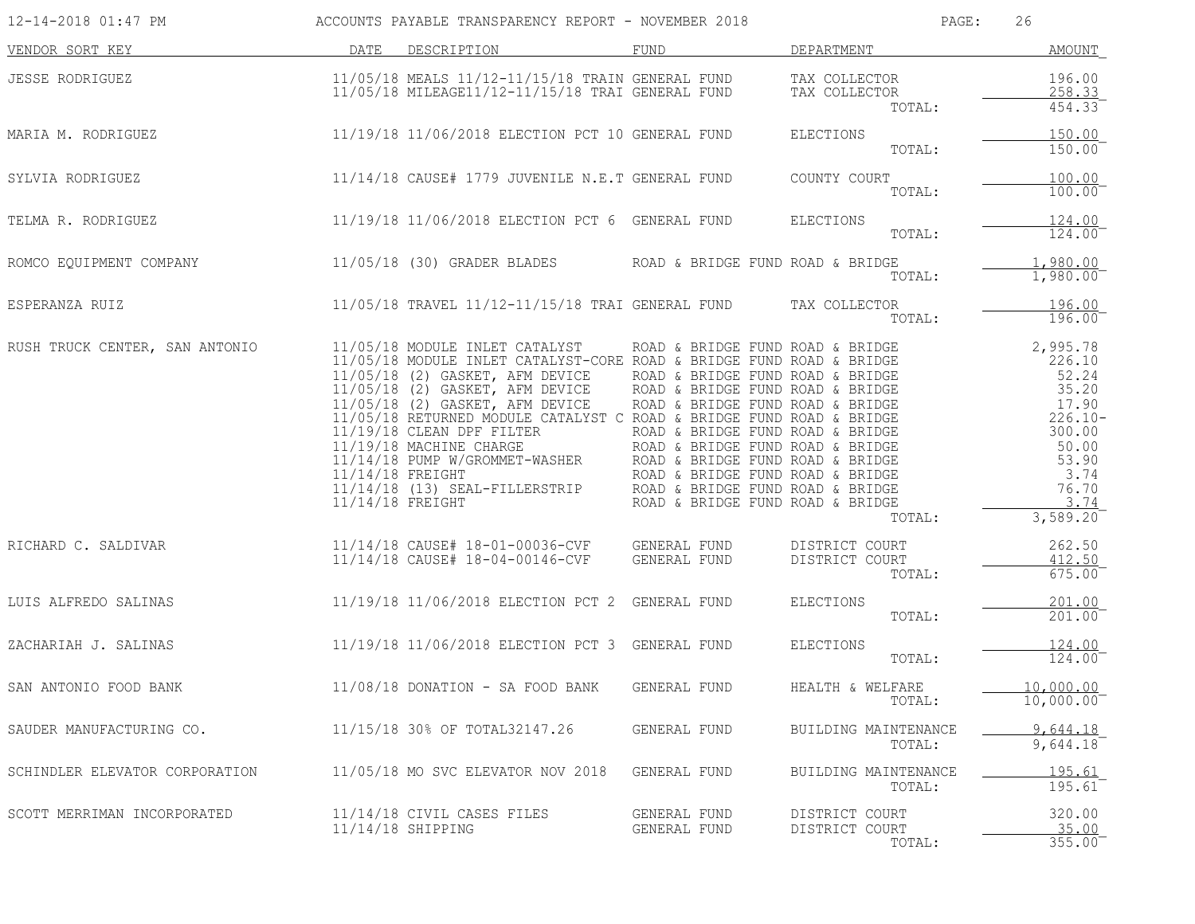# ACCOUNTS PAYABLE TRANSPARENCY REPORT - NOVEMBER 2018

12-14-2018 01:47 PM

| VENDOR SORT KEY | DATE | DESCRIPTION | FUND | DEPARTMENT | AMOUNT |
|---|---|---|---|---|---|
| JESSE RODRIGUEZ | 11/05/18 | MEALS 11/12-11/15/18 TRAIN | GENERAL FUND | TAX COLLECTOR | 196.00 |
| | 11/05/18 | MILEAGE11/12-11/15/18 TRAI | GENERAL FUND | TAX COLLECTOR | 258.33 |
| | | | | TOTAL: | 454.33 |
| MARIA M. RODRIGUEZ | 11/19/18 | 11/06/2018 ELECTION PCT 10 | GENERAL FUND | ELECTIONS | 150.00 |
| | | | | TOTAL: | 150.00 |
| SYLVIA RODRIGUEZ | 11/14/18 | CAUSE# 1779 JUVENILE N.E.T | GENERAL FUND | COUNTY COURT | 100.00 |
| | | | | TOTAL: | 100.00 |
| TELMA R. RODRIGUEZ | 11/19/18 | 11/06/2018 ELECTION PCT 6 | GENERAL FUND | ELECTIONS | 124.00 |
| | | | | TOTAL: | 124.00 |
| ROMCO EQUIPMENT COMPANY | 11/05/18 | (30) GRADER BLADES | ROAD & BRIDGE FUND | ROAD & BRIDGE | 1,980.00 |
| | | | | TOTAL: | 1,980.00 |
| ESPERANZA RUIZ | 11/05/18 | TRAVEL 11/12-11/15/18 TRAI | GENERAL FUND | TAX COLLECTOR | 196.00 |
| | | | | TOTAL: | 196.00 |
| RUSH TRUCK CENTER, SAN ANTONIO | 11/05/18 | MODULE INLET CATALYST | ROAD & BRIDGE FUND | ROAD & BRIDGE | 2,995.78 |
| | 11/05/18 | MODULE INLET CATALYST-CORE | ROAD & BRIDGE FUND | ROAD & BRIDGE | 226.10 |
| | 11/05/18 | (2) GASKET, AFM DEVICE | ROAD & BRIDGE FUND | ROAD & BRIDGE | 52.24 |
| | 11/05/18 | (2) GASKET, AFM DEVICE | ROAD & BRIDGE FUND | ROAD & BRIDGE | 35.20 |
| | 11/05/18 | (2) GASKET, AFM DEVICE | ROAD & BRIDGE FUND | ROAD & BRIDGE | 17.90 |
| | 11/05/18 | RETURNED MODULE CATALYST C | ROAD & BRIDGE FUND | ROAD & BRIDGE | 226.10- |
| | 11/19/18 | CLEAN DPF FILTER | ROAD & BRIDGE FUND | ROAD & BRIDGE | 300.00 |
| | 11/19/18 | MACHINE CHARGE | ROAD & BRIDGE FUND | ROAD & BRIDGE | 50.00 |
| | 11/14/18 | PUMP W/GROMMET-WASHER | ROAD & BRIDGE FUND | ROAD & BRIDGE | 53.90 |
| | 11/14/18 | FREIGHT | ROAD & BRIDGE FUND | ROAD & BRIDGE | 3.74 |
| | 11/14/18 | (13) SEAL-FILLERSTRIP | ROAD & BRIDGE FUND | ROAD & BRIDGE | 76.70 |
| | 11/14/18 | FREIGHT | ROAD & BRIDGE FUND | ROAD & BRIDGE | 3.74 |
| | | | | TOTAL: | 3,589.20 |
| RICHARD C. SALDIVAR | 11/14/18 | CAUSE# 18-01-00036-CVF | GENERAL FUND | DISTRICT COURT | 262.50 |
| | 11/14/18 | CAUSE# 18-04-00146-CVF | GENERAL FUND | DISTRICT COURT | 412.50 |
| | | | | TOTAL: | 675.00 |
| LUIS ALFREDO SALINAS | 11/19/18 | 11/06/2018 ELECTION PCT 2 | GENERAL FUND | ELECTIONS | 201.00 |
| | | | | TOTAL: | 201.00 |
| ZACHARIAH J. SALINAS | 11/19/18 | 11/06/2018 ELECTION PCT 3 | GENERAL FUND | ELECTIONS | 124.00 |
| | | | | TOTAL: | 124.00 |
| SAN ANTONIO FOOD BANK | 11/08/18 | DONATION - SA FOOD BANK | GENERAL FUND | HEALTH & WELFARE | 10,000.00 |
| | | | | TOTAL: | 10,000.00 |
| SAUDER MANUFACTURING CO. | 11/15/18 | 30% OF TOTAL32147.26 | GENERAL FUND | BUILDING MAINTENANCE | 9,644.18 |
| | | | | TOTAL: | 9,644.18 |
| SCHINDLER ELEVATOR CORPORATION | 11/05/18 | MO SVC ELEVATOR NOV 2018 | GENERAL FUND | BUILDING MAINTENANCE | 195.61 |
| | | | | TOTAL: | 195.61 |
| SCOTT MERRIMAN INCORPORATED | 11/14/18 | CIVIL CASES FILES | GENERAL FUND | DISTRICT COURT | 320.00 |
| | 11/14/18 | SHIPPING | GENERAL FUND | DISTRICT COURT | 35.00 |
| | | | | TOTAL: | 355.00 |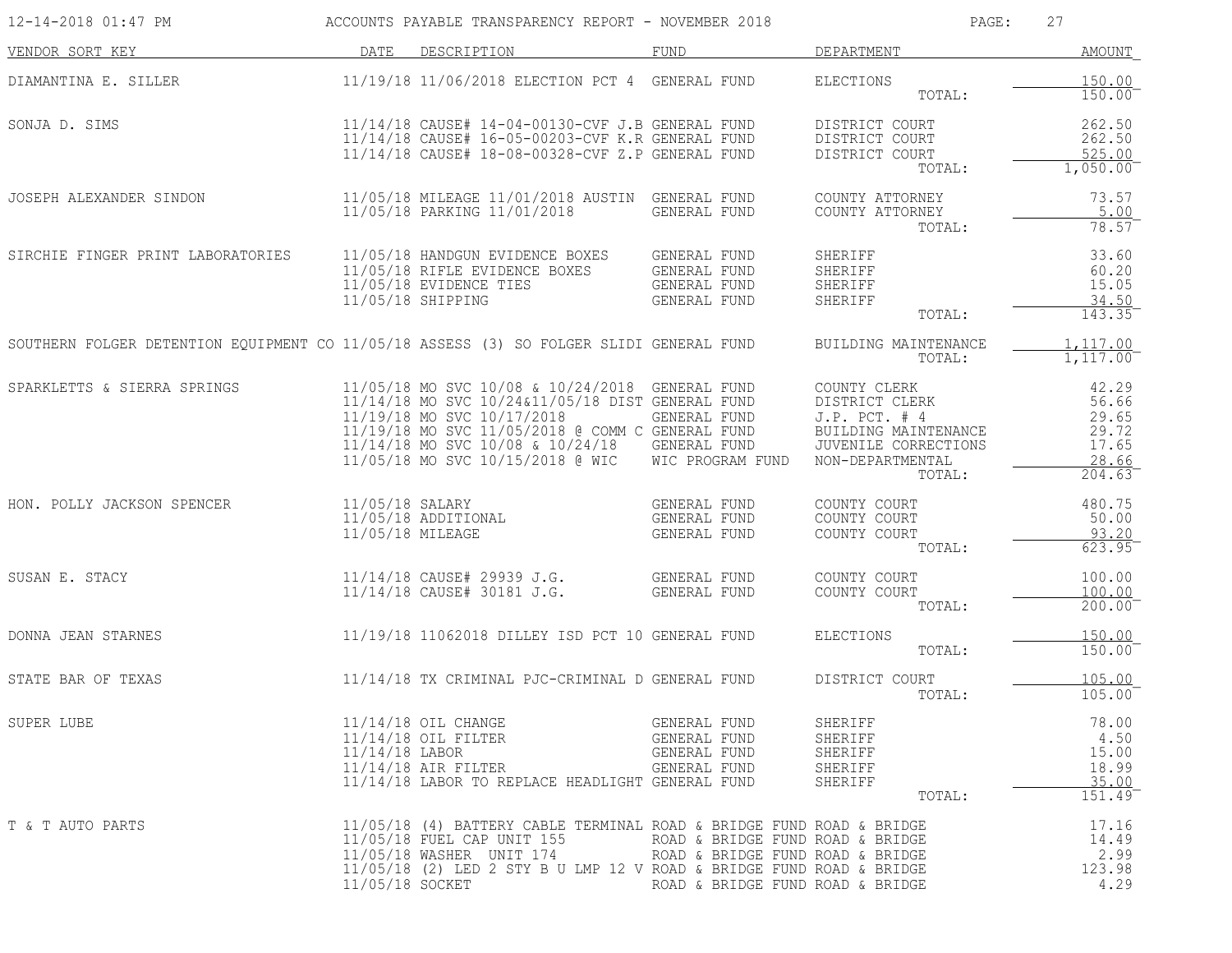# ACCOUNTS PAYABLE TRANSPARENCY REPORT - NOVEMBER 2018

| VENDOR SORT KEY | DATE | DESCRIPTION | FUND | DEPARTMENT | AMOUNT |
|---|---|---|---|---|---|
| DIAMANTINA E. SILLER | 11/19/18 | 11/06/2018 ELECTION PCT 4 | GENERAL FUND | ELECTIONS | 150.00 |
| | | | | TOTAL: | 150.00 |
| SONJA D. SIMS | 11/14/18 | CAUSE# 14-04-00130-CVF J.B | GENERAL FUND | DISTRICT COURT | 262.50 |
| | 11/14/18 | CAUSE# 16-05-00203-CVF K.R | GENERAL FUND | DISTRICT COURT | 262.50 |
| | 11/14/18 | CAUSE# 18-08-00328-CVF Z.P | GENERAL FUND | DISTRICT COURT | 525.00 |
| | | | | TOTAL: | 1,050.00 |
| JOSEPH ALEXANDER SINDON | 11/05/18 | MILEAGE 11/01/2018 AUSTIN | GENERAL FUND | COUNTY ATTORNEY | 73.57 |
| | 11/05/18 | PARKING 11/01/2018 | GENERAL FUND | COUNTY ATTORNEY | 5.00 |
| | | | | TOTAL: | 78.57 |
| SIRCHIE FINGER PRINT LABORATORIES | 11/05/18 | HANDGUN EVIDENCE BOXES | GENERAL FUND | SHERIFF | 33.60 |
| | 11/05/18 | RIFLE EVIDENCE BOXES | GENERAL FUND | SHERIFF | 60.20 |
| | 11/05/18 | EVIDENCE TIES | GENERAL FUND | SHERIFF | 15.05 |
| | 11/05/18 | SHIPPING | GENERAL FUND | SHERIFF | 34.50 |
| | | | | TOTAL: | 143.35 |
| SOUTHERN FOLGER DETENTION EQUIPMENT CO | 11/05/18 | ASSESS (3) SO FOLGER SLIDI | GENERAL FUND | BUILDING MAINTENANCE | 1,117.00 |
| | | | | TOTAL: | 1,117.00 |
| SPARKLETTS & SIERRA SPRINGS | 11/05/18 | MO SVC 10/08 & 10/24/2018 | GENERAL FUND | COUNTY CLERK | 42.29 |
| | 11/14/18 | MO SVC 10/24&11/05/18 DIST | GENERAL FUND | DISTRICT CLERK | 56.66 |
| | 11/19/18 | MO SVC 10/17/2018 | GENERAL FUND | J.P. PCT. # 4 | 29.65 |
| | 11/19/18 | MO SVC 11/05/2018 @ COMM C | GENERAL FUND | BUILDING MAINTENANCE | 29.72 |
| | 11/14/18 | MO SVC 10/08 & 10/24/18 | GENERAL FUND | JUVENILE CORRECTIONS | 17.65 |
| | 11/05/18 | MO SVC 10/15/2018 @ WIC | WIC PROGRAM FUND | NON-DEPARTMENTAL | 28.66 |
| | | | | TOTAL: | 204.63 |
| HON. POLLY JACKSON SPENCER | 11/05/18 | SALARY | GENERAL FUND | COUNTY COURT | 480.75 |
| | 11/05/18 | ADDITIONAL | GENERAL FUND | COUNTY COURT | 50.00 |
| | 11/05/18 | MILEAGE | GENERAL FUND | COUNTY COURT | 93.20 |
| | | | | TOTAL: | 623.95 |
| SUSAN E. STACY | 11/14/18 | CAUSE# 29939 J.G. | GENERAL FUND | COUNTY COURT | 100.00 |
| | 11/14/18 | CAUSE# 30181 J.G. | GENERAL FUND | COUNTY COURT | 100.00 |
| | | | | TOTAL: | 200.00 |
| DONNA JEAN STARNES | 11/19/18 | 11062018 DILLEY ISD PCT 10 | GENERAL FUND | ELECTIONS | 150.00 |
| | | | | TOTAL: | 150.00 |
| STATE BAR OF TEXAS | 11/14/18 | TX CRIMINAL PJC-CRIMINAL D | GENERAL FUND | DISTRICT COURT | 105.00 |
| | | | | TOTAL: | 105.00 |
| SUPER LUBE | 11/14/18 | OIL CHANGE | GENERAL FUND | SHERIFF | 78.00 |
| | 11/14/18 | OIL FILTER | GENERAL FUND | SHERIFF | 4.50 |
| | 11/14/18 | LABOR | GENERAL FUND | SHERIFF | 15.00 |
| | 11/14/18 | AIR FILTER | GENERAL FUND | SHERIFF | 18.99 |
| | 11/14/18 | LABOR TO REPLACE HEADLIGHT | GENERAL FUND | SHERIFF | 35.00 |
| | | | | TOTAL: | 151.49 |
| T & T AUTO PARTS | 11/05/18 | (4) BATTERY CABLE TERMINAL | ROAD & BRIDGE FUND | ROAD & BRIDGE | 17.16 |
| | 11/05/18 | FUEL CAP UNIT 155 | ROAD & BRIDGE FUND | ROAD & BRIDGE | 14.49 |
| | 11/05/18 | WASHER UNIT 174 | ROAD & BRIDGE FUND | ROAD & BRIDGE | 2.99 |
| | 11/05/18 | (2) LED 2 STY B U LMP 12 V | ROAD & BRIDGE FUND | ROAD & BRIDGE | 123.98 |
| | 11/05/18 | SOCKET | ROAD & BRIDGE FUND | ROAD & BRIDGE | 4.29 |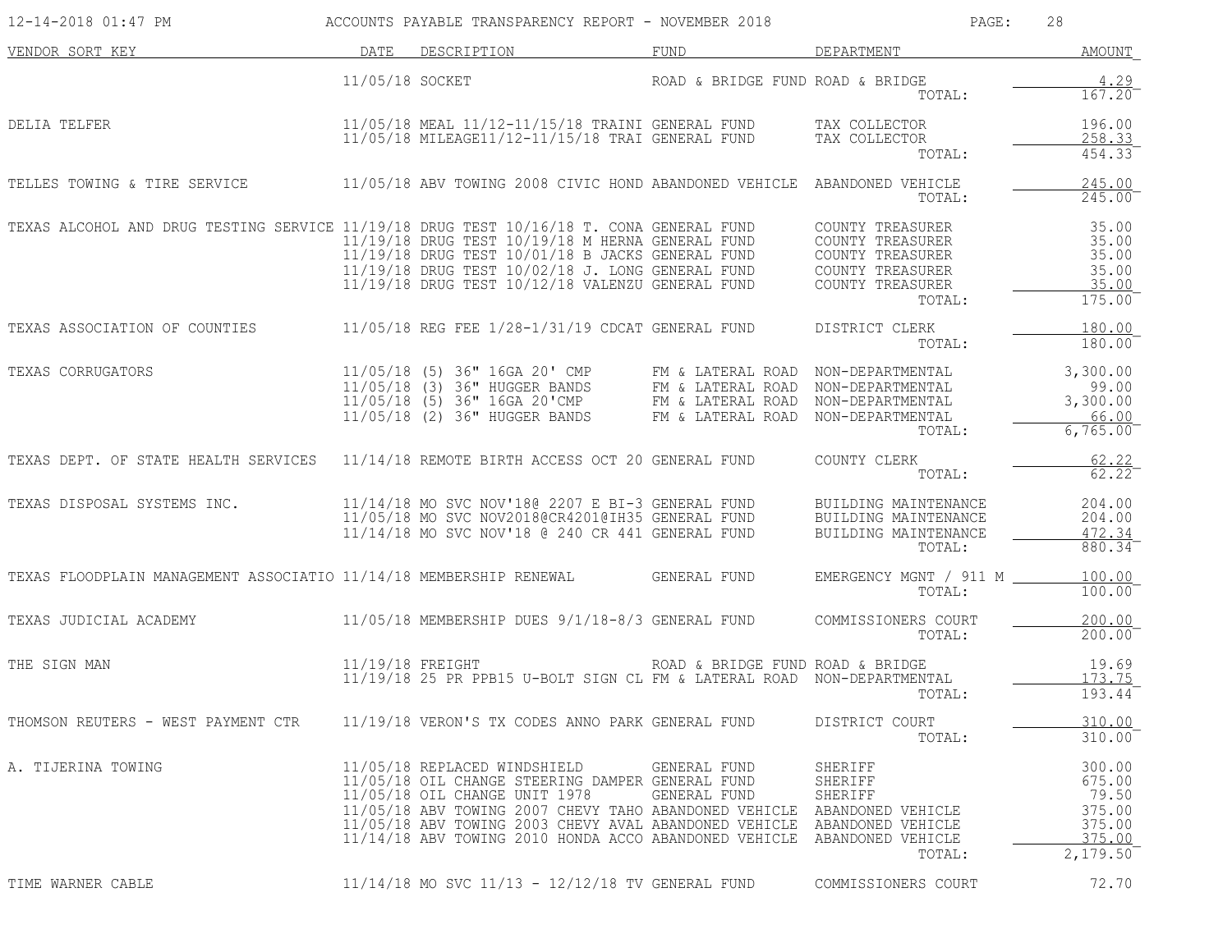| VENDOR SORT KEY | DATE | DESCRIPTION | FUND | DEPARTMENT | AMOUNT |
|---|---|---|---|---|---|
| | 11/05/18 | SOCKET | ROAD & BRIDGE FUND | ROAD & BRIDGE | 4.29 |
| | | | | TOTAL: | 167.20 |
| DELIA TELFER | 11/05/18 | MEAL 11/12-11/15/18 TRAINI | GENERAL FUND | TAX COLLECTOR | 196.00 |
| | 11/05/18 | MILEAGE11/12-11/15/18 TRAI | GENERAL FUND | TAX COLLECTOR | 258.33 |
| | | | | TOTAL: | 454.33 |
| TELLES TOWING & TIRE SERVICE | 11/05/18 | ABV TOWING 2008 CIVIC HOND | ABANDONED VEHICLE | ABANDONED VEHICLE | 245.00 |
| | | | | TOTAL: | 245.00 |
| TEXAS ALCOHOL AND DRUG TESTING SERVICE | 11/19/18 | DRUG TEST 10/16/18 T. CONA | GENERAL FUND | COUNTY TREASURER | 35.00 |
| | 11/19/18 | DRUG TEST 10/19/18 M HERNA | GENERAL FUND | COUNTY TREASURER | 35.00 |
| | 11/19/18 | DRUG TEST 10/01/18 B JACKS | GENERAL FUND | COUNTY TREASURER | 35.00 |
| | 11/19/18 | DRUG TEST 10/02/18 J. LONG | GENERAL FUND | COUNTY TREASURER | 35.00 |
| | 11/19/18 | DRUG TEST 10/12/18 VALENZU | GENERAL FUND | COUNTY TREASURER | 35.00 |
| | | | | TOTAL: | 175.00 |
| TEXAS ASSOCIATION OF COUNTIES | 11/05/18 | REG FEE 1/28-1/31/19 CDCAT | GENERAL FUND | DISTRICT CLERK | 180.00 |
| | | | | TOTAL: | 180.00 |
| TEXAS CORRUGATORS | 11/05/18 | (5) 36" 16GA 20' CMP | FM & LATERAL ROAD | NON-DEPARTMENTAL | 3,300.00 |
| | 11/05/18 | (3) 36" HUGGER BANDS | FM & LATERAL ROAD | NON-DEPARTMENTAL | 99.00 |
| | 11/05/18 | (5) 36" 16GA 20'CMP | FM & LATERAL ROAD | NON-DEPARTMENTAL | 3,300.00 |
| | 11/05/18 | (2) 36" HUGGER BANDS | FM & LATERAL ROAD | NON-DEPARTMENTAL | 66.00 |
| | | | | TOTAL: | 6,765.00 |
| TEXAS DEPT. OF STATE HEALTH SERVICES | 11/14/18 | REMOTE BIRTH ACCESS OCT 20 | GENERAL FUND | COUNTY CLERK | 62.22 |
| | | | | TOTAL: | 62.22 |
| TEXAS DISPOSAL SYSTEMS INC. | 11/14/18 | MO SVC NOV'18@ 2207 E BI-3 | GENERAL FUND | BUILDING MAINTENANCE | 204.00 |
| | 11/05/18 | MO SVC NOV2018@CR4201@IH35 | GENERAL FUND | BUILDING MAINTENANCE | 204.00 |
| | 11/14/18 | MO SVC NOV'18 @ 240 CR 441 | GENERAL FUND | BUILDING MAINTENANCE | 472.34 |
| | | | | TOTAL: | 880.34 |
| TEXAS FLOODPLAIN MANAGEMENT ASSOCIATIO | 11/14/18 | MEMBERSHIP RENEWAL | GENERAL FUND | EMERGENCY MGNT / 911 M | 100.00 |
| | | | | TOTAL: | 100.00 |
| TEXAS JUDICIAL ACADEMY | 11/05/18 | MEMBERSHIP DUES 9/1/18-8/3 | GENERAL FUND | COMMISSIONERS COURT | 200.00 |
| | | | | TOTAL: | 200.00 |
| THE SIGN MAN | 11/19/18 | FREIGHT | ROAD & BRIDGE FUND | ROAD & BRIDGE | 19.69 |
| | 11/19/18 | 25 PR PPB15 U-BOLT SIGN CL | FM & LATERAL ROAD | NON-DEPARTMENTAL | 173.75 |
| | | | | TOTAL: | 193.44 |
| THOMSON REUTERS - WEST PAYMENT CTR | 11/19/18 | VERON'S TX CODES ANNO PARK | GENERAL FUND | DISTRICT COURT | 310.00 |
| | | | | TOTAL: | 310.00 |
| A. TIJERINA TOWING | 11/05/18 | REPLACED WINDSHIELD | GENERAL FUND | SHERIFF | 300.00 |
| | 11/05/18 | OIL CHANGE STEERING DAMPER | GENERAL FUND | SHERIFF | 675.00 |
| | 11/05/18 | OIL CHANGE UNIT 1978 | GENERAL FUND | SHERIFF | 79.50 |
| | 11/05/18 | ABV TOWING 2007 CHEVY TAHO | ABANDONED VEHICLE | ABANDONED VEHICLE | 375.00 |
| | 11/05/18 | ABV TOWING 2003 CHEVY AVAL | ABANDONED VEHICLE | ABANDONED VEHICLE | 375.00 |
| | 11/14/18 | ABV TOWING 2010 HONDA ACCO | ABANDONED VEHICLE | ABANDONED VEHICLE | 375.00 |
| | | | | TOTAL: | 2,179.50 |
| TIME WARNER CABLE | 11/14/18 | MO SVC 11/13 - 12/12/18 TV | GENERAL FUND | COMMISSIONERS COURT | 72.70 |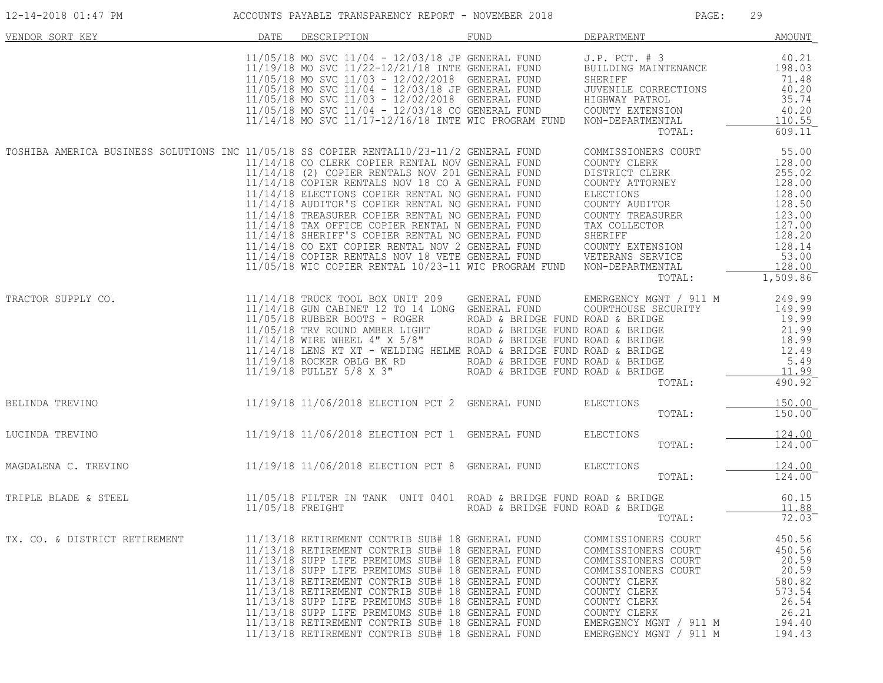# ACCOUNTS PAYABLE TRANSPARENCY REPORT - NOVEMBER 2018

| VENDOR SORT KEY | DATE | DESCRIPTION | FUND | DEPARTMENT | AMOUNT |
|---|---|---|---|---|---|
| | 11/05/18 | MO SVC 11/04 - 12/03/18 JP | GENERAL FUND | J.P. PCT. # 3 | 40.21 |
| | 11/19/18 | MO SVC 11/22-12/21/18 INTE | GENERAL FUND | BUILDING MAINTENANCE | 198.03 |
| | 11/05/18 | MO SVC 11/03 - 12/02/2018 | GENERAL FUND | SHERIFF | 71.48 |
| | 11/05/18 | MO SVC 11/04 - 12/03/18 JP | GENERAL FUND | JUVENILE CORRECTIONS | 40.20 |
| | 11/05/18 | MO SVC 11/03 - 12/02/2018 | GENERAL FUND | HIGHWAY PATROL | 35.74 |
| | 11/05/18 | MO SVC 11/04 - 12/03/18 CO | GENERAL FUND | COUNTY EXTENSION | 40.20 |
| | 11/14/18 | MO SVC 11/17-12/16/18 INTE | WIC PROGRAM FUND | NON-DEPARTMENTAL | 110.55 |
| | | | | TOTAL: | 609.11 |
| TOSHIBA AMERICA BUSINESS SOLUTIONS INC | 11/05/18 | SS COPIER RENTAL10/23-11/2 | GENERAL FUND | COMMISSIONERS COURT | 55.00 |
| | 11/14/18 | CO CLERK COPIER RENTAL NOV | GENERAL FUND | COUNTY CLERK | 128.00 |
| | 11/14/18 | (2) COPIER RENTALS NOV 201 | GENERAL FUND | DISTRICT CLERK | 255.02 |
| | 11/14/18 | COPIER RENTALS NOV 18 CO A | GENERAL FUND | COUNTY ATTORNEY | 128.00 |
| | 11/14/18 | ELECTIONS COPIER RENTAL NO | GENERAL FUND | ELECTIONS | 128.00 |
| | 11/14/18 | AUDITOR'S COPIER RENTAL NO | GENERAL FUND | COUNTY AUDITOR | 128.50 |
| | 11/14/18 | TREASURER COPIER RENTAL NO | GENERAL FUND | COUNTY TREASURER | 123.00 |
| | 11/14/18 | TAX OFFICE COPIER RENTAL N | GENERAL FUND | TAX COLLECTOR | 127.00 |
| | 11/14/18 | SHERIFF'S COPIER RENTAL NO | GENERAL FUND | SHERIFF | 128.20 |
| | 11/14/18 | CO EXT COPIER RENTAL NOV 2 | GENERAL FUND | COUNTY EXTENSION | 128.14 |
| | 11/14/18 | COPIER RENTALS NOV 18 VETE | GENERAL FUND | VETERANS SERVICE | 53.00 |
| | 11/05/18 | WIC COPIER RENTAL 10/23-11 | WIC PROGRAM FUND | NON-DEPARTMENTAL | 128.00 |
| | | | | TOTAL: | 1,509.86 |
| TRACTOR SUPPLY CO. | 11/14/18 | TRUCK TOOL BOX UNIT 209 | GENERAL FUND | EMERGENCY MGNT / 911 M | 249.99 |
| | 11/14/18 | GUN CABINET 12 TO 14 LONG | GENERAL FUND | COURTHOUSE SECURITY | 149.99 |
| | 11/05/18 | RUBBER BOOTS - ROGER | ROAD & BRIDGE FUND | ROAD & BRIDGE | 19.99 |
| | 11/05/18 | TRV ROUND AMBER LIGHT | ROAD & BRIDGE FUND | ROAD & BRIDGE | 21.99 |
| | 11/14/18 | WIRE WHEEL 4" X 5/8" | ROAD & BRIDGE FUND | ROAD & BRIDGE | 18.99 |
| | 11/14/18 | LENS KT XT - WELDING HELME | ROAD & BRIDGE FUND | ROAD & BRIDGE | 12.49 |
| | 11/19/18 | ROCKER OBLG BK RD | ROAD & BRIDGE FUND | ROAD & BRIDGE | 5.49 |
| | 11/19/18 | PULLEY 5/8 X 3" | ROAD & BRIDGE FUND | ROAD & BRIDGE | 11.99 |
| | | | | TOTAL: | 490.92 |
| BELINDA TREVINO | 11/19/18 | 11/06/2018 ELECTION PCT 2 | GENERAL FUND | ELECTIONS | 150.00 |
| | | | | TOTAL: | 150.00 |
| LUCINDA TREVINO | 11/19/18 | 11/06/2018 ELECTION PCT 1 | GENERAL FUND | ELECTIONS | 124.00 |
| | | | | TOTAL: | 124.00 |
| MAGDALENA C. TREVINO | 11/19/18 | 11/06/2018 ELECTION PCT 8 | GENERAL FUND | ELECTIONS | 124.00 |
| | | | | TOTAL: | 124.00 |
| TRIPLE BLADE & STEEL | 11/05/18 | FILTER IN TANK UNIT 0401 | ROAD & BRIDGE FUND | ROAD & BRIDGE | 60.15 |
| | 11/05/18 | FREIGHT | ROAD & BRIDGE FUND | ROAD & BRIDGE | 11.88 |
| | | | | TOTAL: | 72.03 |
| TX. CO. & DISTRICT RETIREMENT | 11/13/18 | RETIREMENT CONTRIB SUB# 18 | GENERAL FUND | COMMISSIONERS COURT | 450.56 |
| | 11/13/18 | RETIREMENT CONTRIB SUB# 18 | GENERAL FUND | COMMISSIONERS COURT | 450.56 |
| | 11/13/18 | SUPP LIFE PREMIUMS SUB# 18 | GENERAL FUND | COMMISSIONERS COURT | 20.59 |
| | 11/13/18 | SUPP LIFE PREMIUMS SUB# 18 | GENERAL FUND | COMMISSIONERS COURT | 20.59 |
| | 11/13/18 | RETIREMENT CONTRIB SUB# 18 | GENERAL FUND | COUNTY CLERK | 580.82 |
| | 11/13/18 | RETIREMENT CONTRIB SUB# 18 | GENERAL FUND | COUNTY CLERK | 573.54 |
| | 11/13/18 | SUPP LIFE PREMIUMS SUB# 18 | GENERAL FUND | COUNTY CLERK | 26.54 |
| | 11/13/18 | SUPP LIFE PREMIUMS SUB# 18 | GENERAL FUND | COUNTY CLERK | 26.21 |
| | 11/13/18 | RETIREMENT CONTRIB SUB# 18 | GENERAL FUND | EMERGENCY MGNT / 911 M | 194.40 |
| | 11/13/18 | RETIREMENT CONTRIB SUB# 18 | GENERAL FUND | EMERGENCY MGNT / 911 M | 194.43 |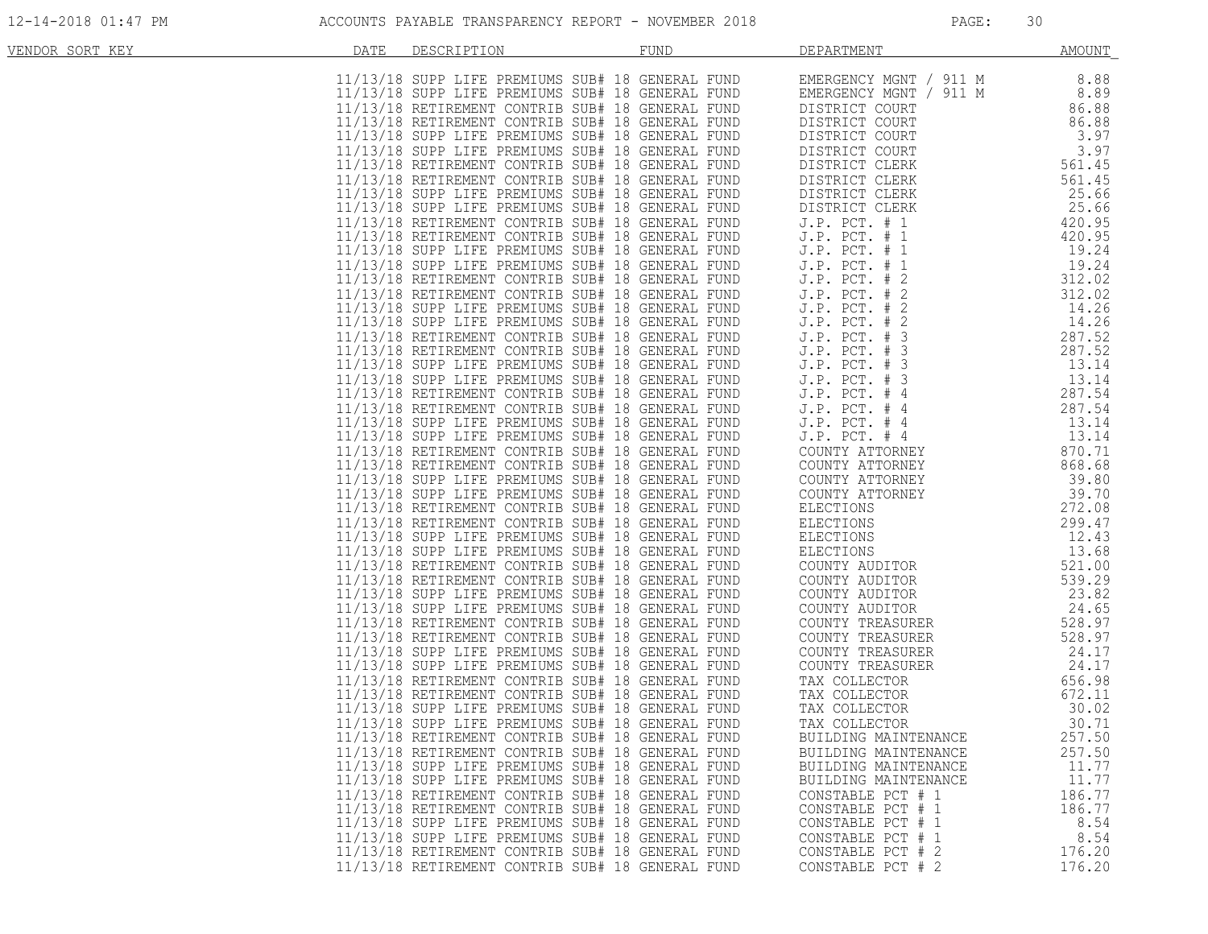ACCOUNTS PAYABLE TRANSPARENCY REPORT - NOVEMBER 2018

| VENDOR SORT KEY | DATE | DESCRIPTION | FUND | DEPARTMENT | AMOUNT |
|---|---|---|---|---|---|
| | 11/13/18 | SUPP LIFE PREMIUMS SUB# 18 | GENERAL FUND | EMERGENCY MGNT / 911 M | 8.88 |
| | 11/13/18 | SUPP LIFE PREMIUMS SUB# 18 | GENERAL FUND | EMERGENCY MGNT / 911 M | 8.89 |
| | 11/13/18 | RETIREMENT CONTRIB SUB# 18 | GENERAL FUND | DISTRICT COURT | 86.88 |
| | 11/13/18 | RETIREMENT CONTRIB SUB# 18 | GENERAL FUND | DISTRICT COURT | 86.88 |
| | 11/13/18 | SUPP LIFE PREMIUMS SUB# 18 | GENERAL FUND | DISTRICT COURT | 3.97 |
| | 11/13/18 | SUPP LIFE PREMIUMS SUB# 18 | GENERAL FUND | DISTRICT COURT | 3.97 |
| | 11/13/18 | RETIREMENT CONTRIB SUB# 18 | GENERAL FUND | DISTRICT CLERK | 561.45 |
| | 11/13/18 | RETIREMENT CONTRIB SUB# 18 | GENERAL FUND | DISTRICT CLERK | 561.45 |
| | 11/13/18 | SUPP LIFE PREMIUMS SUB# 18 | GENERAL FUND | DISTRICT CLERK | 25.66 |
| | 11/13/18 | SUPP LIFE PREMIUMS SUB# 18 | GENERAL FUND | DISTRICT CLERK | 25.66 |
| | 11/13/18 | RETIREMENT CONTRIB SUB# 18 | GENERAL FUND | J.P. PCT. # 1 | 420.95 |
| | 11/13/18 | RETIREMENT CONTRIB SUB# 18 | GENERAL FUND | J.P. PCT. # 1 | 420.95 |
| | 11/13/18 | SUPP LIFE PREMIUMS SUB# 18 | GENERAL FUND | J.P. PCT. # 1 | 19.24 |
| | 11/13/18 | SUPP LIFE PREMIUMS SUB# 18 | GENERAL FUND | J.P. PCT. # 1 | 19.24 |
| | 11/13/18 | RETIREMENT CONTRIB SUB# 18 | GENERAL FUND | J.P. PCT. # 2 | 312.02 |
| | 11/13/18 | RETIREMENT CONTRIB SUB# 18 | GENERAL FUND | J.P. PCT. # 2 | 312.02 |
| | 11/13/18 | SUPP LIFE PREMIUMS SUB# 18 | GENERAL FUND | J.P. PCT. # 2 | 14.26 |
| | 11/13/18 | SUPP LIFE PREMIUMS SUB# 18 | GENERAL FUND | J.P. PCT. # 2 | 14.26 |
| | 11/13/18 | RETIREMENT CONTRIB SUB# 18 | GENERAL FUND | J.P. PCT. # 3 | 287.52 |
| | 11/13/18 | RETIREMENT CONTRIB SUB# 18 | GENERAL FUND | J.P. PCT. # 3 | 287.52 |
| | 11/13/18 | SUPP LIFE PREMIUMS SUB# 18 | GENERAL FUND | J.P. PCT. # 3 | 13.14 |
| | 11/13/18 | SUPP LIFE PREMIUMS SUB# 18 | GENERAL FUND | J.P. PCT. # 3 | 13.14 |
| | 11/13/18 | RETIREMENT CONTRIB SUB# 18 | GENERAL FUND | J.P. PCT. # 4 | 287.54 |
| | 11/13/18 | RETIREMENT CONTRIB SUB# 18 | GENERAL FUND | J.P. PCT. # 4 | 287.54 |
| | 11/13/18 | SUPP LIFE PREMIUMS SUB# 18 | GENERAL FUND | J.P. PCT. # 4 | 13.14 |
| | 11/13/18 | SUPP LIFE PREMIUMS SUB# 18 | GENERAL FUND | J.P. PCT. # 4 | 13.14 |
| | 11/13/18 | RETIREMENT CONTRIB SUB# 18 | GENERAL FUND | COUNTY ATTORNEY | 870.71 |
| | 11/13/18 | RETIREMENT CONTRIB SUB# 18 | GENERAL FUND | COUNTY ATTORNEY | 868.68 |
| | 11/13/18 | SUPP LIFE PREMIUMS SUB# 18 | GENERAL FUND | COUNTY ATTORNEY | 39.80 |
| | 11/13/18 | SUPP LIFE PREMIUMS SUB# 18 | GENERAL FUND | COUNTY ATTORNEY | 39.70 |
| | 11/13/18 | RETIREMENT CONTRIB SUB# 18 | GENERAL FUND | ELECTIONS | 272.08 |
| | 11/13/18 | RETIREMENT CONTRIB SUB# 18 | GENERAL FUND | ELECTIONS | 299.47 |
| | 11/13/18 | SUPP LIFE PREMIUMS SUB# 18 | GENERAL FUND | ELECTIONS | 12.43 |
| | 11/13/18 | SUPP LIFE PREMIUMS SUB# 18 | GENERAL FUND | ELECTIONS | 13.68 |
| | 11/13/18 | RETIREMENT CONTRIB SUB# 18 | GENERAL FUND | COUNTY AUDITOR | 521.00 |
| | 11/13/18 | RETIREMENT CONTRIB SUB# 18 | GENERAL FUND | COUNTY AUDITOR | 539.29 |
| | 11/13/18 | SUPP LIFE PREMIUMS SUB# 18 | GENERAL FUND | COUNTY AUDITOR | 23.82 |
| | 11/13/18 | SUPP LIFE PREMIUMS SUB# 18 | GENERAL FUND | COUNTY AUDITOR | 24.65 |
| | 11/13/18 | RETIREMENT CONTRIB SUB# 18 | GENERAL FUND | COUNTY TREASURER | 528.97 |
| | 11/13/18 | RETIREMENT CONTRIB SUB# 18 | GENERAL FUND | COUNTY TREASURER | 528.97 |
| | 11/13/18 | SUPP LIFE PREMIUMS SUB# 18 | GENERAL FUND | COUNTY TREASURER | 24.17 |
| | 11/13/18 | SUPP LIFE PREMIUMS SUB# 18 | GENERAL FUND | COUNTY TREASURER | 24.17 |
| | 11/13/18 | RETIREMENT CONTRIB SUB# 18 | GENERAL FUND | TAX COLLECTOR | 656.98 |
| | 11/13/18 | RETIREMENT CONTRIB SUB# 18 | GENERAL FUND | TAX COLLECTOR | 672.11 |
| | 11/13/18 | SUPP LIFE PREMIUMS SUB# 18 | GENERAL FUND | TAX COLLECTOR | 30.02 |
| | 11/13/18 | SUPP LIFE PREMIUMS SUB# 18 | GENERAL FUND | TAX COLLECTOR | 30.71 |
| | 11/13/18 | RETIREMENT CONTRIB SUB# 18 | GENERAL FUND | BUILDING MAINTENANCE | 257.50 |
| | 11/13/18 | RETIREMENT CONTRIB SUB# 18 | GENERAL FUND | BUILDING MAINTENANCE | 257.50 |
| | 11/13/18 | SUPP LIFE PREMIUMS SUB# 18 | GENERAL FUND | BUILDING MAINTENANCE | 11.77 |
| | 11/13/18 | SUPP LIFE PREMIUMS SUB# 18 | GENERAL FUND | BUILDING MAINTENANCE | 11.77 |
| | 11/13/18 | RETIREMENT CONTRIB SUB# 18 | GENERAL FUND | CONSTABLE PCT # 1 | 186.77 |
| | 11/13/18 | RETIREMENT CONTRIB SUB# 18 | GENERAL FUND | CONSTABLE PCT # 1 | 186.77 |
| | 11/13/18 | SUPP LIFE PREMIUMS SUB# 18 | GENERAL FUND | CONSTABLE PCT # 1 | 8.54 |
| | 11/13/18 | SUPP LIFE PREMIUMS SUB# 18 | GENERAL FUND | CONSTABLE PCT # 1 | 8.54 |
| | 11/13/18 | RETIREMENT CONTRIB SUB# 18 | GENERAL FUND | CONSTABLE PCT # 2 | 176.20 |
| | 11/13/18 | RETIREMENT CONTRIB SUB# 18 | GENERAL FUND | CONSTABLE PCT # 2 | 176.20 |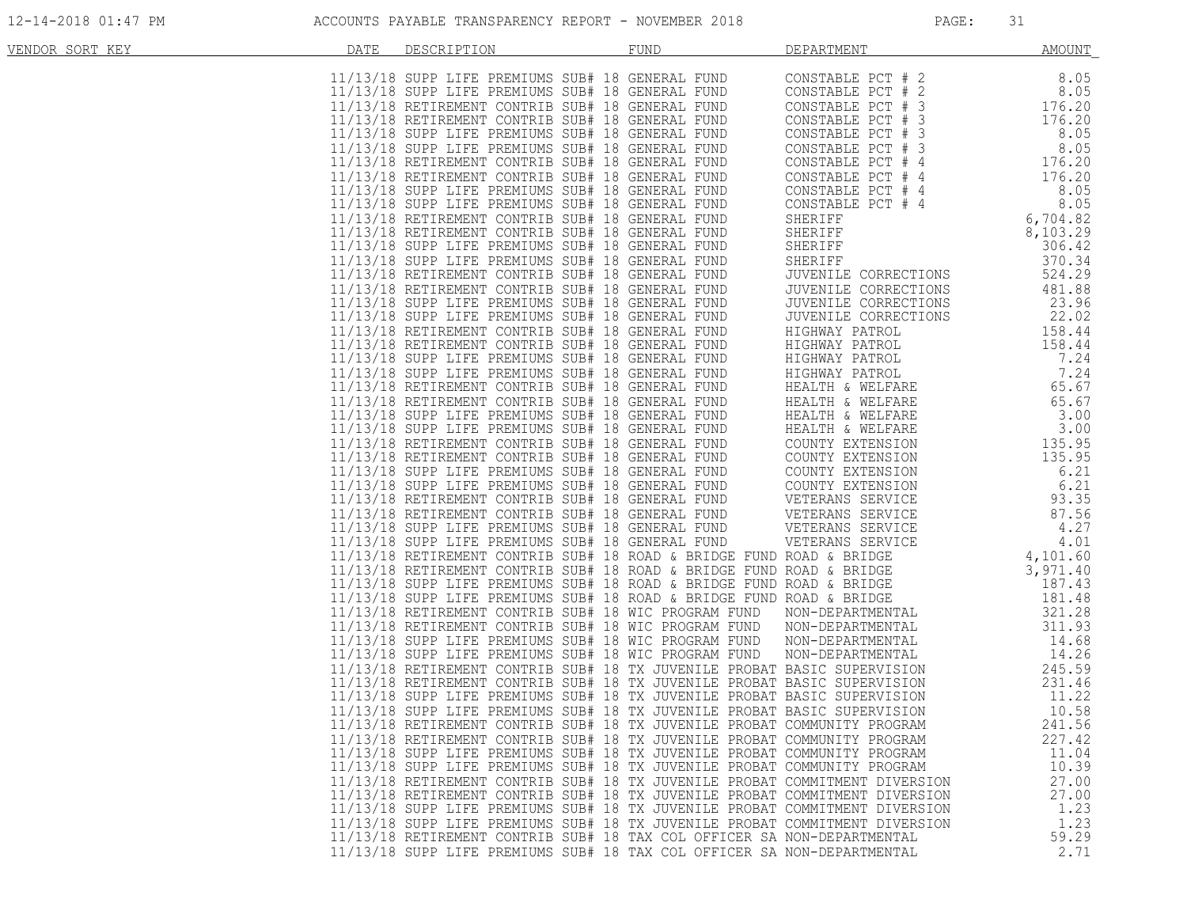| VENDOR SORT KEY | DATE | DESCRIPTION | FUND | DEPARTMENT | AMOUNT |
|---|---|---|---|---|---|
| | 11/13/18 | SUPP LIFE PREMIUMS SUB# 18 | GENERAL FUND | CONSTABLE PCT # 2 | 8.05 |
| | 11/13/18 | SUPP LIFE PREMIUMS SUB# 18 | GENERAL FUND | CONSTABLE PCT # 2 | 8.05 |
| | 11/13/18 | RETIREMENT CONTRIB SUB# 18 | GENERAL FUND | CONSTABLE PCT # 3 | 176.20 |
| | 11/13/18 | RETIREMENT CONTRIB SUB# 18 | GENERAL FUND | CONSTABLE PCT # 3 | 176.20 |
| | 11/13/18 | SUPP LIFE PREMIUMS SUB# 18 | GENERAL FUND | CONSTABLE PCT # 3 | 8.05 |
| | 11/13/18 | SUPP LIFE PREMIUMS SUB# 18 | GENERAL FUND | CONSTABLE PCT # 3 | 8.05 |
| | 11/13/18 | RETIREMENT CONTRIB SUB# 18 | GENERAL FUND | CONSTABLE PCT # 4 | 176.20 |
| | 11/13/18 | RETIREMENT CONTRIB SUB# 18 | GENERAL FUND | CONSTABLE PCT # 4 | 176.20 |
| | 11/13/18 | SUPP LIFE PREMIUMS SUB# 18 | GENERAL FUND | CONSTABLE PCT # 4 | 8.05 |
| | 11/13/18 | SUPP LIFE PREMIUMS SUB# 18 | GENERAL FUND | CONSTABLE PCT # 4 | 8.05 |
| | 11/13/18 | RETIREMENT CONTRIB SUB# 18 | GENERAL FUND | SHERIFF | 6,704.82 |
| | 11/13/18 | RETIREMENT CONTRIB SUB# 18 | GENERAL FUND | SHERIFF | 8,103.29 |
| | 11/13/18 | SUPP LIFE PREMIUMS SUB# 18 | GENERAL FUND | SHERIFF | 306.42 |
| | 11/13/18 | SUPP LIFE PREMIUMS SUB# 18 | GENERAL FUND | SHERIFF | 370.34 |
| | 11/13/18 | RETIREMENT CONTRIB SUB# 18 | GENERAL FUND | JUVENILE CORRECTIONS | 524.29 |
| | 11/13/18 | RETIREMENT CONTRIB SUB# 18 | GENERAL FUND | JUVENILE CORRECTIONS | 481.88 |
| | 11/13/18 | SUPP LIFE PREMIUMS SUB# 18 | GENERAL FUND | JUVENILE CORRECTIONS | 23.96 |
| | 11/13/18 | SUPP LIFE PREMIUMS SUB# 18 | GENERAL FUND | JUVENILE CORRECTIONS | 22.02 |
| | 11/13/18 | RETIREMENT CONTRIB SUB# 18 | GENERAL FUND | HIGHWAY PATROL | 158.44 |
| | 11/13/18 | RETIREMENT CONTRIB SUB# 18 | GENERAL FUND | HIGHWAY PATROL | 158.44 |
| | 11/13/18 | SUPP LIFE PREMIUMS SUB# 18 | GENERAL FUND | HIGHWAY PATROL | 7.24 |
| | 11/13/18 | SUPP LIFE PREMIUMS SUB# 18 | GENERAL FUND | HIGHWAY PATROL | 7.24 |
| | 11/13/18 | RETIREMENT CONTRIB SUB# 18 | GENERAL FUND | HEALTH & WELFARE | 65.67 |
| | 11/13/18 | RETIREMENT CONTRIB SUB# 18 | GENERAL FUND | HEALTH & WELFARE | 65.67 |
| | 11/13/18 | SUPP LIFE PREMIUMS SUB# 18 | GENERAL FUND | HEALTH & WELFARE | 3.00 |
| | 11/13/18 | SUPP LIFE PREMIUMS SUB# 18 | GENERAL FUND | HEALTH & WELFARE | 3.00 |
| | 11/13/18 | RETIREMENT CONTRIB SUB# 18 | GENERAL FUND | COUNTY EXTENSION | 135.95 |
| | 11/13/18 | RETIREMENT CONTRIB SUB# 18 | GENERAL FUND | COUNTY EXTENSION | 135.95 |
| | 11/13/18 | SUPP LIFE PREMIUMS SUB# 18 | GENERAL FUND | COUNTY EXTENSION | 6.21 |
| | 11/13/18 | SUPP LIFE PREMIUMS SUB# 18 | GENERAL FUND | COUNTY EXTENSION | 6.21 |
| | 11/13/18 | RETIREMENT CONTRIB SUB# 18 | GENERAL FUND | VETERANS SERVICE | 93.35 |
| | 11/13/18 | RETIREMENT CONTRIB SUB# 18 | GENERAL FUND | VETERANS SERVICE | 87.56 |
| | 11/13/18 | SUPP LIFE PREMIUMS SUB# 18 | GENERAL FUND | VETERANS SERVICE | 4.27 |
| | 11/13/18 | SUPP LIFE PREMIUMS SUB# 18 | GENERAL FUND | VETERANS SERVICE | 4.01 |
| | 11/13/18 | RETIREMENT CONTRIB SUB# 18 | ROAD & BRIDGE FUND | ROAD & BRIDGE | 4,101.60 |
| | 11/13/18 | RETIREMENT CONTRIB SUB# 18 | ROAD & BRIDGE FUND | ROAD & BRIDGE | 3,971.40 |
| | 11/13/18 | SUPP LIFE PREMIUMS SUB# 18 | ROAD & BRIDGE FUND | ROAD & BRIDGE | 187.43 |
| | 11/13/18 | SUPP LIFE PREMIUMS SUB# 18 | ROAD & BRIDGE FUND | ROAD & BRIDGE | 181.48 |
| | 11/13/18 | RETIREMENT CONTRIB SUB# 18 | WIC PROGRAM FUND | NON-DEPARTMENTAL | 321.28 |
| | 11/13/18 | RETIREMENT CONTRIB SUB# 18 | WIC PROGRAM FUND | NON-DEPARTMENTAL | 311.93 |
| | 11/13/18 | SUPP LIFE PREMIUMS SUB# 18 | WIC PROGRAM FUND | NON-DEPARTMENTAL | 14.68 |
| | 11/13/18 | SUPP LIFE PREMIUMS SUB# 18 | WIC PROGRAM FUND | NON-DEPARTMENTAL | 14.26 |
| | 11/13/18 | RETIREMENT CONTRIB SUB# 18 | TX JUVENILE PROBAT | BASIC SUPERVISION | 245.59 |
| | 11/13/18 | RETIREMENT CONTRIB SUB# 18 | TX JUVENILE PROBAT | BASIC SUPERVISION | 231.46 |
| | 11/13/18 | SUPP LIFE PREMIUMS SUB# 18 | TX JUVENILE PROBAT | BASIC SUPERVISION | 11.22 |
| | 11/13/18 | SUPP LIFE PREMIUMS SUB# 18 | TX JUVENILE PROBAT | BASIC SUPERVISION | 10.58 |
| | 11/13/18 | RETIREMENT CONTRIB SUB# 18 | TX JUVENILE PROBAT | COMMUNITY PROGRAM | 241.56 |
| | 11/13/18 | RETIREMENT CONTRIB SUB# 18 | TX JUVENILE PROBAT | COMMUNITY PROGRAM | 227.42 |
| | 11/13/18 | SUPP LIFE PREMIUMS SUB# 18 | TX JUVENILE PROBAT | COMMUNITY PROGRAM | 11.04 |
| | 11/13/18 | SUPP LIFE PREMIUMS SUB# 18 | TX JUVENILE PROBAT | COMMUNITY PROGRAM | 10.39 |
| | 11/13/18 | RETIREMENT CONTRIB SUB# 18 | TX JUVENILE PROBAT | COMMITMENT DIVERSION | 27.00 |
| | 11/13/18 | RETIREMENT CONTRIB SUB# 18 | TX JUVENILE PROBAT | COMMITMENT DIVERSION | 27.00 |
| | 11/13/18 | SUPP LIFE PREMIUMS SUB# 18 | TX JUVENILE PROBAT | COMMITMENT DIVERSION | 1.23 |
| | 11/13/18 | SUPP LIFE PREMIUMS SUB# 18 | TX JUVENILE PROBAT | COMMITMENT DIVERSION | 1.23 |
| | 11/13/18 | RETIREMENT CONTRIB SUB# 18 | TAX COL OFFICER SA | NON-DEPARTMENTAL | 59.29 |
| | 11/13/18 | SUPP LIFE PREMIUMS SUB# 18 | TAX COL OFFICER SA | NON-DEPARTMENTAL | 2.71 |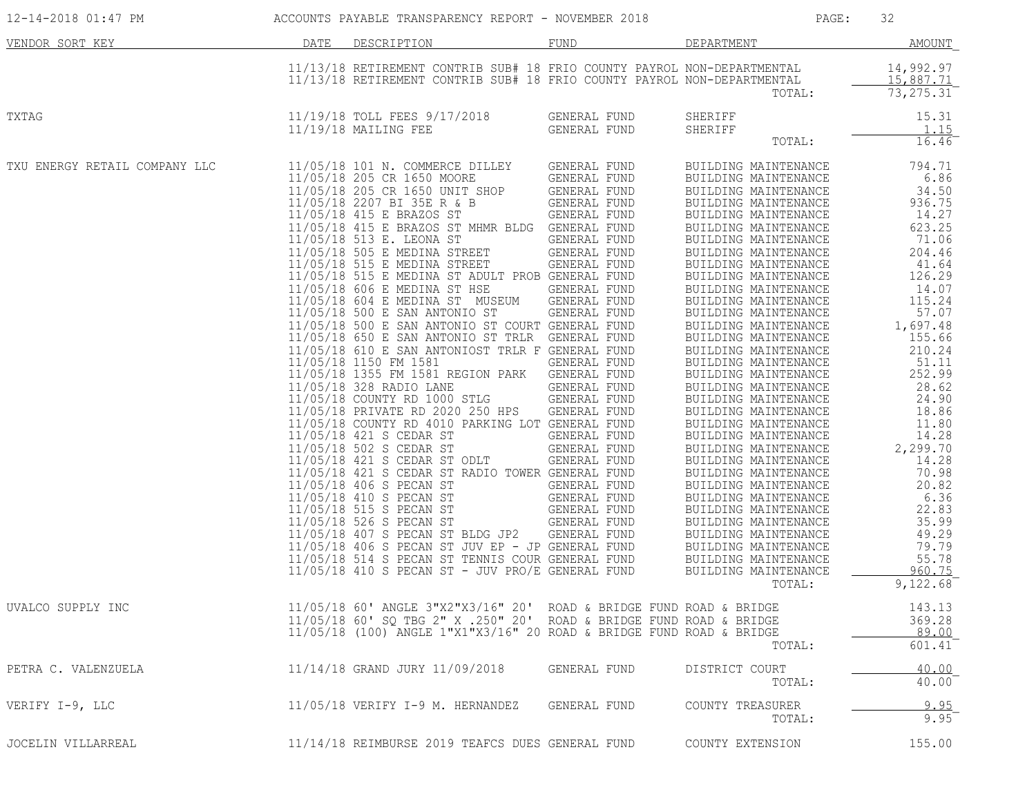ACCOUNTS PAYABLE TRANSPARENCY REPORT - NOVEMBER 2018

| VENDOR SORT KEY | DATE | DESCRIPTION | FUND | DEPARTMENT | AMOUNT |
|---|---|---|---|---|---|
| | 11/13/18 | RETIREMENT CONTRIB SUB# 18 | FRIO COUNTY PAYROL | NON-DEPARTMENTAL | 14,992.97 |
| | 11/13/18 | RETIREMENT CONTRIB SUB# 18 | FRIO COUNTY PAYROL | NON-DEPARTMENTAL | 15,887.71 |
| | | | | TOTAL: | 73,275.31 |
| TXTAG | 11/19/18 | TOLL FEES 9/17/2018 | GENERAL FUND | SHERIFF | 15.31 |
| | 11/19/18 | MAILING FEE | GENERAL FUND | SHERIFF | 1.15 |
| | | | | TOTAL: | 16.46 |
| TXU ENERGY RETAIL COMPANY LLC | 11/05/18 | 101 N. COMMERCE DILLEY | GENERAL FUND | BUILDING MAINTENANCE | 794.71 |
| | 11/05/18 | 205 CR 1650 MOORE | GENERAL FUND | BUILDING MAINTENANCE | 6.86 |
| | 11/05/18 | 205 CR 1650 UNIT SHOP | GENERAL FUND | BUILDING MAINTENANCE | 34.50 |
| | 11/05/18 | 2207 BI 35E R & B | GENERAL FUND | BUILDING MAINTENANCE | 936.75 |
| | 11/05/18 | 415 E BRAZOS ST | GENERAL FUND | BUILDING MAINTENANCE | 14.27 |
| | 11/05/18 | 415 E BRAZOS ST MHMR BLDG | GENERAL FUND | BUILDING MAINTENANCE | 623.25 |
| | 11/05/18 | 513 E. LEONA ST | GENERAL FUND | BUILDING MAINTENANCE | 71.06 |
| | 11/05/18 | 505 E MEDINA STREET | GENERAL FUND | BUILDING MAINTENANCE | 204.46 |
| | 11/05/18 | 515 E MEDINA STREET | GENERAL FUND | BUILDING MAINTENANCE | 41.64 |
| | 11/05/18 | 515 E MEDINA ST ADULT PROB | GENERAL FUND | BUILDING MAINTENANCE | 126.29 |
| | 11/05/18 | 606 E MEDINA ST HSE | GENERAL FUND | BUILDING MAINTENANCE | 14.07 |
| | 11/05/18 | 604 E MEDINA ST MUSEUM | GENERAL FUND | BUILDING MAINTENANCE | 115.24 |
| | 11/05/18 | 500 E SAN ANTONIO ST | GENERAL FUND | BUILDING MAINTENANCE | 57.07 |
| | 11/05/18 | 500 E SAN ANTONIO ST COURT | GENERAL FUND | BUILDING MAINTENANCE | 1,697.48 |
| | 11/05/18 | 650 E SAN ANTONIO ST TRLR | GENERAL FUND | BUILDING MAINTENANCE | 155.66 |
| | 11/05/18 | 610 E SAN ANTONIOST TRLR F | GENERAL FUND | BUILDING MAINTENANCE | 210.24 |
| | 11/05/18 | 1150 FM 1581 | GENERAL FUND | BUILDING MAINTENANCE | 51.11 |
| | 11/05/18 | 1355 FM 1581 REGION PARK | GENERAL FUND | BUILDING MAINTENANCE | 252.99 |
| | 11/05/18 | 328 RADIO LANE | GENERAL FUND | BUILDING MAINTENANCE | 28.62 |
| | 11/05/18 | COUNTY RD 1000 STLG | GENERAL FUND | BUILDING MAINTENANCE | 24.90 |
| | 11/05/18 | PRIVATE RD 2020 250 HPS | GENERAL FUND | BUILDING MAINTENANCE | 18.86 |
| | 11/05/18 | COUNTY RD 4010 PARKING LOT | GENERAL FUND | BUILDING MAINTENANCE | 11.80 |
| | 11/05/18 | 421 S CEDAR ST | GENERAL FUND | BUILDING MAINTENANCE | 14.28 |
| | 11/05/18 | 502 S CEDAR ST | GENERAL FUND | BUILDING MAINTENANCE | 2,299.70 |
| | 11/05/18 | 421 S CEDAR ST ODLT | GENERAL FUND | BUILDING MAINTENANCE | 14.28 |
| | 11/05/18 | 421 S CEDAR ST RADIO TOWER | GENERAL FUND | BUILDING MAINTENANCE | 70.98 |
| | 11/05/18 | 406 S PECAN ST | GENERAL FUND | BUILDING MAINTENANCE | 20.82 |
| | 11/05/18 | 410 S PECAN ST | GENERAL FUND | BUILDING MAINTENANCE | 6.36 |
| | 11/05/18 | 515 S PECAN ST | GENERAL FUND | BUILDING MAINTENANCE | 22.83 |
| | 11/05/18 | 526 S PECAN ST | GENERAL FUND | BUILDING MAINTENANCE | 35.99 |
| | 11/05/18 | 407 S PECAN ST BLDG JP2 | GENERAL FUND | BUILDING MAINTENANCE | 49.29 |
| | 11/05/18 | 406 S PECAN ST JUV EP - JP | GENERAL FUND | BUILDING MAINTENANCE | 79.79 |
| | 11/05/18 | 514 S PECAN ST TENNIS COUR | GENERAL FUND | BUILDING MAINTENANCE | 55.78 |
| | 11/05/18 | 410 S PECAN ST - JUV PRO/E | GENERAL FUND | BUILDING MAINTENANCE | 960.75 |
| | | | | TOTAL: | 9,122.68 |
| UVALCO SUPPLY INC | 11/05/18 | 60' ANGLE 3"X2"X3/16" 20' | ROAD & BRIDGE FUND | ROAD & BRIDGE | 143.13 |
| | 11/05/18 | 60' SQ TBG 2" X .250" 20' | ROAD & BRIDGE FUND | ROAD & BRIDGE | 369.28 |
| | 11/05/18 | (100) ANGLE 1"X1"X3/16" 20 | ROAD & BRIDGE FUND | ROAD & BRIDGE | 89.00 |
| | | | | TOTAL: | 601.41 |
| PETRA C. VALENZUELA | 11/14/18 | GRAND JURY 11/09/2018 | GENERAL FUND | DISTRICT COURT | 40.00 |
| | | | | TOTAL: | 40.00 |
| VERIFY I-9, LLC | 11/05/18 | VERIFY I-9 M. HERNANDEZ | GENERAL FUND | COUNTY TREASURER | 9.95 |
| | | | | TOTAL: | 9.95 |
| JOCELIN VILLARREAL | 11/14/18 | REIMBURSE 2019 TEAFCS DUES | GENERAL FUND | COUNTY EXTENSION | 155.00 |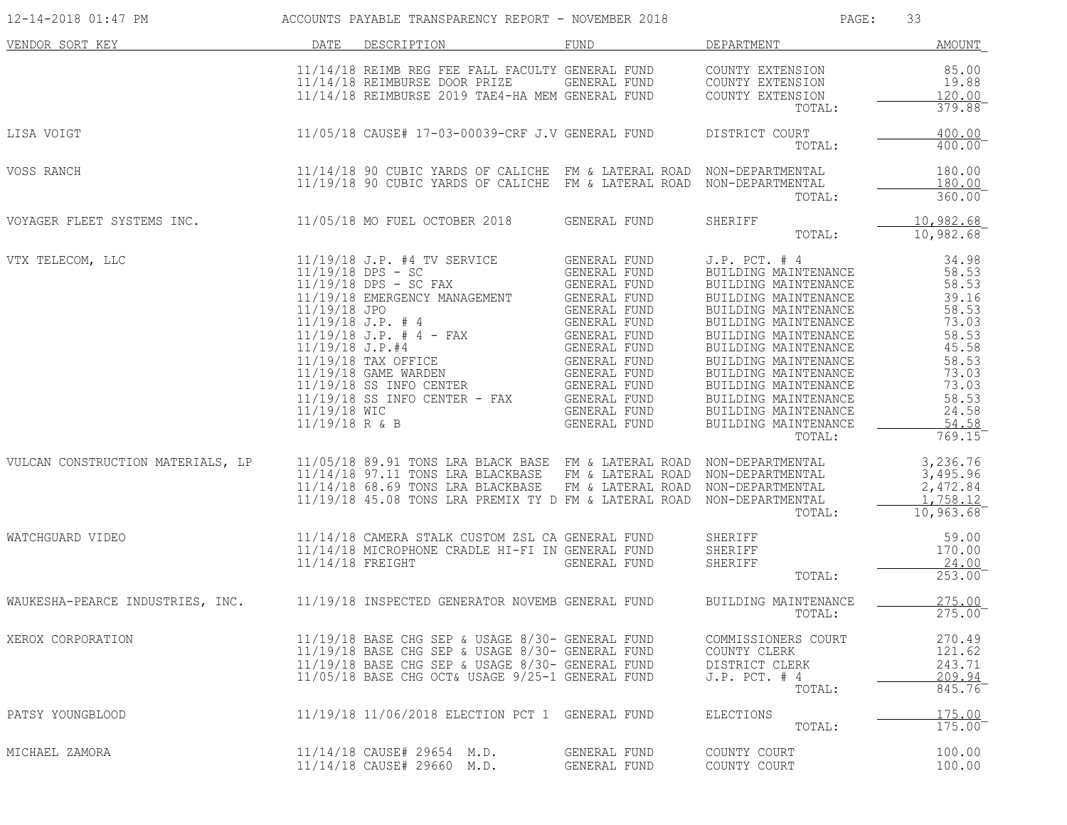| VENDOR SORT KEY | DATE | DESCRIPTION | FUND | DEPARTMENT | AMOUNT |
|---|---|---|---|---|---|
| | 11/14/18 | REIMB REG FEE FALL FACULTY | GENERAL FUND | COUNTY EXTENSION | 85.00 |
| | 11/14/18 | REIMBURSE DOOR PRIZE | GENERAL FUND | COUNTY EXTENSION | 19.88 |
| | 11/14/18 | REIMBURSE 2019 TAE4-HA MEM | GENERAL FUND | COUNTY EXTENSION | 120.00 |
| | | | | TOTAL: | 379.88 |
| LISA VOIGT | 11/05/18 | CAUSE# 17-03-00039-CRF J.V | GENERAL FUND | DISTRICT COURT | 400.00 |
| | | | | TOTAL: | 400.00 |
| VOSS RANCH | 11/14/18 | 90 CUBIC YARDS OF CALICHE | FM & LATERAL ROAD | NON-DEPARTMENTAL | 180.00 |
| | 11/19/18 | 90 CUBIC YARDS OF CALICHE | FM & LATERAL ROAD | NON-DEPARTMENTAL | 180.00 |
| | | | | TOTAL: | 360.00 |
| VOYAGER FLEET SYSTEMS INC. | 11/05/18 | MO FUEL OCTOBER 2018 | GENERAL FUND | SHERIFF | 10,982.68 |
| | | | | TOTAL: | 10,982.68 |
| VTX TELECOM, LLC | 11/19/18 | J.P. #4 TV SERVICE | GENERAL FUND | J.P. PCT. # 4 | 34.98 |
| | 11/19/18 | DPS - SC | GENERAL FUND | BUILDING MAINTENANCE | 58.53 |
| | 11/19/18 | DPS - SC FAX | GENERAL FUND | BUILDING MAINTENANCE | 58.53 |
| | 11/19/18 | EMERGENCY MANAGEMENT | GENERAL FUND | BUILDING MAINTENANCE | 39.16 |
| | 11/19/18 | JPO | GENERAL FUND | BUILDING MAINTENANCE | 58.53 |
| | 11/19/18 | J.P. # 4 | GENERAL FUND | BUILDING MAINTENANCE | 73.03 |
| | 11/19/18 | J.P. # 4 - FAX | GENERAL FUND | BUILDING MAINTENANCE | 58.53 |
| | 11/19/18 | J.P.#4 | GENERAL FUND | BUILDING MAINTENANCE | 45.58 |
| | 11/19/18 | TAX OFFICE | GENERAL FUND | BUILDING MAINTENANCE | 58.53 |
| | 11/19/18 | GAME WARDEN | GENERAL FUND | BUILDING MAINTENANCE | 73.03 |
| | 11/19/18 | SS INFO CENTER | GENERAL FUND | BUILDING MAINTENANCE | 73.03 |
| | 11/19/18 | SS INFO CENTER - FAX | GENERAL FUND | BUILDING MAINTENANCE | 58.53 |
| | 11/19/18 | WIC | GENERAL FUND | BUILDING MAINTENANCE | 24.58 |
| | 11/19/18 | R & B | GENERAL FUND | BUILDING MAINTENANCE | 54.58 |
| | | | | TOTAL: | 769.15 |
| VULCAN CONSTRUCTION MATERIALS, LP | 11/05/18 | 89.91 TONS LRA BLACK BASE | FM & LATERAL ROAD | NON-DEPARTMENTAL | 3,236.76 |
| | 11/14/18 | 97.11 TONS LRA BLACKBASE | FM & LATERAL ROAD | NON-DEPARTMENTAL | 3,495.96 |
| | 11/14/18 | 68.69 TONS LRA BLACKBASE | FM & LATERAL ROAD | NON-DEPARTMENTAL | 2,472.84 |
| | 11/19/18 | 45.08 TONS LRA PREMIX TY D | FM & LATERAL ROAD | NON-DEPARTMENTAL | 1,758.12 |
| | | | | TOTAL: | 10,963.68 |
| WATCHGUARD VIDEO | 11/14/18 | CAMERA STALK CUSTOM ZSL CA | GENERAL FUND | SHERIFF | 59.00 |
| | 11/14/18 | MICROPHONE CRADLE HI-FI IN | GENERAL FUND | SHERIFF | 170.00 |
| | 11/14/18 | FREIGHT | GENERAL FUND | SHERIFF | 24.00 |
| | | | | TOTAL: | 253.00 |
| WAUKESHA-PEARCE INDUSTRIES, INC. | 11/19/18 | INSPECTED GENERATOR NOVEMB | GENERAL FUND | BUILDING MAINTENANCE | 275.00 |
| | | | | TOTAL: | 275.00 |
| XEROX CORPORATION | 11/19/18 | BASE CHG SEP & USAGE 8/30- | GENERAL FUND | COMMISSIONERS COURT | 270.49 |
| | 11/19/18 | BASE CHG SEP & USAGE 8/30- | GENERAL FUND | COUNTY CLERK | 121.62 |
| | 11/19/18 | BASE CHG SEP & USAGE 8/30- | GENERAL FUND | DISTRICT CLERK | 243.71 |
| | 11/05/18 | BASE CHG OCT& USAGE 9/25-1 | GENERAL FUND | J.P. PCT. # 4 | 209.94 |
| | | | | TOTAL: | 845.76 |
| PATSY YOUNGBLOOD | 11/19/18 | 11/06/2018 ELECTION PCT 1 | GENERAL FUND | ELECTIONS | 175.00 |
| | | | | TOTAL: | 175.00 |
| MICHAEL ZAMORA | 11/14/18 | CAUSE# 29654 M.D. | GENERAL FUND | COUNTY COURT | 100.00 |
| | 11/14/18 | CAUSE# 29660 M.D. | GENERAL FUND | COUNTY COURT | 100.00 |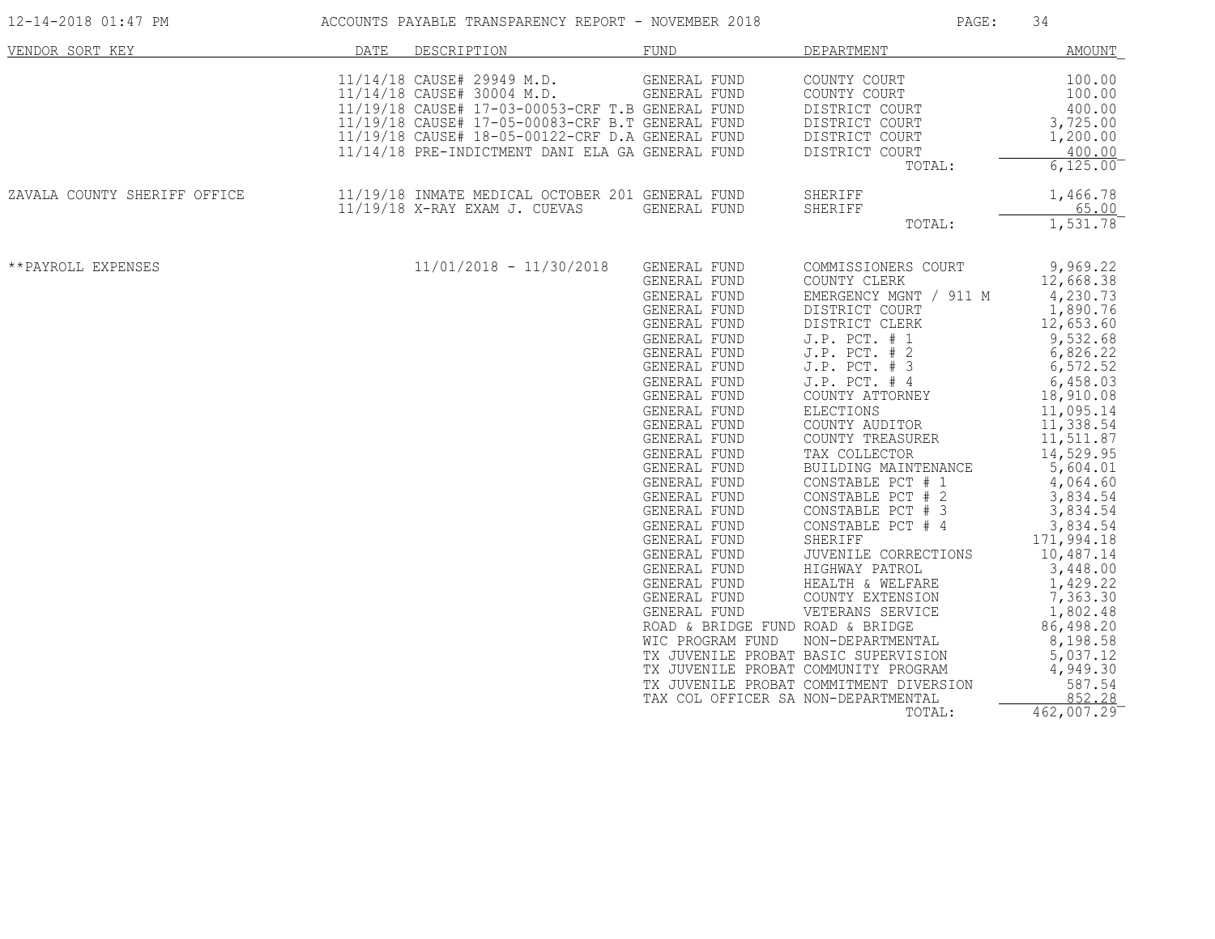ACCOUNTS PAYABLE TRANSPARENCY REPORT - NOVEMBER 2018

| VENDOR SORT KEY | DATE | DESCRIPTION | FUND | DEPARTMENT | AMOUNT |
|---|---|---|---|---|---|
| | 11/14/18 | CAUSE# 29949 M.D. | GENERAL FUND | COUNTY COURT | 100.00 |
| | 11/14/18 | CAUSE# 30004 M.D. | GENERAL FUND | COUNTY COURT | 100.00 |
| | 11/19/18 | CAUSE# 17-03-00053-CRF T.B | GENERAL FUND | DISTRICT COURT | 400.00 |
| | 11/19/18 | CAUSE# 17-05-00083-CRF B.T | GENERAL FUND | DISTRICT COURT | 3,725.00 |
| | 11/19/18 | CAUSE# 18-05-00122-CRF D.A | GENERAL FUND | DISTRICT COURT | 1,200.00 |
| | 11/14/18 | PRE-INDICTMENT DANI ELA GA | GENERAL FUND | DISTRICT COURT | 400.00 |
| | | | | TOTAL: | 6,125.00 |
| ZAVALA COUNTY SHERIFF OFFICE | 11/19/18 | INMATE MEDICAL OCTOBER 201 | GENERAL FUND | SHERIFF | 1,466.78 |
| | 11/19/18 | X-RAY EXAM J. CUEVAS | GENERAL FUND | SHERIFF | 65.00 |
| | | | | TOTAL: | 1,531.78 |
| **PAYROLL EXPENSES | | 11/01/2018 - 11/30/2018 | GENERAL FUND | COMMISSIONERS COURT | 9,969.22 |
| | | | GENERAL FUND | COUNTY CLERK | 12,668.38 |
| | | | GENERAL FUND | EMERGENCY MGNT / 911 M | 4,230.73 |
| | | | GENERAL FUND | DISTRICT COURT | 1,890.76 |
| | | | GENERAL FUND | DISTRICT CLERK | 12,653.60 |
| | | | GENERAL FUND | J.P. PCT. # 1 | 9,532.68 |
| | | | GENERAL FUND | J.P. PCT. # 2 | 6,826.22 |
| | | | GENERAL FUND | J.P. PCT. # 3 | 6,572.52 |
| | | | GENERAL FUND | J.P. PCT. # 4 | 6,458.03 |
| | | | GENERAL FUND | COUNTY ATTORNEY | 18,910.08 |
| | | | GENERAL FUND | ELECTIONS | 11,095.14 |
| | | | GENERAL FUND | COUNTY AUDITOR | 11,338.54 |
| | | | GENERAL FUND | COUNTY TREASURER | 11,511.87 |
| | | | GENERAL FUND | TAX COLLECTOR | 14,529.95 |
| | | | GENERAL FUND | BUILDING MAINTENANCE | 5,604.01 |
| | | | GENERAL FUND | CONSTABLE PCT # 1 | 4,064.60 |
| | | | GENERAL FUND | CONSTABLE PCT # 2 | 3,834.54 |
| | | | GENERAL FUND | CONSTABLE PCT # 3 | 3,834.54 |
| | | | GENERAL FUND | CONSTABLE PCT # 4 | 3,834.54 |
| | | | GENERAL FUND | SHERIFF | 171,994.18 |
| | | | GENERAL FUND | JUVENILE CORRECTIONS | 10,487.14 |
| | | | GENERAL FUND | HIGHWAY PATROL | 3,448.00 |
| | | | GENERAL FUND | HEALTH & WELFARE | 1,429.22 |
| | | | GENERAL FUND | COUNTY EXTENSION | 7,363.30 |
| | | | GENERAL FUND | VETERANS SERVICE | 1,802.48 |
| | | | ROAD & BRIDGE FUND | ROAD & BRIDGE | 86,498.20 |
| | | | WIC PROGRAM FUND | NON-DEPARTMENTAL | 8,198.58 |
| | | | TX JUVENILE PROBAT | BASIC SUPERVISION | 5,037.12 |
| | | | TX JUVENILE PROBAT | COMMUNITY PROGRAM | 4,949.30 |
| | | | TX JUVENILE PROBAT | COMMITMENT DIVERSION | 587.54 |
| | | | TAX COL OFFICER SA | NON-DEPARTMENTAL | 852.28 |
| | | | | TOTAL: | 462,007.29 |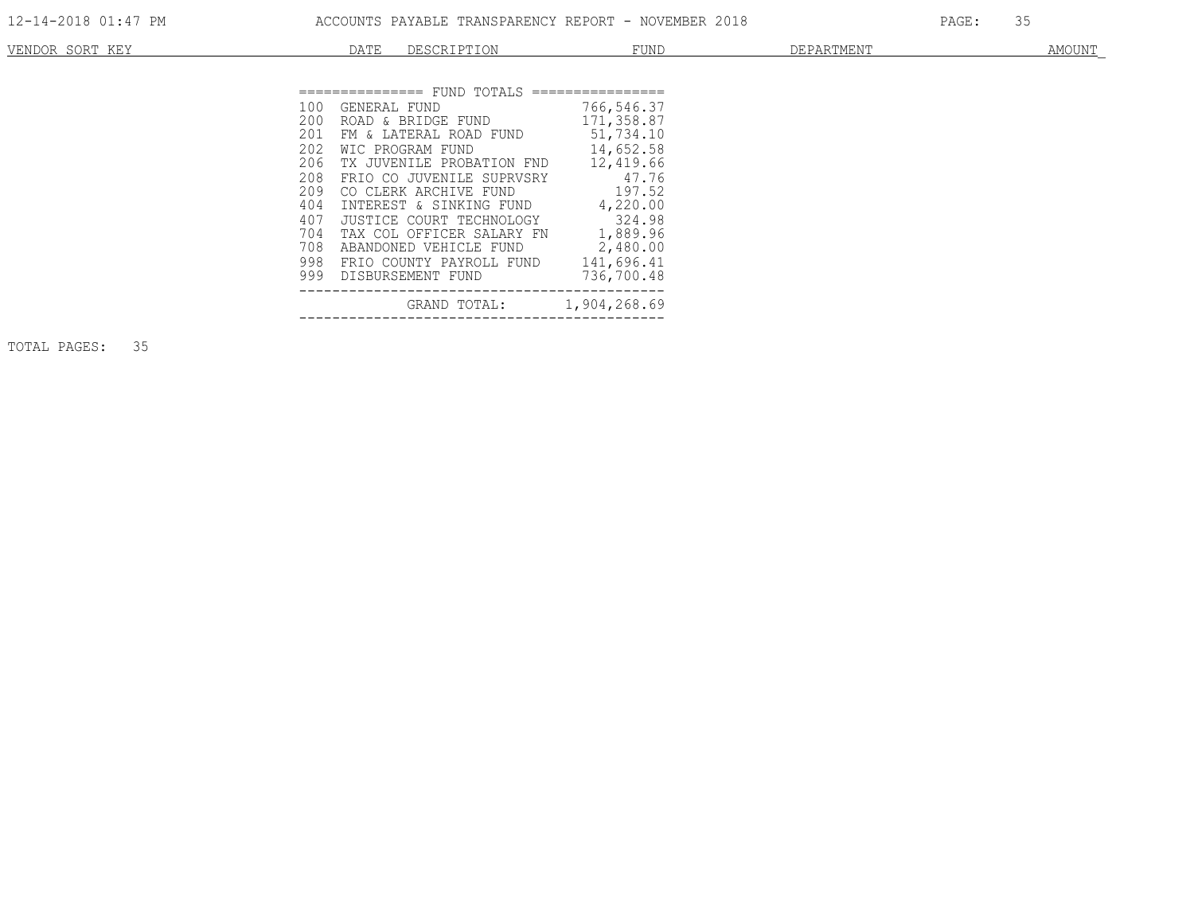| VENDOR SORT KEY | DATE | DESCRIPTION | FUND | DEPARTMENT | AMOUNT |
|---|---|---|---|---|---|

## FUND TOTALS

| Fund | Name | Amount |
|---|---|---|
| 100 | GENERAL FUND | 766,546.37 |
| 200 | ROAD & BRIDGE FUND | 171,358.87 |
| 201 | FM & LATERAL ROAD FUND | 51,734.10 |
| 202 | WIC PROGRAM FUND | 14,652.58 |
| 206 | TX JUVENILE PROBATION FND | 12,419.66 |
| 208 | FRIO CO JUVENILE SUPRVSRY | 47.76 |
| 209 | CO CLERK ARCHIVE FUND | 197.52 |
| 404 | INTEREST & SINKING FUND | 4,220.00 |
| 407 | JUSTICE COURT TECHNOLOGY | 324.98 |
| 704 | TAX COL OFFICER SALARY FN | 1,889.96 |
| 708 | ABANDONED VEHICLE FUND | 2,480.00 |
| 998 | FRIO COUNTY PAYROLL FUND | 141,696.41 |
| 999 | DISBURSEMENT FUND | 736,700.48 |
| | GRAND TOTAL: | 1,904,268.69 |

TOTAL PAGES: 35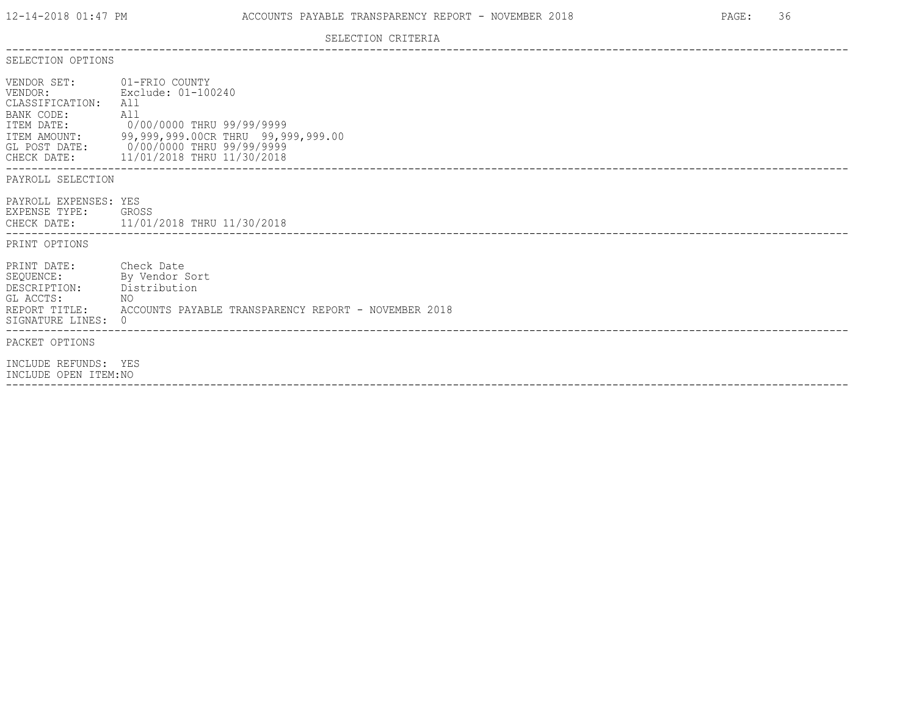## SELECTION CRITERIA

### SELECTION OPTIONS

VENDOR SET: 01-FRIO COUNTY
VENDOR: Exclude: 01-100240
CLASSIFICATION: All
BANK CODE: All
ITEM DATE: 0/00/0000 THRU 99/99/9999
ITEM AMOUNT: 99,999,999.00CR THRU 99,999,999.00
GL POST DATE: 0/00/0000 THRU 99/99/9999
CHECK DATE: 11/01/2018 THRU 11/30/2018

### PAYROLL SELECTION

PAYROLL EXPENSES: YES
EXPENSE TYPE: GROSS
CHECK DATE: 11/01/2018 THRU 11/30/2018

### PRINT OPTIONS

PRINT DATE: Check Date
SEQUENCE: By Vendor Sort
DESCRIPTION: Distribution
GL ACCTS: NO
REPORT TITLE: ACCOUNTS PAYABLE TRANSPARENCY REPORT - NOVEMBER 2018
SIGNATURE LINES: 0

### PACKET OPTIONS

INCLUDE REFUNDS: YES
INCLUDE OPEN ITEM: NO